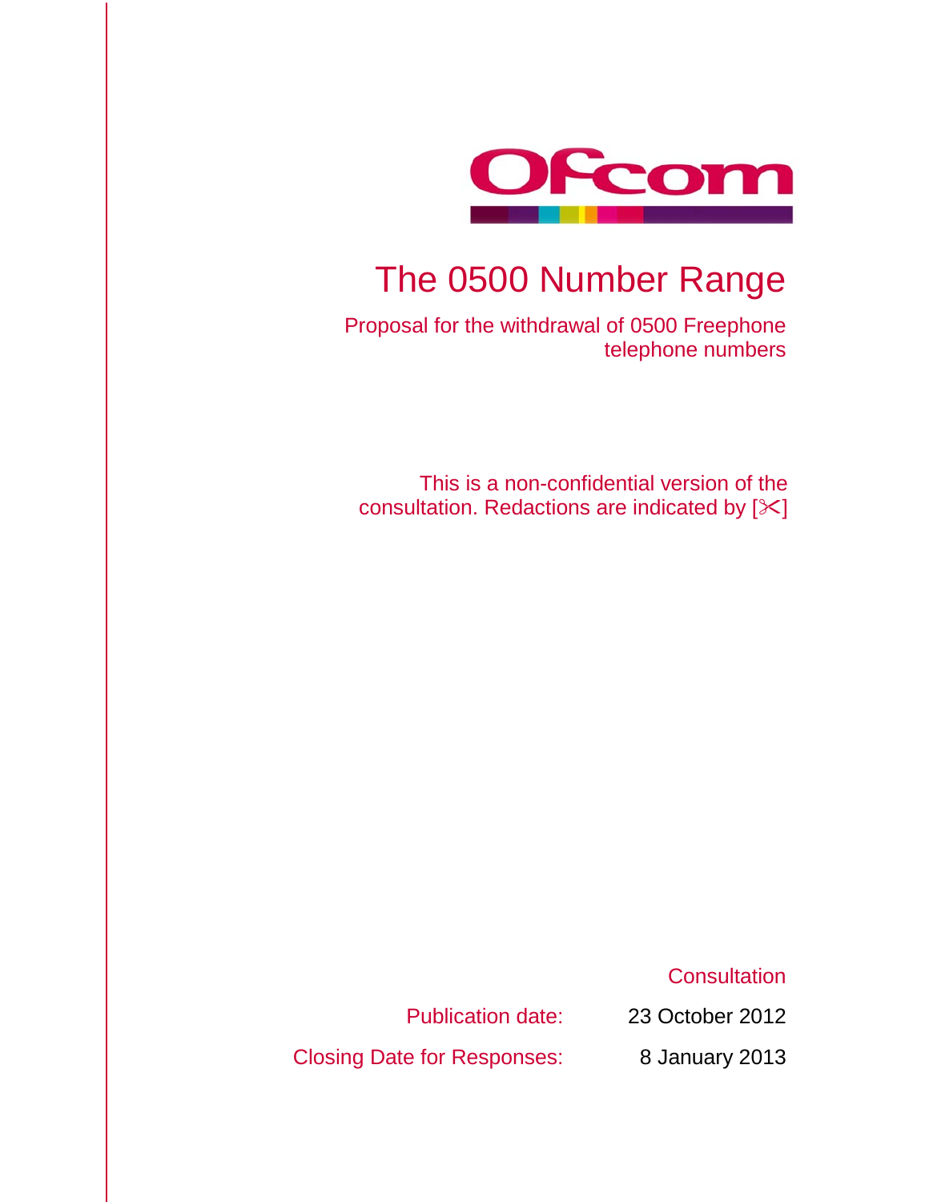Ofcom

# The 0500 Number Range

Proposal for the withdrawal of 0500 Freephone telephone numbers

This is a non-confidential version of the consultation. Redactions are indicated by [✂]

Consultation

Publication date: 23 October 2012

Closing Date for Responses: 8 January 2013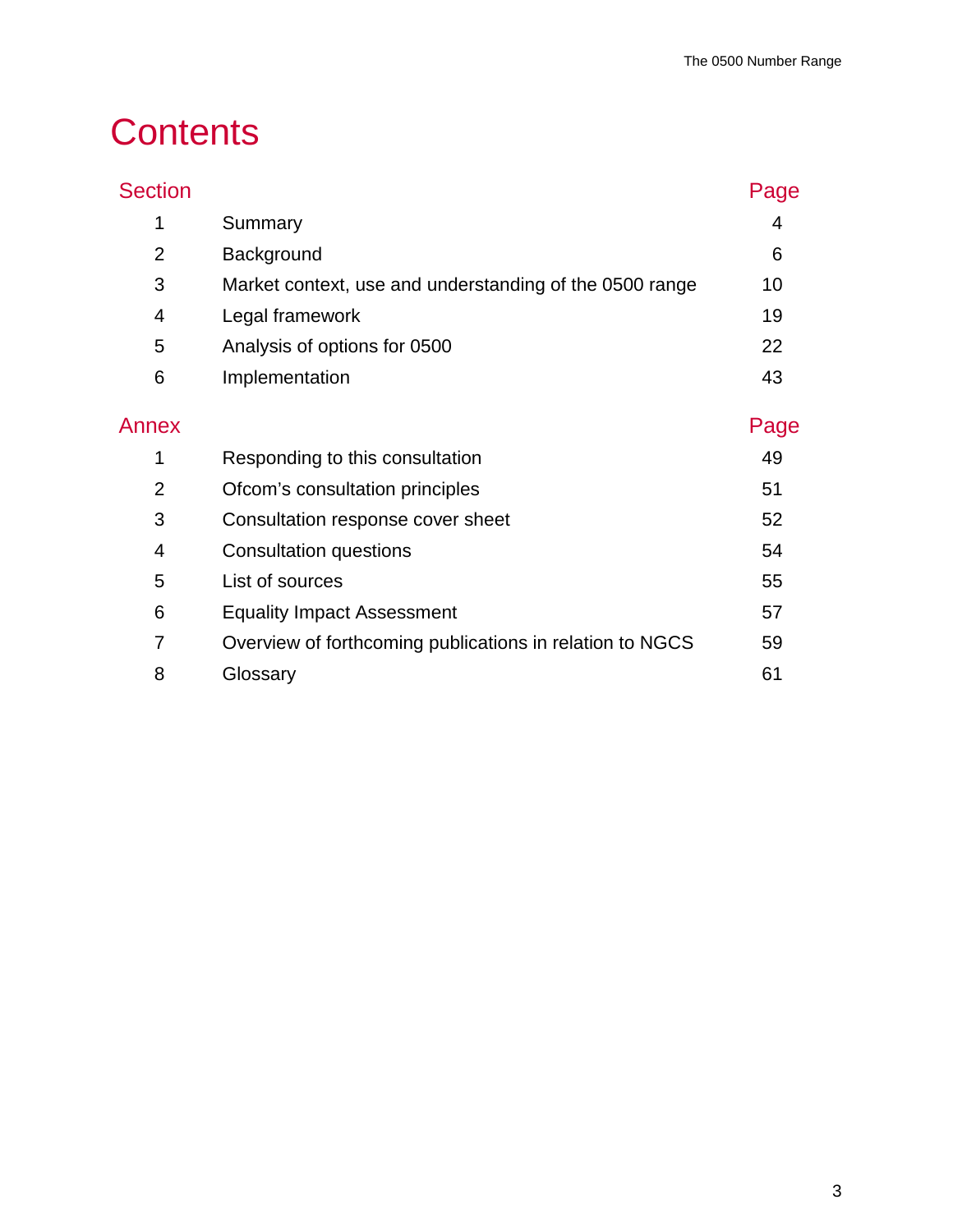# Contents

| Section | | Page |
|---|---|---|
| 1 | Summary | 4 |
| 2 | Background | 6 |
| 3 | Market context, use and understanding of the 0500 range | 10 |
| 4 | Legal framework | 19 |
| 5 | Analysis of options for 0500 | 22 |
| 6 | Implementation | 43 |

| Annex | | Page |
|---|---|---|
| 1 | Responding to this consultation | 49 |
| 2 | Ofcom’s consultation principles | 51 |
| 3 | Consultation response cover sheet | 52 |
| 4 | Consultation questions | 54 |
| 5 | List of sources | 55 |
| 6 | Equality Impact Assessment | 57 |
| 7 | Overview of forthcoming publications in relation to NGCS | 59 |
| 8 | Glossary | 61 |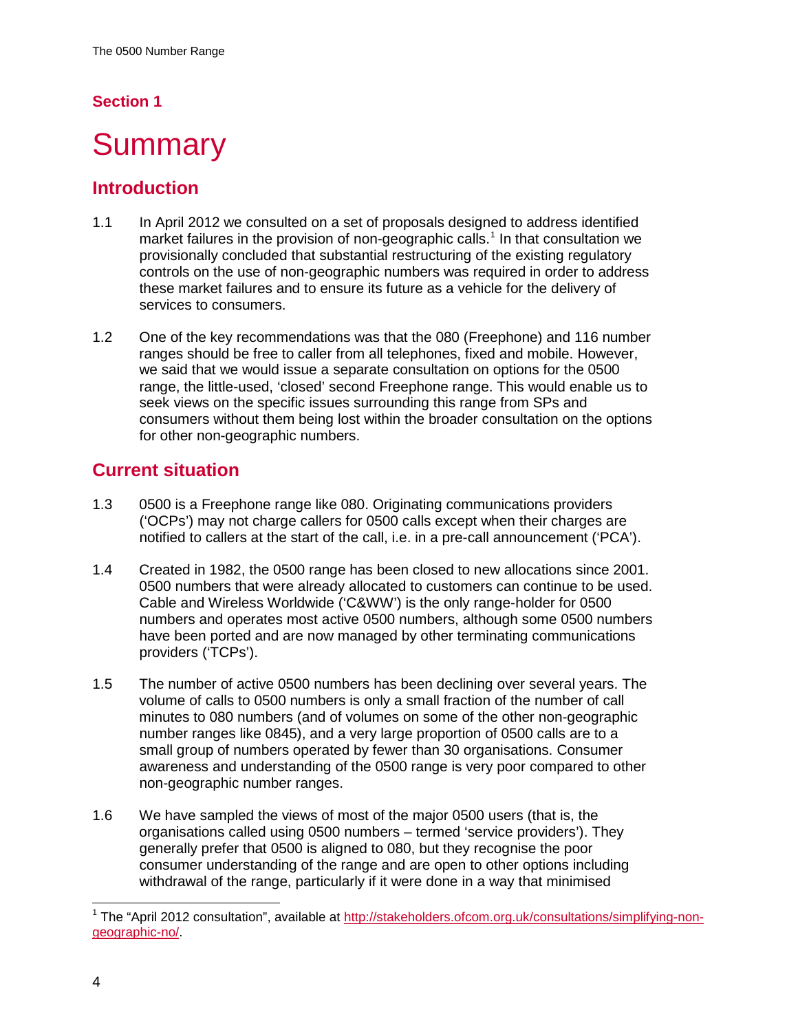## Section 1

# Summary

## Introduction

1.1 In April 2012 we consulted on a set of proposals designed to address identified market failures in the provision of non-geographic calls.[1] In that consultation we provisionally concluded that substantial restructuring of the existing regulatory controls on the use of non-geographic numbers was required in order to address these market failures and to ensure its future as a vehicle for the delivery of services to consumers.

1.2 One of the key recommendations was that the 080 (Freephone) and 116 number ranges should be free to caller from all telephones, fixed and mobile. However, we said that we would issue a separate consultation on options for the 0500 range, the little-used, 'closed' second Freephone range. This would enable us to seek views on the specific issues surrounding this range from SPs and consumers without them being lost within the broader consultation on the options for other non-geographic numbers.

## Current situation

1.3 0500 is a Freephone range like 080. Originating communications providers ('OCPs') may not charge callers for 0500 calls except when their charges are notified to callers at the start of the call, i.e. in a pre-call announcement ('PCA').

1.4 Created in 1982, the 0500 range has been closed to new allocations since 2001. 0500 numbers that were already allocated to customers can continue to be used. Cable and Wireless Worldwide ('C&WW') is the only range-holder for 0500 numbers and operates most active 0500 numbers, although some 0500 numbers have been ported and are now managed by other terminating communications providers ('TCPs').

1.5 The number of active 0500 numbers has been declining over several years. The volume of calls to 0500 numbers is only a small fraction of the number of call minutes to 080 numbers (and of volumes on some of the other non-geographic number ranges like 0845), and a very large proportion of 0500 calls are to a small group of numbers operated by fewer than 30 organisations. Consumer awareness and understanding of the 0500 range is very poor compared to other non-geographic number ranges.

1.6 We have sampled the views of most of the major 0500 users (that is, the organisations called using 0500 numbers – termed 'service providers'). They generally prefer that 0500 is aligned to 080, but they recognise the poor consumer understanding of the range and are open to other options including withdrawal of the range, particularly if it were done in a way that minimised

[1] The "April 2012 consultation", available at http://stakeholders.ofcom.org.uk/consultations/simplifying-non-geographic-no/.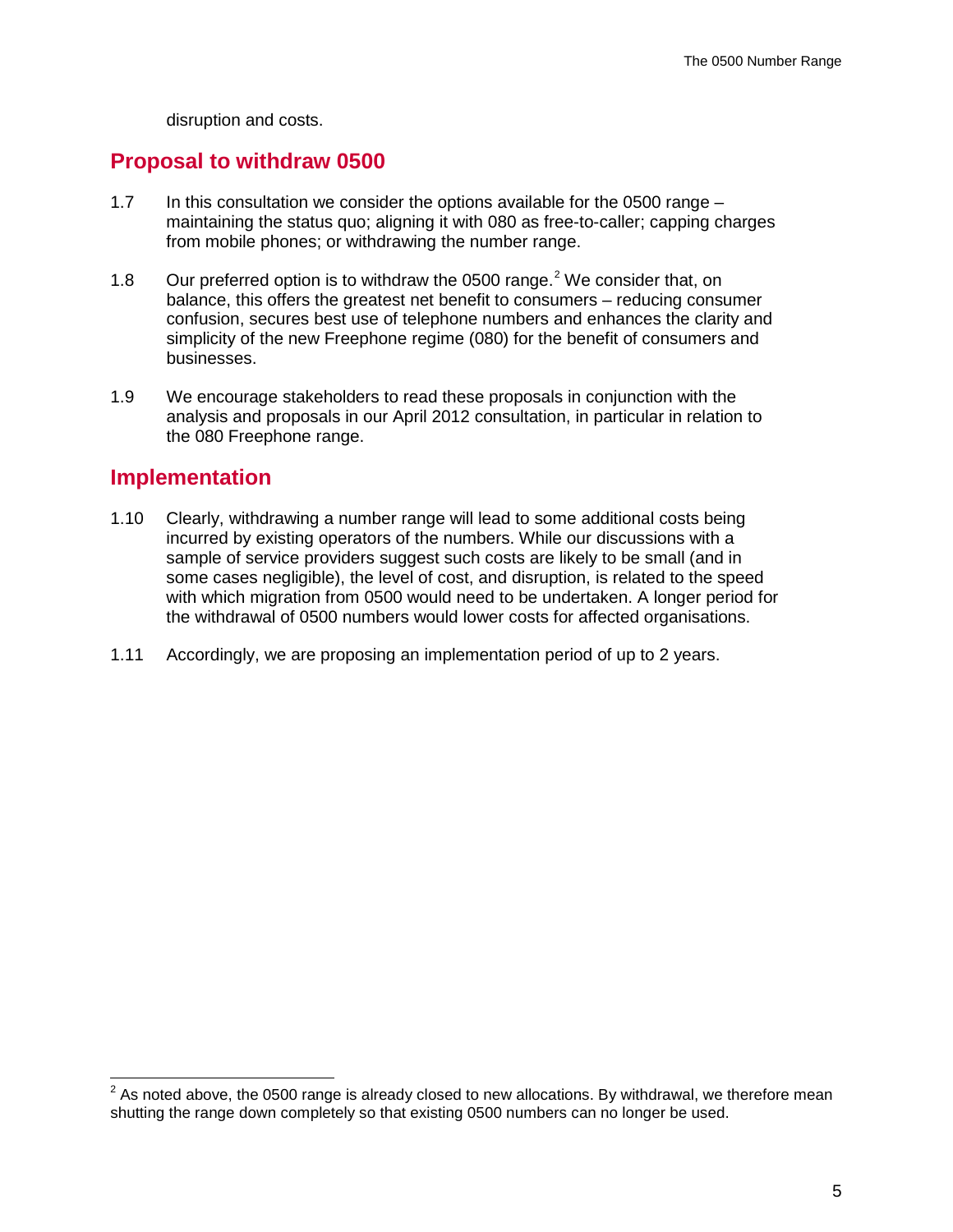disruption and costs.

## Proposal to withdraw 0500

1.7 In this consultation we consider the options available for the 0500 range – maintaining the status quo; aligning it with 080 as free-to-caller; capping charges from mobile phones; or withdrawing the number range.

1.8 Our preferred option is to withdraw the 0500 range.[2] We consider that, on balance, this offers the greatest net benefit to consumers – reducing consumer confusion, secures best use of telephone numbers and enhances the clarity and simplicity of the new Freephone regime (080) for the benefit of consumers and businesses.

1.9 We encourage stakeholders to read these proposals in conjunction with the analysis and proposals in our April 2012 consultation, in particular in relation to the 080 Freephone range.

## Implementation

1.10 Clearly, withdrawing a number range will lead to some additional costs being incurred by existing operators of the numbers. While our discussions with a sample of service providers suggest such costs are likely to be small (and in some cases negligible), the level of cost, and disruption, is related to the speed with which migration from 0500 would need to be undertaken. A longer period for the withdrawal of 0500 numbers would lower costs for affected organisations.

1.11 Accordingly, we are proposing an implementation period of up to 2 years.

[2] As noted above, the 0500 range is already closed to new allocations. By withdrawal, we therefore mean shutting the range down completely so that existing 0500 numbers can no longer be used.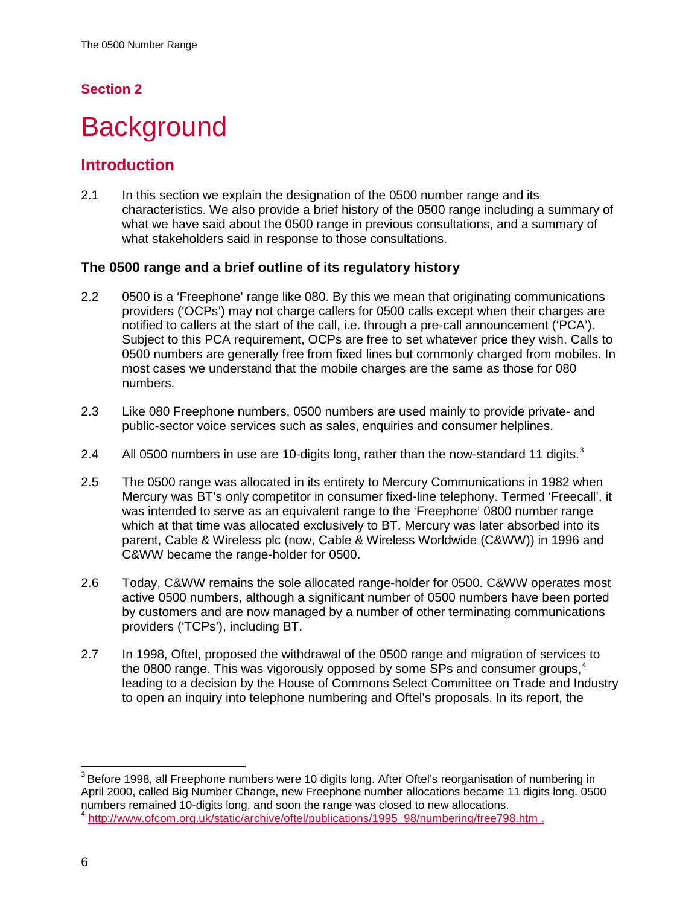## Section 2

# Background

## Introduction

2.1 In this section we explain the designation of the 0500 number range and its characteristics. We also provide a brief history of the 0500 range including a summary of what we have said about the 0500 range in previous consultations, and a summary of what stakeholders said in response to those consultations.

### The 0500 range and a brief outline of its regulatory history

2.2 0500 is a 'Freephone' range like 080. By this we mean that originating communications providers ('OCPs') may not charge callers for 0500 calls except when their charges are notified to callers at the start of the call, i.e. through a pre-call announcement ('PCA'). Subject to this PCA requirement, OCPs are free to set whatever price they wish. Calls to 0500 numbers are generally free from fixed lines but commonly charged from mobiles. In most cases we understand that the mobile charges are the same as those for 080 numbers.

2.3 Like 080 Freephone numbers, 0500 numbers are used mainly to provide private- and public-sector voice services such as sales, enquiries and consumer helplines.

2.4 All 0500 numbers in use are 10-digits long, rather than the now-standard 11 digits.[3]

2.5 The 0500 range was allocated in its entirety to Mercury Communications in 1982 when Mercury was BT's only competitor in consumer fixed-line telephony. Termed 'Freecall', it was intended to serve as an equivalent range to the 'Freephone' 0800 number range which at that time was allocated exclusively to BT. Mercury was later absorbed into its parent, Cable & Wireless plc (now, Cable & Wireless Worldwide (C&WW)) in 1996 and C&WW became the range-holder for 0500.

2.6 Today, C&WW remains the sole allocated range-holder for 0500. C&WW operates most active 0500 numbers, although a significant number of 0500 numbers have been ported by customers and are now managed by a number of other terminating communications providers ('TCPs'), including BT.

2.7 In 1998, Oftel, proposed the withdrawal of the 0500 range and migration of services to the 0800 range. This was vigorously opposed by some SPs and consumer groups,[4] leading to a decision by the House of Commons Select Committee on Trade and Industry to open an inquiry into telephone numbering and Oftel's proposals. In its report, the

---

[3] Before 1998, all Freephone numbers were 10 digits long. After Oftel's reorganisation of numbering in April 2000, called Big Number Change, new Freephone number allocations became 11 digits long. 0500 numbers remained 10-digits long, and soon the range was closed to new allocations.

[4] http://www.ofcom.org.uk/static/archive/oftel/publications/1995_98/numbering/free798.htm .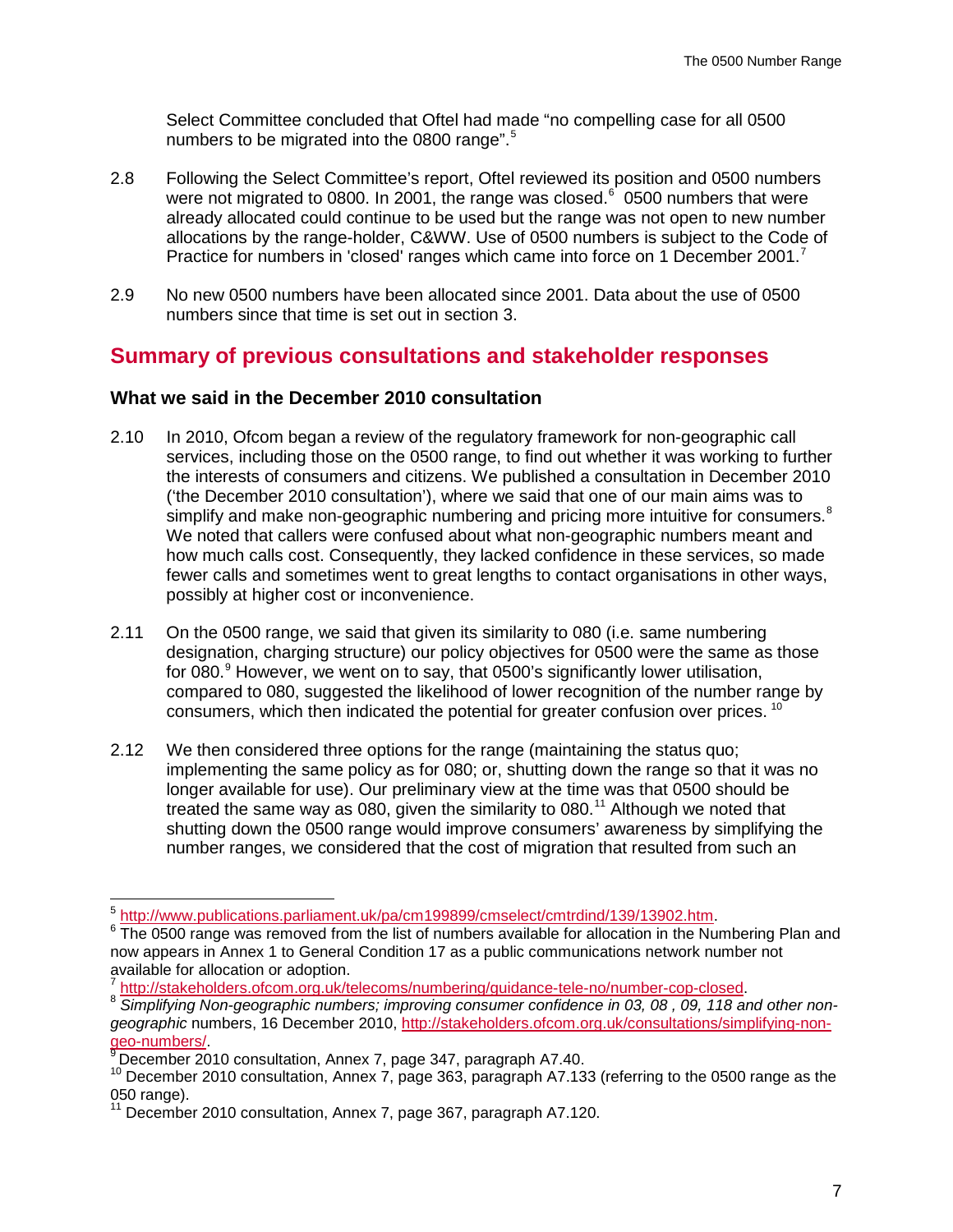Select Committee concluded that Oftel had made "no compelling case for all 0500 numbers to be migrated into the 0800 range".[5]

2.8 Following the Select Committee's report, Oftel reviewed its position and 0500 numbers were not migrated to 0800. In 2001, the range was closed.[6] 0500 numbers that were already allocated could continue to be used but the range was not open to new number allocations by the range-holder, C&WW. Use of 0500 numbers is subject to the Code of Practice for numbers in 'closed' ranges which came into force on 1 December 2001.[7]

2.9 No new 0500 numbers have been allocated since 2001. Data about the use of 0500 numbers since that time is set out in section 3.

## Summary of previous consultations and stakeholder responses

### What we said in the December 2010 consultation

2.10 In 2010, Ofcom began a review of the regulatory framework for non-geographic call services, including those on the 0500 range, to find out whether it was working to further the interests of consumers and citizens. We published a consultation in December 2010 ('the December 2010 consultation'), where we said that one of our main aims was to simplify and make non-geographic numbering and pricing more intuitive for consumers.[8] We noted that callers were confused about what non-geographic numbers meant and how much calls cost. Consequently, they lacked confidence in these services, so made fewer calls and sometimes went to great lengths to contact organisations in other ways, possibly at higher cost or inconvenience.

2.11 On the 0500 range, we said that given its similarity to 080 (i.e. same numbering designation, charging structure) our policy objectives for 0500 were the same as those for 080.[9] However, we went on to say, that 0500's significantly lower utilisation, compared to 080, suggested the likelihood of lower recognition of the number range by consumers, which then indicated the potential for greater confusion over prices.[10]

2.12 We then considered three options for the range (maintaining the status quo; implementing the same policy as for 080; or, shutting down the range so that it was no longer available for use). Our preliminary view at the time was that 0500 should be treated the same way as 080, given the similarity to 080.[11] Although we noted that shutting down the 0500 range would improve consumers' awareness by simplifying the number ranges, we considered that the cost of migration that resulted from such an

---

[5] http://www.publications.parliament.uk/pa/cm199899/cmselect/cmtrdind/139/13902.htm.

[6] The 0500 range was removed from the list of numbers available for allocation in the Numbering Plan and now appears in Annex 1 to General Condition 17 as a public communications network number not available for allocation or adoption.

[7] http://stakeholders.ofcom.org.uk/telecoms/numbering/guidance-tele-no/number-cop-closed.

[8] *Simplifying Non-geographic numbers; improving consumer confidence in 03, 08 , 09, 118 and other non-geographic* numbers, 16 December 2010, http://stakeholders.ofcom.org.uk/consultations/simplifying-non-geo-numbers/.

[9] December 2010 consultation, Annex 7, page 347, paragraph A7.40.

[10] December 2010 consultation, Annex 7, page 363, paragraph A7.133 (referring to the 0500 range as the 050 range).

[11] December 2010 consultation, Annex 7, page 367, paragraph A7.120.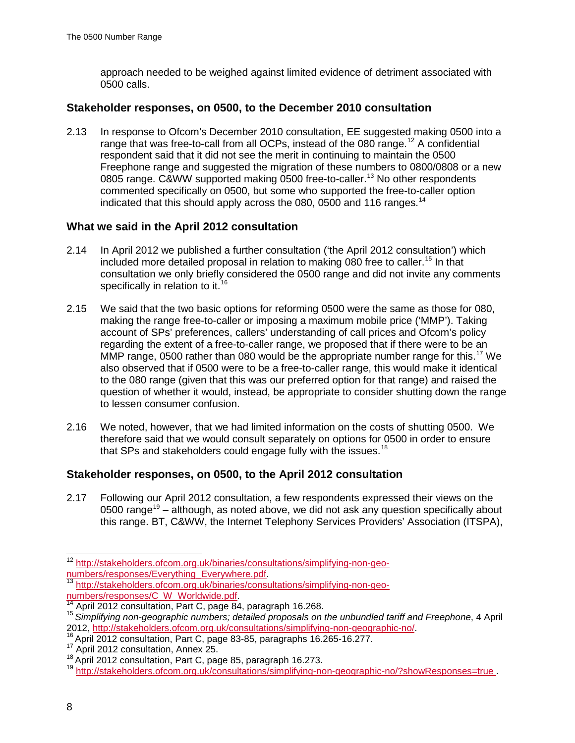approach needed to be weighed against limited evidence of detriment associated with 0500 calls.

### Stakeholder responses, on 0500, to the December 2010 consultation

2.13 In response to Ofcom's December 2010 consultation, EE suggested making 0500 into a range that was free-to-call from all OCPs, instead of the 080 range.[12] A confidential respondent said that it did not see the merit in continuing to maintain the 0500 Freephone range and suggested the migration of these numbers to 0800/0808 or a new 0805 range. C&WW supported making 0500 free-to-caller.[13] No other respondents commented specifically on 0500, but some who supported the free-to-caller option indicated that this should apply across the 080, 0500 and 116 ranges.[14]

### What we said in the April 2012 consultation

2.14 In April 2012 we published a further consultation ('the April 2012 consultation') which included more detailed proposal in relation to making 080 free to caller.[15] In that consultation we only briefly considered the 0500 range and did not invite any comments specifically in relation to it.[16]

2.15 We said that the two basic options for reforming 0500 were the same as those for 080, making the range free-to-caller or imposing a maximum mobile price ('MMP'). Taking account of SPs' preferences, callers' understanding of call prices and Ofcom's policy regarding the extent of a free-to-caller range, we proposed that if there were to be an MMP range, 0500 rather than 080 would be the appropriate number range for this.[17] We also observed that if 0500 were to be a free-to-caller range, this would make it identical to the 080 range (given that this was our preferred option for that range) and raised the question of whether it would, instead, be appropriate to consider shutting down the range to lessen consumer confusion.

2.16 We noted, however, that we had limited information on the costs of shutting 0500. We therefore said that we would consult separately on options for 0500 in order to ensure that SPs and stakeholders could engage fully with the issues.[18]

### Stakeholder responses, on 0500, to the April 2012 consultation

2.17 Following our April 2012 consultation, a few respondents expressed their views on the 0500 range[19] – although, as noted above, we did not ask any question specifically about this range. BT, C&WW, the Internet Telephony Services Providers' Association (ITSPA),

---

[12] http://stakeholders.ofcom.org.uk/binaries/consultations/simplifying-non-geo-numbers/responses/Everything_Everywhere.pdf.

[13] http://stakeholders.ofcom.org.uk/binaries/consultations/simplifying-non-geo-numbers/responses/C_W_Worldwide.pdf.

[14] April 2012 consultation, Part C, page 84, paragraph 16.268.

[15] *Simplifying non-geographic numbers; detailed proposals on the unbundled tariff and Freephone*, 4 April 2012, http://stakeholders.ofcom.org.uk/consultations/simplifying-non-geographic-no/.

[16] April 2012 consultation, Part C, page 83-85, paragraphs 16.265-16.277.

[17] April 2012 consultation, Annex 25.

[18] April 2012 consultation, Part C, page 85, paragraph 16.273.

[19] http://stakeholders.ofcom.org.uk/consultations/simplifying-non-geographic-no/?showResponses=true .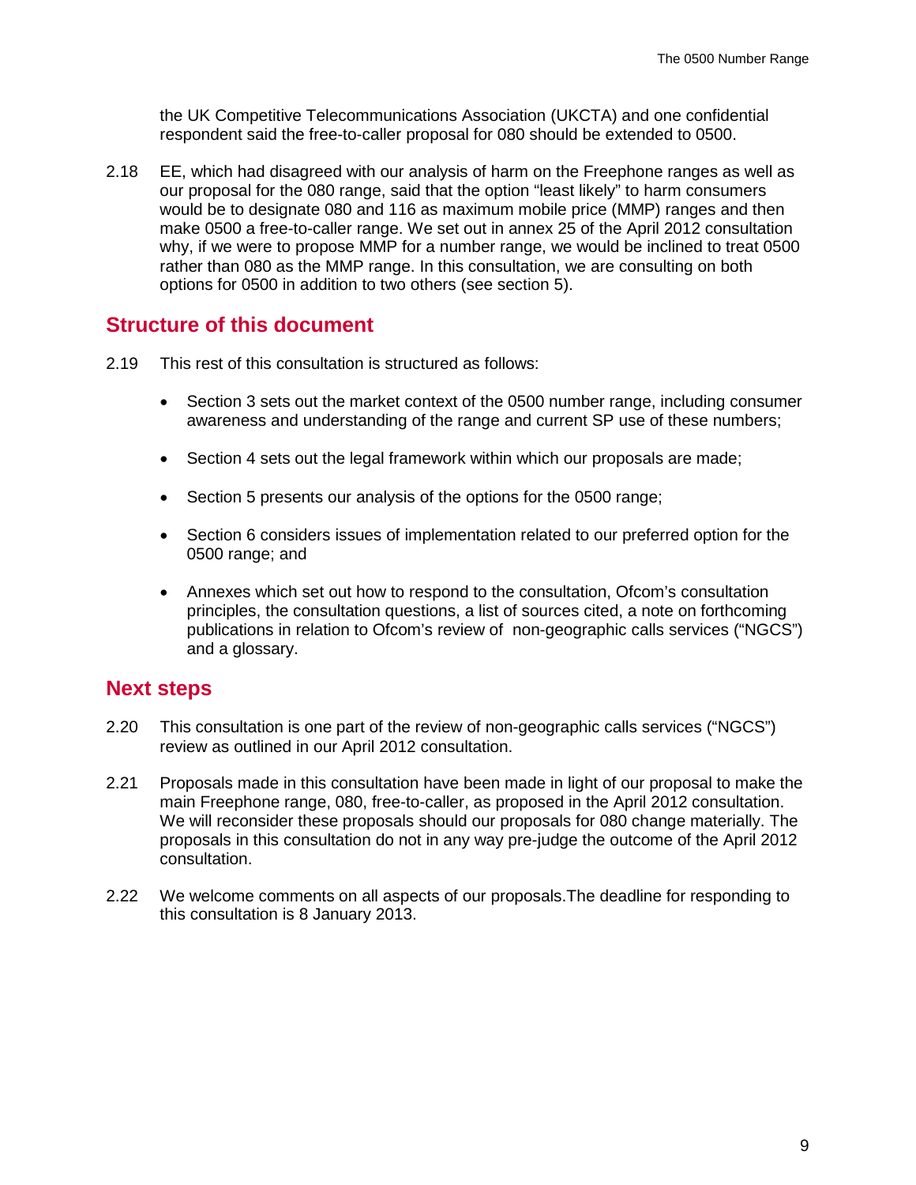the UK Competitive Telecommunications Association (UKCTA) and one confidential respondent said the free-to-caller proposal for 080 should be extended to 0500.

2.18 EE, which had disagreed with our analysis of harm on the Freephone ranges as well as our proposal for the 080 range, said that the option "least likely" to harm consumers would be to designate 080 and 116 as maximum mobile price (MMP) ranges and then make 0500 a free-to-caller range. We set out in annex 25 of the April 2012 consultation why, if we were to propose MMP for a number range, we would be inclined to treat 0500 rather than 080 as the MMP range. In this consultation, we are consulting on both options for 0500 in addition to two others (see section 5).

## Structure of this document

2.19 This rest of this consultation is structured as follows:

- Section 3 sets out the market context of the 0500 number range, including consumer awareness and understanding of the range and current SP use of these numbers;
- Section 4 sets out the legal framework within which our proposals are made;
- Section 5 presents our analysis of the options for the 0500 range;
- Section 6 considers issues of implementation related to our preferred option for the 0500 range; and
- Annexes which set out how to respond to the consultation, Ofcom's consultation principles, the consultation questions, a list of sources cited, a note on forthcoming publications in relation to Ofcom's review of non-geographic calls services ("NGCS") and a glossary.

## Next steps

2.20 This consultation is one part of the review of non-geographic calls services ("NGCS") review as outlined in our April 2012 consultation.

2.21 Proposals made in this consultation have been made in light of our proposal to make the main Freephone range, 080, free-to-caller, as proposed in the April 2012 consultation. We will reconsider these proposals should our proposals for 080 change materially. The proposals in this consultation do not in any way pre-judge the outcome of the April 2012 consultation.

2.22 We welcome comments on all aspects of our proposals.The deadline for responding to this consultation is 8 January 2013.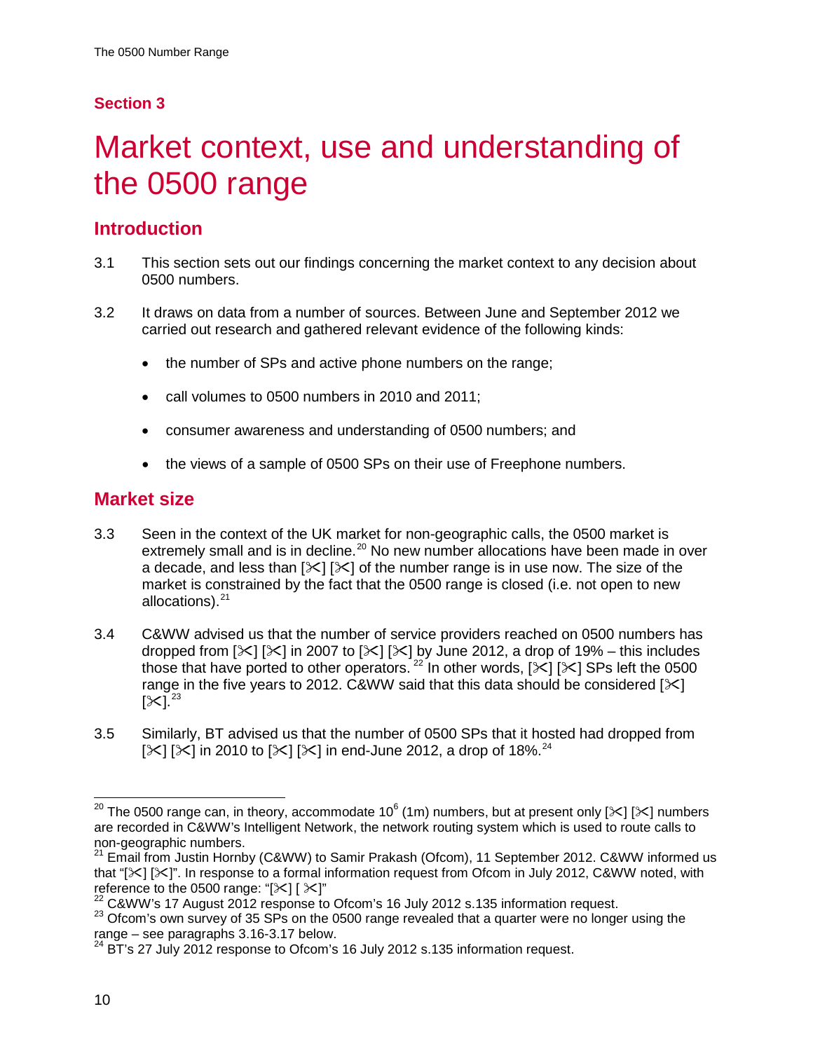## Section 3

# Market context, use and understanding of the 0500 range

## Introduction

3.1 This section sets out our findings concerning the market context to any decision about 0500 numbers.

3.2 It draws on data from a number of sources. Between June and September 2012 we carried out research and gathered relevant evidence of the following kinds:

- the number of SPs and active phone numbers on the range;
- call volumes to 0500 numbers in 2010 and 2011;
- consumer awareness and understanding of 0500 numbers; and
- the views of a sample of 0500 SPs on their use of Freephone numbers.

## Market size

3.3 Seen in the context of the UK market for non-geographic calls, the 0500 market is extremely small and is in decline.[20] No new number allocations have been made in over a decade, and less than [✂] [✂] of the number range is in use now. The size of the market is constrained by the fact that the 0500 range is closed (i.e. not open to new allocations).[21]

3.4 C&WW advised us that the number of service providers reached on 0500 numbers has dropped from [✂] [✂] in 2007 to [✂] [✂] by June 2012, a drop of 19% – this includes those that have ported to other operators.[22] In other words, [✂] [✂] SPs left the 0500 range in the five years to 2012. C&WW said that this data should be considered [✂] [✂].[23]

3.5 Similarly, BT advised us that the number of 0500 SPs that it hosted had dropped from [✂] [✂] in 2010 to [✂] [✂] in end-June 2012, a drop of 18%.[24]

---

[20] The 0500 range can, in theory, accommodate $10^6$ (1m) numbers, but at present only [✂] [✂] numbers are recorded in C&WW's Intelligent Network, the network routing system which is used to route calls to non-geographic numbers.

[21] Email from Justin Hornby (C&WW) to Samir Prakash (Ofcom), 11 September 2012. C&WW informed us that "[✂] [✂]". In response to a formal information request from Ofcom in July 2012, C&WW noted, with reference to the 0500 range: "[✂] [ ✂]"

[22] C&WW's 17 August 2012 response to Ofcom's 16 July 2012 s.135 information request.

[23] Ofcom's own survey of 35 SPs on the 0500 range revealed that a quarter were no longer using the range – see paragraphs 3.16-3.17 below.

[24] BT's 27 July 2012 response to Ofcom's 16 July 2012 s.135 information request.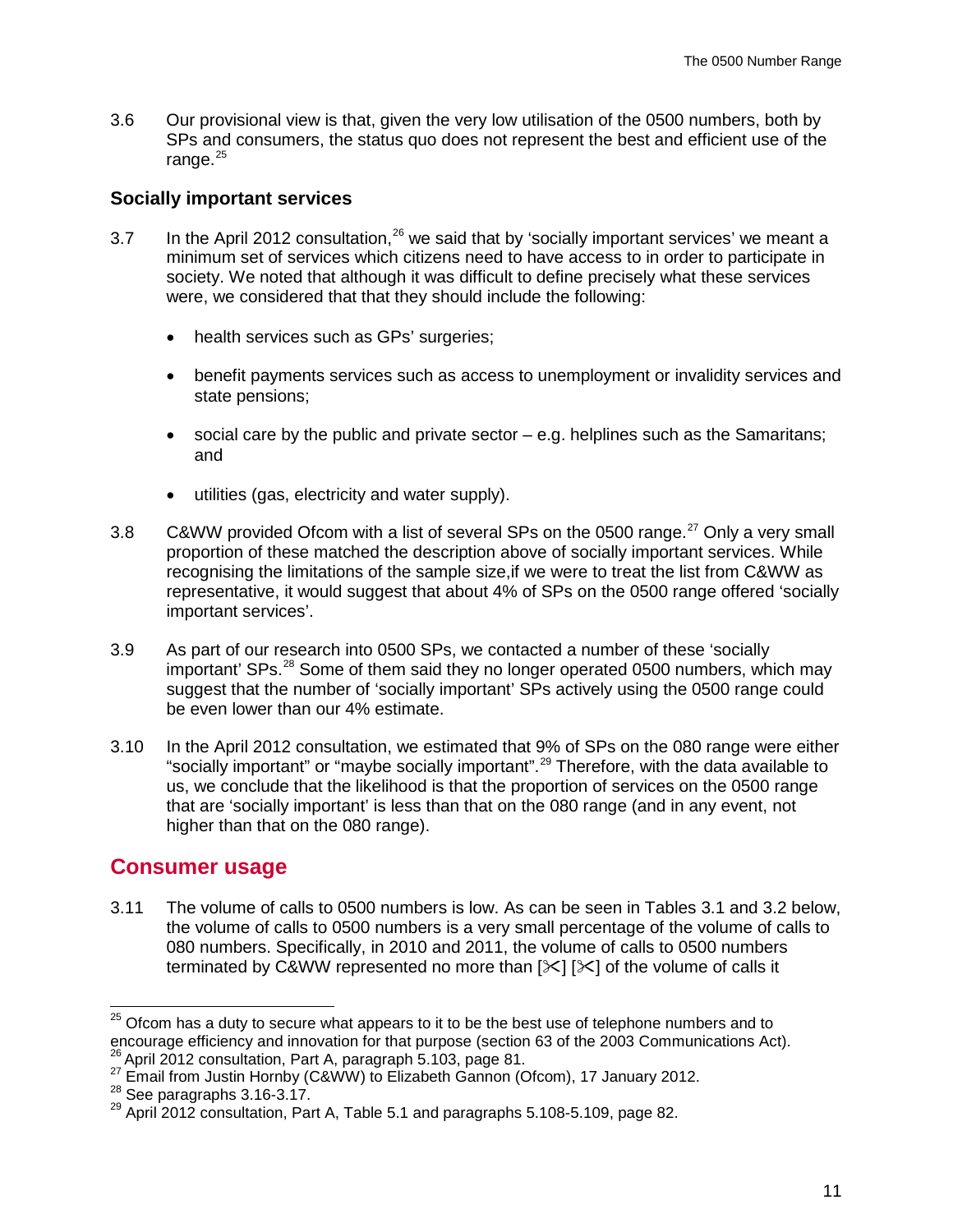3.6 Our provisional view is that, given the very low utilisation of the 0500 numbers, both by SPs and consumers, the status quo does not represent the best and efficient use of the range.[25]

### Socially important services

3.7 In the April 2012 consultation,[26] we said that by 'socially important services' we meant a minimum set of services which citizens need to have access to in order to participate in society. We noted that although it was difficult to define precisely what these services were, we considered that that they should include the following:

- health services such as GPs' surgeries;
- benefit payments services such as access to unemployment or invalidity services and state pensions;
- social care by the public and private sector – e.g. helplines such as the Samaritans; and
- utilities (gas, electricity and water supply).

3.8 C&WW provided Ofcom with a list of several SPs on the 0500 range.[27] Only a very small proportion of these matched the description above of socially important services. While recognising the limitations of the sample size,if we were to treat the list from C&WW as representative, it would suggest that about 4% of SPs on the 0500 range offered 'socially important services'.

3.9 As part of our research into 0500 SPs, we contacted a number of these 'socially important' SPs.[28] Some of them said they no longer operated 0500 numbers, which may suggest that the number of 'socially important' SPs actively using the 0500 range could be even lower than our 4% estimate.

3.10 In the April 2012 consultation, we estimated that 9% of SPs on the 080 range were either "socially important" or "maybe socially important".[29] Therefore, with the data available to us, we conclude that the likelihood is that the proportion of services on the 0500 range that are 'socially important' is less than that on the 080 range (and in any event, not higher than that on the 080 range).

## Consumer usage

3.11 The volume of calls to 0500 numbers is low. As can be seen in Tables 3.1 and 3.2 below, the volume of calls to 0500 numbers is a very small percentage of the volume of calls to 080 numbers. Specifically, in 2010 and 2011, the volume of calls to 0500 numbers terminated by C&WW represented no more than [✂] [✂] of the volume of calls it

---

[25] Ofcom has a duty to secure what appears to it to be the best use of telephone numbers and to encourage efficiency and innovation for that purpose (section 63 of the 2003 Communications Act).

[26] April 2012 consultation, Part A, paragraph 5.103, page 81.

[27] Email from Justin Hornby (C&WW) to Elizabeth Gannon (Ofcom), 17 January 2012.

[28] See paragraphs 3.16-3.17.

[29] April 2012 consultation, Part A, Table 5.1 and paragraphs 5.108-5.109, page 82.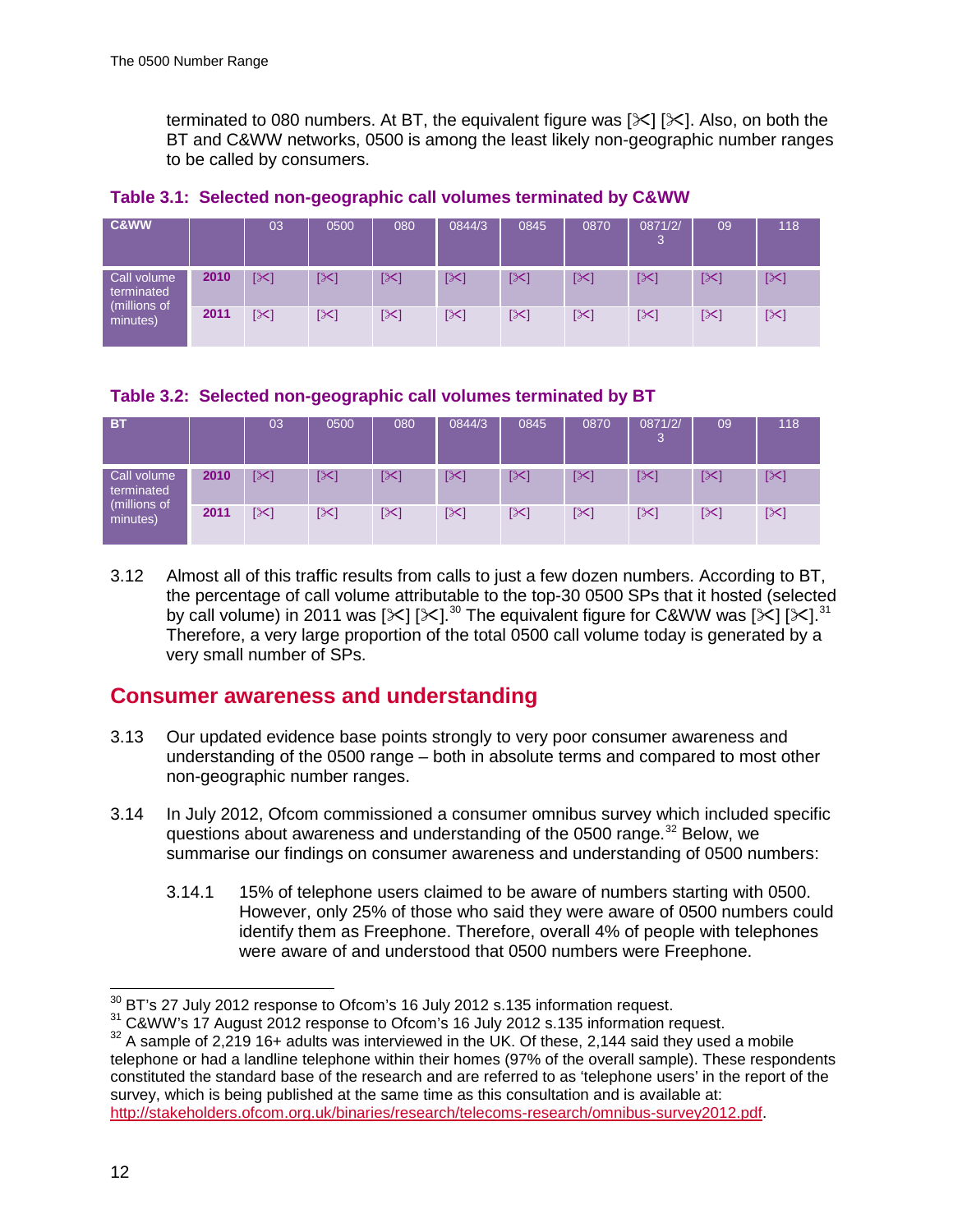terminated to 080 numbers. At BT, the equivalent figure was [✂] [✂]. Also, on both the BT and C&WW networks, 0500 is among the least likely non-geographic number ranges to be called by consumers.

**Table 3.1: Selected non-geographic call volumes terminated by C&WW**

| C&WW | | 03 | 0500 | 080 | 0844/3 | 0845 | 0870 | 0871/2/3 | 09 | 118 |
|---|---|---|---|---|---|---|---|---|---|---|
| Call volume terminated (millions of minutes) | 2010 | [✂] | [✂] | [✂] | [✂] | [✂] | [✂] | [✂] | [✂] | [✂] |
| | 2011 | [✂] | [✂] | [✂] | [✂] | [✂] | [✂] | [✂] | [✂] | [✂] |

**Table 3.2: Selected non-geographic call volumes terminated by BT**

| BT | | 03 | 0500 | 080 | 0844/3 | 0845 | 0870 | 0871/2/3 | 09 | 118 |
|---|---|---|---|---|---|---|---|---|---|---|
| Call volume terminated (millions of minutes) | 2010 | [✂] | [✂] | [✂] | [✂] | [✂] | [✂] | [✂] | [✂] | [✂] |
| | 2011 | [✂] | [✂] | [✂] | [✂] | [✂] | [✂] | [✂] | [✂] | [✂] |

3.12 Almost all of this traffic results from calls to just a few dozen numbers. According to BT, the percentage of call volume attributable to the top-30 0500 SPs that it hosted (selected by call volume) in 2011 was [✂] [✂].[30] The equivalent figure for C&WW was [✂] [✂].[31] Therefore, a very large proportion of the total 0500 call volume today is generated by a very small number of SPs.

## Consumer awareness and understanding

3.13 Our updated evidence base points strongly to very poor consumer awareness and understanding of the 0500 range – both in absolute terms and compared to most other non-geographic number ranges.

3.14 In July 2012, Ofcom commissioned a consumer omnibus survey which included specific questions about awareness and understanding of the 0500 range.[32] Below, we summarise our findings on consumer awareness and understanding of 0500 numbers:

3.14.1 15% of telephone users claimed to be aware of numbers starting with 0500. However, only 25% of those who said they were aware of 0500 numbers could identify them as Freephone. Therefore, overall 4% of people with telephones were aware of and understood that 0500 numbers were Freephone.

---

[30] BT's 27 July 2012 response to Ofcom's 16 July 2012 s.135 information request.

[31] C&WW's 17 August 2012 response to Ofcom's 16 July 2012 s.135 information request.

[32] A sample of 2,219 16+ adults was interviewed in the UK. Of these, 2,144 said they used a mobile telephone or had a landline telephone within their homes (97% of the overall sample). These respondents constituted the standard base of the research and are referred to as 'telephone users' in the report of the survey, which is being published at the same time as this consultation and is available at: http://stakeholders.ofcom.org.uk/binaries/research/telecoms-research/omnibus-survey2012.pdf.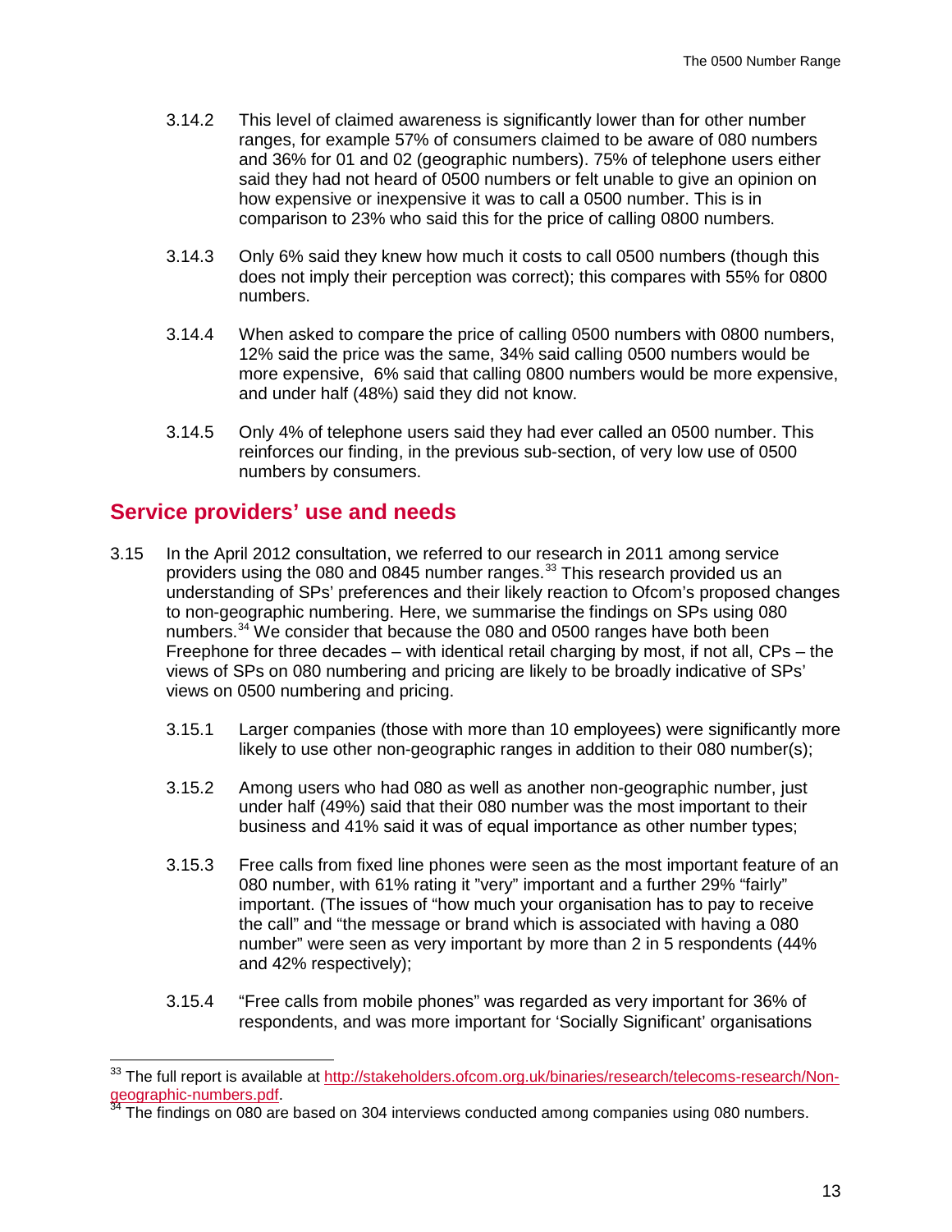3.14.2 This level of claimed awareness is significantly lower than for other number ranges, for example 57% of consumers claimed to be aware of 080 numbers and 36% for 01 and 02 (geographic numbers). 75% of telephone users either said they had not heard of 0500 numbers or felt unable to give an opinion on how expensive or inexpensive it was to call a 0500 number. This is in comparison to 23% who said this for the price of calling 0800 numbers.

3.14.3 Only 6% said they knew how much it costs to call 0500 numbers (though this does not imply their perception was correct); this compares with 55% for 0800 numbers.

3.14.4 When asked to compare the price of calling 0500 numbers with 0800 numbers, 12% said the price was the same, 34% said calling 0500 numbers would be more expensive, 6% said that calling 0800 numbers would be more expensive, and under half (48%) said they did not know.

3.14.5 Only 4% of telephone users said they had ever called an 0500 number. This reinforces our finding, in the previous sub-section, of very low use of 0500 numbers by consumers.

## Service providers' use and needs

3.15 In the April 2012 consultation, we referred to our research in 2011 among service providers using the 080 and 0845 number ranges.[33] This research provided us an understanding of SPs' preferences and their likely reaction to Ofcom's proposed changes to non-geographic numbering. Here, we summarise the findings on SPs using 080 numbers.[34] We consider that because the 080 and 0500 ranges have both been Freephone for three decades – with identical retail charging by most, if not all, CPs – the views of SPs on 080 numbering and pricing are likely to be broadly indicative of SPs' views on 0500 numbering and pricing.

3.15.1 Larger companies (those with more than 10 employees) were significantly more likely to use other non-geographic ranges in addition to their 080 number(s);

3.15.2 Among users who had 080 as well as another non-geographic number, just under half (49%) said that their 080 number was the most important to their business and 41% said it was of equal importance as other number types;

3.15.3 Free calls from fixed line phones were seen as the most important feature of an 080 number, with 61% rating it "very" important and a further 29% "fairly" important. (The issues of "how much your organisation has to pay to receive the call" and "the message or brand which is associated with having a 080 number" were seen as very important by more than 2 in 5 respondents (44% and 42% respectively);

3.15.4 "Free calls from mobile phones" was regarded as very important for 36% of respondents, and was more important for 'Socially Significant' organisations

[33] The full report is available at http://stakeholders.ofcom.org.uk/binaries/research/telecoms-research/Non-geographic-numbers.pdf.

[34] The findings on 080 are based on 304 interviews conducted among companies using 080 numbers.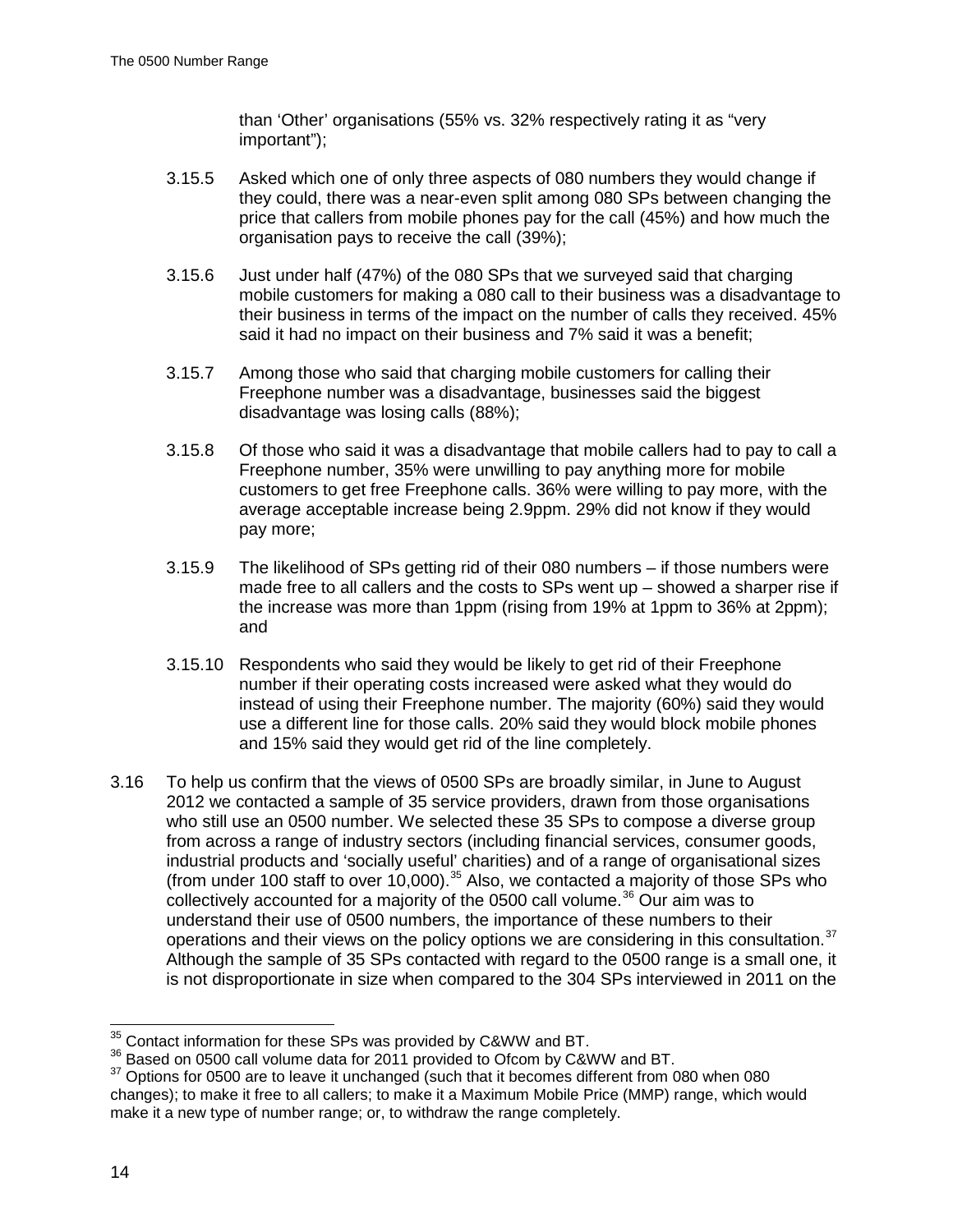than 'Other' organisations (55% vs. 32% respectively rating it as "very important");

3.15.5 Asked which one of only three aspects of 080 numbers they would change if they could, there was a near-even split among 080 SPs between changing the price that callers from mobile phones pay for the call (45%) and how much the organisation pays to receive the call (39%);

3.15.6 Just under half (47%) of the 080 SPs that we surveyed said that charging mobile customers for making a 080 call to their business was a disadvantage to their business in terms of the impact on the number of calls they received. 45% said it had no impact on their business and 7% said it was a benefit;

3.15.7 Among those who said that charging mobile customers for calling their Freephone number was a disadvantage, businesses said the biggest disadvantage was losing calls (88%);

3.15.8 Of those who said it was a disadvantage that mobile callers had to pay to call a Freephone number, 35% were unwilling to pay anything more for mobile customers to get free Freephone calls. 36% were willing to pay more, with the average acceptable increase being 2.9ppm. 29% did not know if they would pay more;

3.15.9 The likelihood of SPs getting rid of their 080 numbers – if those numbers were made free to all callers and the costs to SPs went up – showed a sharper rise if the increase was more than 1ppm (rising from 19% at 1ppm to 36% at 2ppm); and

3.15.10 Respondents who said they would be likely to get rid of their Freephone number if their operating costs increased were asked what they would do instead of using their Freephone number. The majority (60%) said they would use a different line for those calls. 20% said they would block mobile phones and 15% said they would get rid of the line completely.

3.16 To help us confirm that the views of 0500 SPs are broadly similar, in June to August 2012 we contacted a sample of 35 service providers, drawn from those organisations who still use an 0500 number. We selected these 35 SPs to compose a diverse group from across a range of industry sectors (including financial services, consumer goods, industrial products and 'socially useful' charities) and of a range of organisational sizes (from under 100 staff to over 10,000).[35] Also, we contacted a majority of those SPs who collectively accounted for a majority of the 0500 call volume.[36] Our aim was to understand their use of 0500 numbers, the importance of these numbers to their operations and their views on the policy options we are considering in this consultation.[37] Although the sample of 35 SPs contacted with regard to the 0500 range is a small one, it is not disproportionate in size when compared to the 304 SPs interviewed in 2011 on the

---

[35] Contact information for these SPs was provided by C&WW and BT.

[36] Based on 0500 call volume data for 2011 provided to Ofcom by C&WW and BT.

[37] Options for 0500 are to leave it unchanged (such that it becomes different from 080 when 080 changes); to make it free to all callers; to make it a Maximum Mobile Price (MMP) range, which would make it a new type of number range; or, to withdraw the range completely.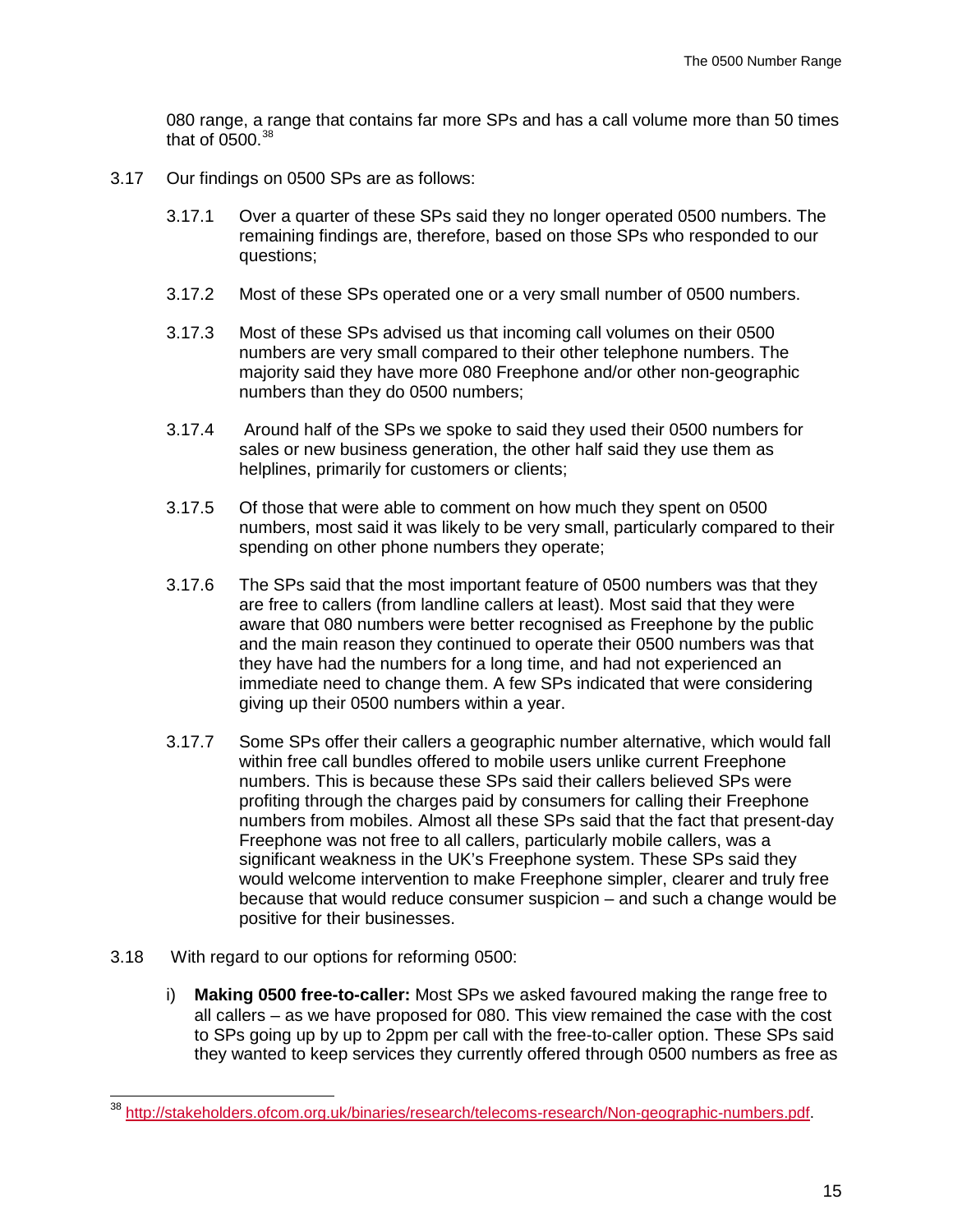080 range, a range that contains far more SPs and has a call volume more than 50 times that of 0500.[38]

3.17 Our findings on 0500 SPs are as follows:

3.17.1 Over a quarter of these SPs said they no longer operated 0500 numbers. The remaining findings are, therefore, based on those SPs who responded to our questions;

3.17.2 Most of these SPs operated one or a very small number of 0500 numbers.

3.17.3 Most of these SPs advised us that incoming call volumes on their 0500 numbers are very small compared to their other telephone numbers. The majority said they have more 080 Freephone and/or other non-geographic numbers than they do 0500 numbers;

3.17.4 Around half of the SPs we spoke to said they used their 0500 numbers for sales or new business generation, the other half said they use them as helplines, primarily for customers or clients;

3.17.5 Of those that were able to comment on how much they spent on 0500 numbers, most said it was likely to be very small, particularly compared to their spending on other phone numbers they operate;

3.17.6 The SPs said that the most important feature of 0500 numbers was that they are free to callers (from landline callers at least). Most said that they were aware that 080 numbers were better recognised as Freephone by the public and the main reason they continued to operate their 0500 numbers was that they have had the numbers for a long time, and had not experienced an immediate need to change them. A few SPs indicated that were considering giving up their 0500 numbers within a year.

3.17.7 Some SPs offer their callers a geographic number alternative, which would fall within free call bundles offered to mobile users unlike current Freephone numbers. This is because these SPs said their callers believed SPs were profiting through the charges paid by consumers for calling their Freephone numbers from mobiles. Almost all these SPs said that the fact that present-day Freephone was not free to all callers, particularly mobile callers, was a significant weakness in the UK's Freephone system. These SPs said they would welcome intervention to make Freephone simpler, clearer and truly free because that would reduce consumer suspicion – and such a change would be positive for their businesses.

3.18 With regard to our options for reforming 0500:

i) **Making 0500 free-to-caller:** Most SPs we asked favoured making the range free to all callers – as we have proposed for 080. This view remained the case with the cost to SPs going up by up to 2ppm per call with the free-to-caller option. These SPs said they wanted to keep services they currently offered through 0500 numbers as free as

---

[38] http://stakeholders.ofcom.org.uk/binaries/research/telecoms-research/Non-geographic-numbers.pdf.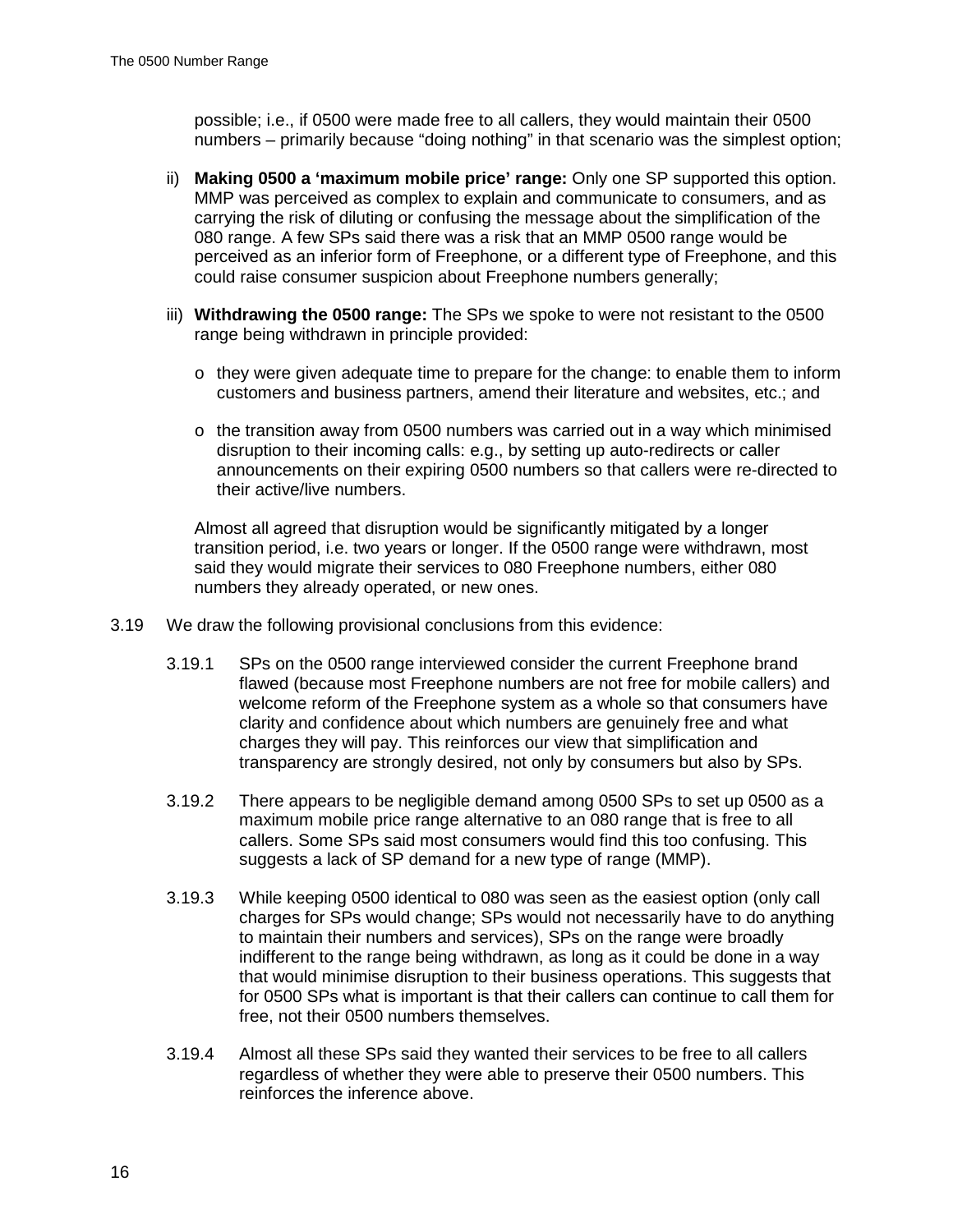possible; i.e., if 0500 were made free to all callers, they would maintain their 0500 numbers – primarily because "doing nothing" in that scenario was the simplest option;

ii) **Making 0500 a 'maximum mobile price' range:** Only one SP supported this option. MMP was perceived as complex to explain and communicate to consumers, and as carrying the risk of diluting or confusing the message about the simplification of the 080 range. A few SPs said there was a risk that an MMP 0500 range would be perceived as an inferior form of Freephone, or a different type of Freephone, and this could raise consumer suspicion about Freephone numbers generally;

iii) **Withdrawing the 0500 range:** The SPs we spoke to were not resistant to the 0500 range being withdrawn in principle provided:

- they were given adequate time to prepare for the change: to enable them to inform customers and business partners, amend their literature and websites, etc.; and
- the transition away from 0500 numbers was carried out in a way which minimised disruption to their incoming calls: e.g., by setting up auto-redirects or caller announcements on their expiring 0500 numbers so that callers were re-directed to their active/live numbers.

Almost all agreed that disruption would be significantly mitigated by a longer transition period, i.e. two years or longer. If the 0500 range were withdrawn, most said they would migrate their services to 080 Freephone numbers, either 080 numbers they already operated, or new ones.

3.19 We draw the following provisional conclusions from this evidence:

3.19.1 SPs on the 0500 range interviewed consider the current Freephone brand flawed (because most Freephone numbers are not free for mobile callers) and welcome reform of the Freephone system as a whole so that consumers have clarity and confidence about which numbers are genuinely free and what charges they will pay. This reinforces our view that simplification and transparency are strongly desired, not only by consumers but also by SPs.

3.19.2 There appears to be negligible demand among 0500 SPs to set up 0500 as a maximum mobile price range alternative to an 080 range that is free to all callers. Some SPs said most consumers would find this too confusing. This suggests a lack of SP demand for a new type of range (MMP).

3.19.3 While keeping 0500 identical to 080 was seen as the easiest option (only call charges for SPs would change; SPs would not necessarily have to do anything to maintain their numbers and services), SPs on the range were broadly indifferent to the range being withdrawn, as long as it could be done in a way that would minimise disruption to their business operations. This suggests that for 0500 SPs what is important is that their callers can continue to call them for free, not their 0500 numbers themselves.

3.19.4 Almost all these SPs said they wanted their services to be free to all callers regardless of whether they were able to preserve their 0500 numbers. This reinforces the inference above.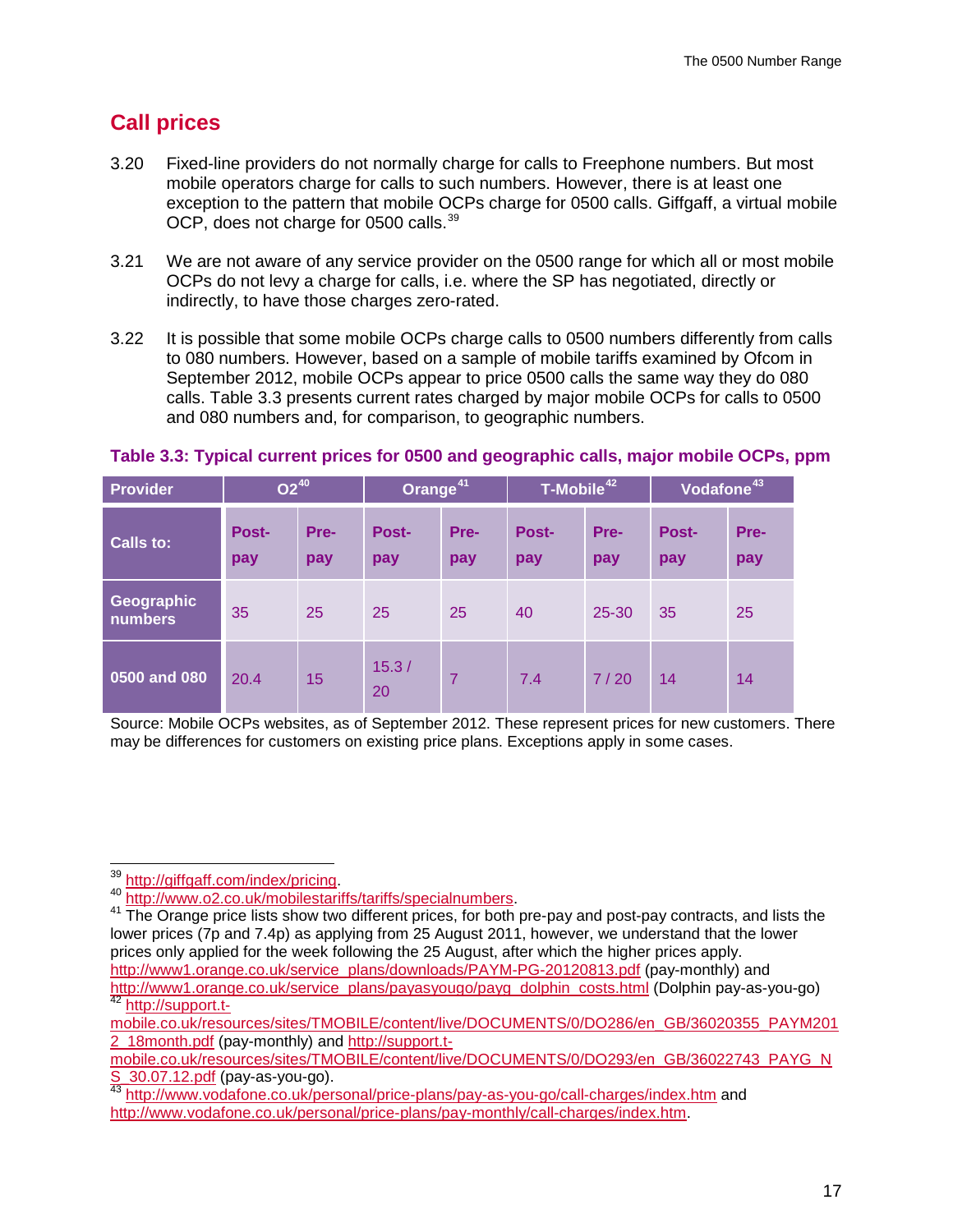## Call prices

3.20 Fixed-line providers do not normally charge for calls to Freephone numbers. But most mobile operators charge for calls to such numbers. However, there is at least one exception to the pattern that mobile OCPs charge for 0500 calls. Giffgaff, a virtual mobile OCP, does not charge for 0500 calls.[39]

3.21 We are not aware of any service provider on the 0500 range for which all or most mobile OCPs do not levy a charge for calls, i.e. where the SP has negotiated, directly or indirectly, to have those charges zero-rated.

3.22 It is possible that some mobile OCPs charge calls to 0500 numbers differently from calls to 080 numbers. However, based on a sample of mobile tariffs examined by Ofcom in September 2012, mobile OCPs appear to price 0500 calls the same way they do 080 calls. Table 3.3 presents current rates charged by major mobile OCPs for calls to 0500 and 080 numbers and, for comparison, to geographic numbers.

**Table 3.3: Typical current prices for 0500 and geographic calls, major mobile OCPs, ppm**

| Provider | O2[40] | | Orange[41] | | T-Mobile[42] | | Vodafone[43] | |
|---|---|---|---|---|---|---|---|---|
| Calls to: | Post-pay | Pre-pay | Post-pay | Pre-pay | Post-pay | Pre-pay | Post-pay | Pre-pay |
| Geographic numbers | 35 | 25 | 25 | 25 | 40 | 25-30 | 35 | 25 |
| 0500 and 080 | 20.4 | 15 | 15.3 / 20 | 7 | 7.4 | 7 / 20 | 14 | 14 |

Source: Mobile OCPs websites, as of September 2012. These represent prices for new customers. There may be differences for customers on existing price plans. Exceptions apply in some cases.

---

[39] http://giffgaff.com/index/pricing.

[40] http://www.o2.co.uk/mobilestariffs/tariffs/specialnumbers.

[41] The Orange price lists show two different prices, for both pre-pay and post-pay contracts, and lists the lower prices (7p and 7.4p) as applying from 25 August 2011, however, we understand that the lower prices only applied for the week following the 25 August, after which the higher prices apply. http://www1.orange.co.uk/service_plans/downloads/PAYM-PG-20120813.pdf (pay-monthly) and http://www1.orange.co.uk/service_plans/payasyougo/payg_dolphin_costs.html (Dolphin pay-as-you-go)

[42] http://support.t-mobile.co.uk/resources/sites/TMOBILE/content/live/DOCUMENTS/0/DO286/en_GB/36020355_PAYM2012_18month.pdf (pay-monthly) and http://support.t-mobile.co.uk/resources/sites/TMOBILE/content/live/DOCUMENTS/0/DO293/en_GB/36022743_PAYG_NS_30.07.12.pdf (pay-as-you-go).

[43] http://www.vodafone.co.uk/personal/price-plans/pay-as-you-go/call-charges/index.htm and http://www.vodafone.co.uk/personal/price-plans/pay-monthly/call-charges/index.htm.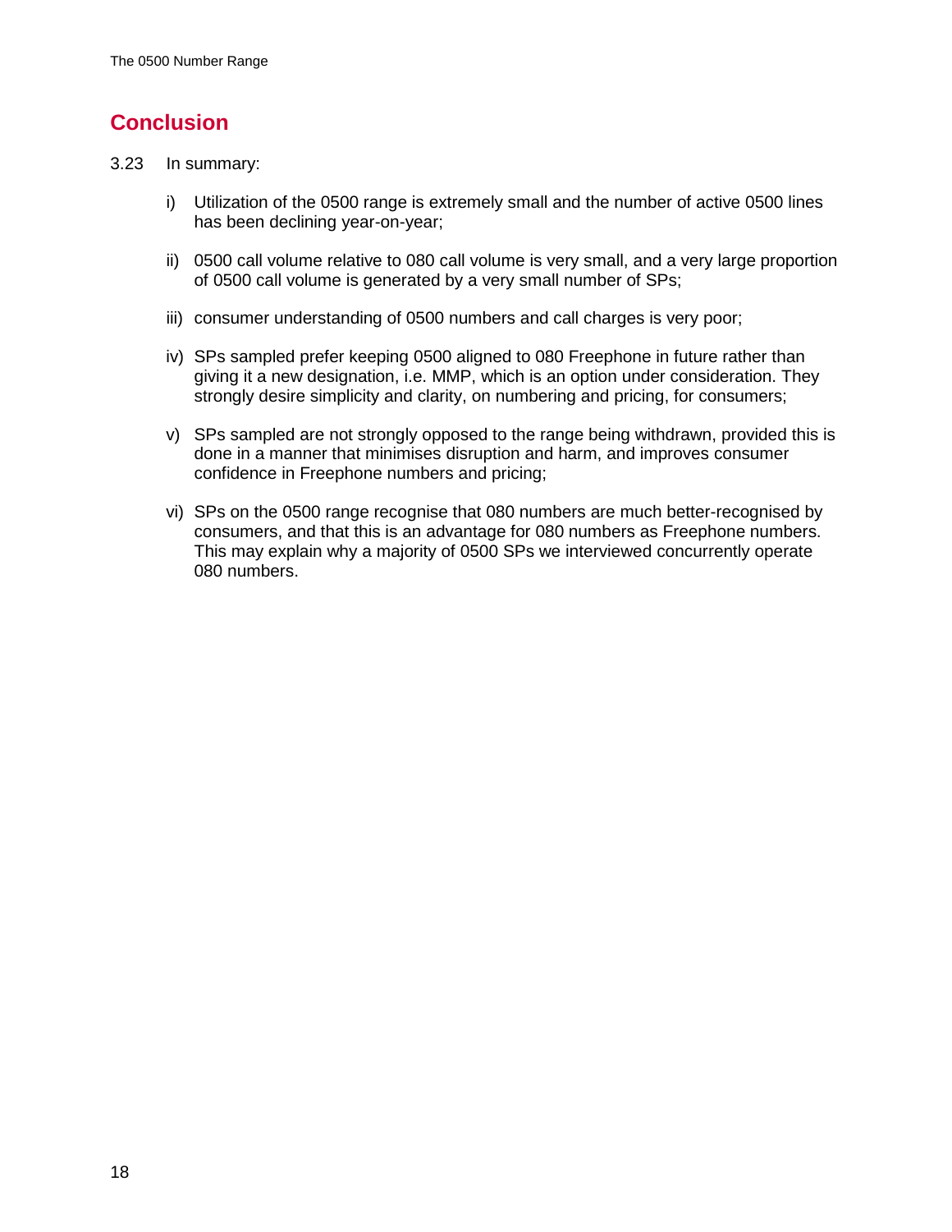## Conclusion

3.23 In summary:

i) Utilization of the 0500 range is extremely small and the number of active 0500 lines has been declining year-on-year;

ii) 0500 call volume relative to 080 call volume is very small, and a very large proportion of 0500 call volume is generated by a very small number of SPs;

iii) consumer understanding of 0500 numbers and call charges is very poor;

iv) SPs sampled prefer keeping 0500 aligned to 080 Freephone in future rather than giving it a new designation, i.e. MMP, which is an option under consideration. They strongly desire simplicity and clarity, on numbering and pricing, for consumers;

v) SPs sampled are not strongly opposed to the range being withdrawn, provided this is done in a manner that minimises disruption and harm, and improves consumer confidence in Freephone numbers and pricing;

vi) SPs on the 0500 range recognise that 080 numbers are much better-recognised by consumers, and that this is an advantage for 080 numbers as Freephone numbers. This may explain why a majority of 0500 SPs we interviewed concurrently operate 080 numbers.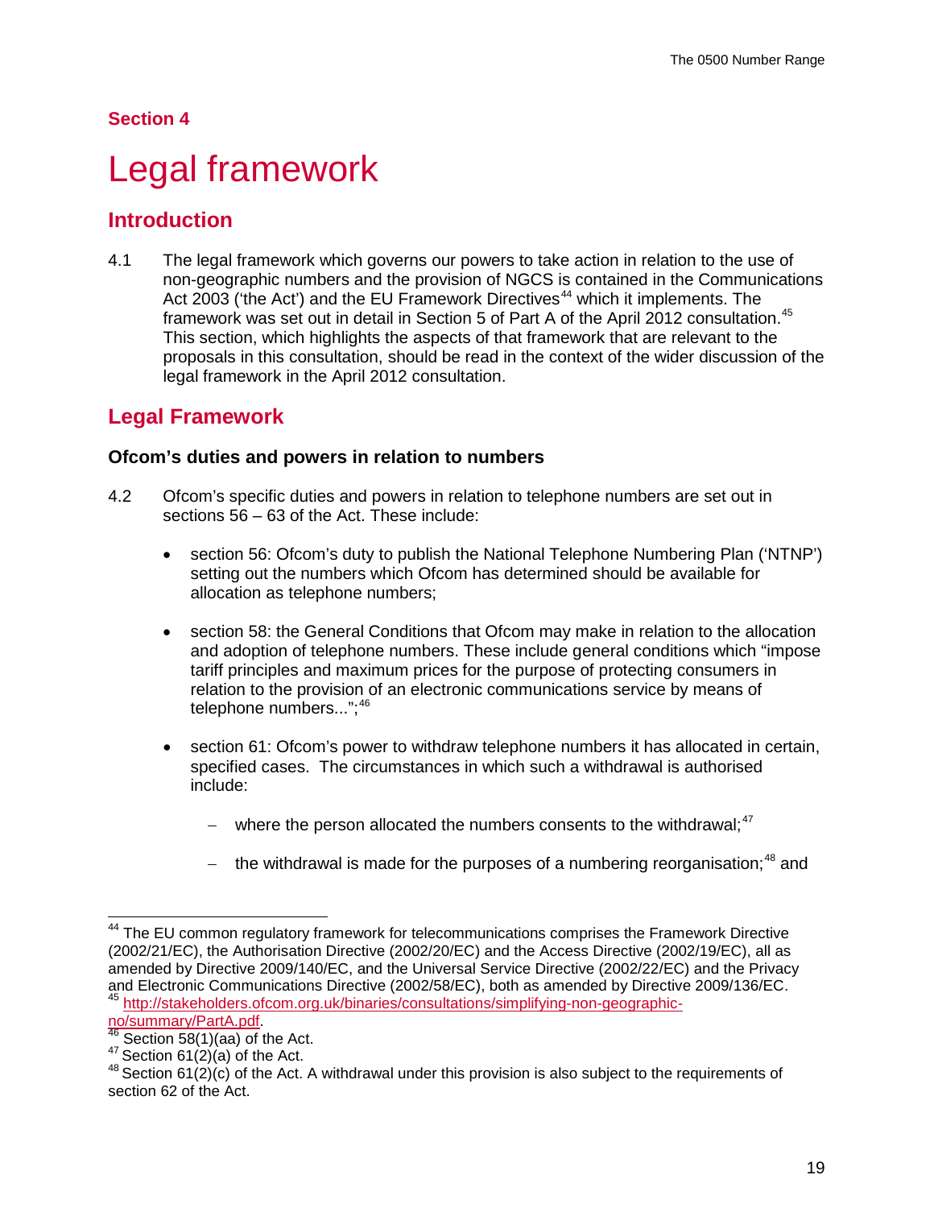**Section 4**

# Legal framework

## Introduction

4.1 The legal framework which governs our powers to take action in relation to the use of non-geographic numbers and the provision of NGCS is contained in the Communications Act 2003 ('the Act') and the EU Framework Directives[44] which it implements. The framework was set out in detail in Section 5 of Part A of the April 2012 consultation.[45] This section, which highlights the aspects of that framework that are relevant to the proposals in this consultation, should be read in the context of the wider discussion of the legal framework in the April 2012 consultation.

## Legal Framework

### Ofcom's duties and powers in relation to numbers

4.2 Ofcom's specific duties and powers in relation to telephone numbers are set out in sections 56 – 63 of the Act. These include:

- section 56: Ofcom's duty to publish the National Telephone Numbering Plan ('NTNP') setting out the numbers which Ofcom has determined should be available for allocation as telephone numbers;
- section 58: the General Conditions that Ofcom may make in relation to the allocation and adoption of telephone numbers. These include general conditions which "impose tariff principles and maximum prices for the purpose of protecting consumers in relation to the provision of an electronic communications service by means of telephone numbers...";[46]
- section 61: Ofcom's power to withdraw telephone numbers it has allocated in certain, specified cases. The circumstances in which such a withdrawal is authorised include:
  - where the person allocated the numbers consents to the withdrawal;[47]
  - the withdrawal is made for the purposes of a numbering reorganisation;[48] and

---

[44] The EU common regulatory framework for telecommunications comprises the Framework Directive (2002/21/EC), the Authorisation Directive (2002/20/EC) and the Access Directive (2002/19/EC), all as amended by Directive 2009/140/EC, and the Universal Service Directive (2002/22/EC) and the Privacy and Electronic Communications Directive (2002/58/EC), both as amended by Directive 2009/136/EC.

[45] http://stakeholders.ofcom.org.uk/binaries/consultations/simplifying-non-geographic-no/summary/PartA.pdf.

[46] Section 58(1)(aa) of the Act.

[47] Section 61(2)(a) of the Act.

[48] Section 61(2)(c) of the Act. A withdrawal under this provision is also subject to the requirements of section 62 of the Act.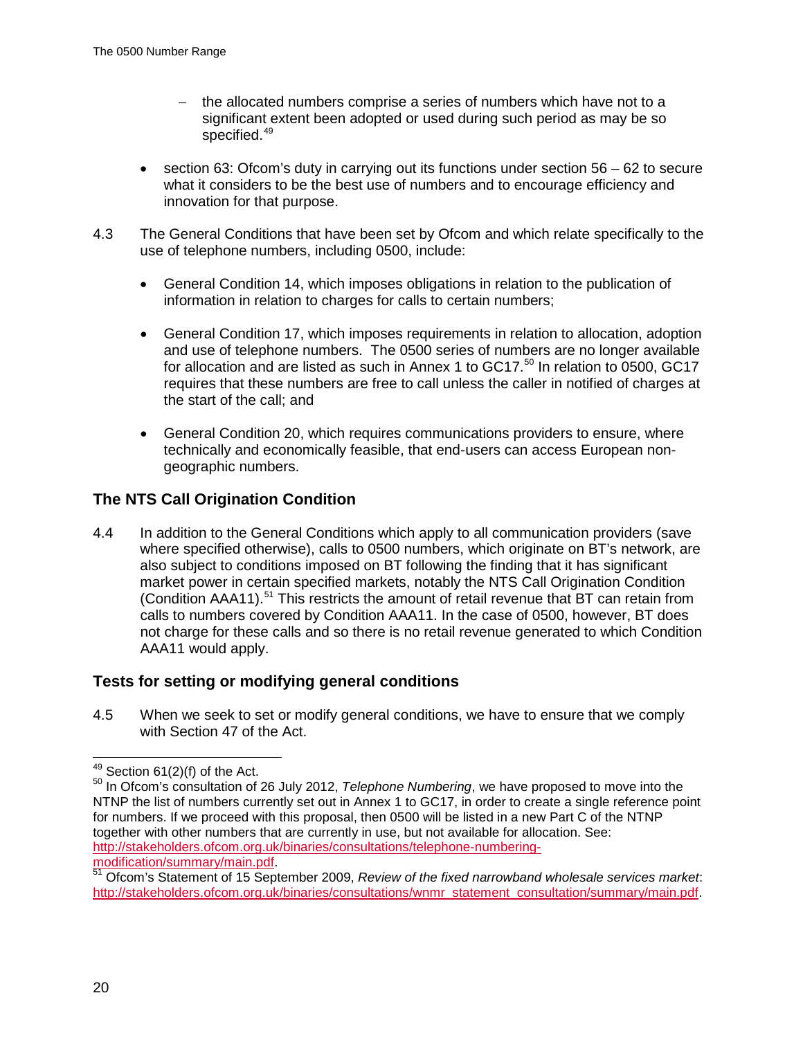- the allocated numbers comprise a series of numbers which have not to a significant extent been adopted or used during such period as may be so specified.[49]

- section 63: Ofcom's duty in carrying out its functions under section 56 – 62 to secure what it considers to be the best use of numbers and to encourage efficiency and innovation for that purpose.

4.3 The General Conditions that have been set by Ofcom and which relate specifically to the use of telephone numbers, including 0500, include:

- General Condition 14, which imposes obligations in relation to the publication of information in relation to charges for calls to certain numbers;

- General Condition 17, which imposes requirements in relation to allocation, adoption and use of telephone numbers. The 0500 series of numbers are no longer available for allocation and are listed as such in Annex 1 to GC17.[50] In relation to 0500, GC17 requires that these numbers are free to call unless the caller in notified of charges at the start of the call; and

- General Condition 20, which requires communications providers to ensure, where technically and economically feasible, that end-users can access European non-geographic numbers.

## The NTS Call Origination Condition

4.4 In addition to the General Conditions which apply to all communication providers (save where specified otherwise), calls to 0500 numbers, which originate on BT's network, are also subject to conditions imposed on BT following the finding that it has significant market power in certain specified markets, notably the NTS Call Origination Condition (Condition AAA11).[51] This restricts the amount of retail revenue that BT can retain from calls to numbers covered by Condition AAA11. In the case of 0500, however, BT does not charge for these calls and so there is no retail revenue generated to which Condition AAA11 would apply.

## Tests for setting or modifying general conditions

4.5 When we seek to set or modify general conditions, we have to ensure that we comply with Section 47 of the Act.

---

[49] Section 61(2)(f) of the Act.

[50] In Ofcom's consultation of 26 July 2012, *Telephone Numbering*, we have proposed to move into the NTNP the list of numbers currently set out in Annex 1 to GC17, in order to create a single reference point for numbers. If we proceed with this proposal, then 0500 will be listed in a new Part C of the NTNP together with other numbers that are currently in use, but not available for allocation. See: http://stakeholders.ofcom.org.uk/binaries/consultations/telephone-numbering-modification/summary/main.pdf.

[51] Ofcom's Statement of 15 September 2009, *Review of the fixed narrowband wholesale services market*: http://stakeholders.ofcom.org.uk/binaries/consultations/wnmr_statement_consultation/summary/main.pdf.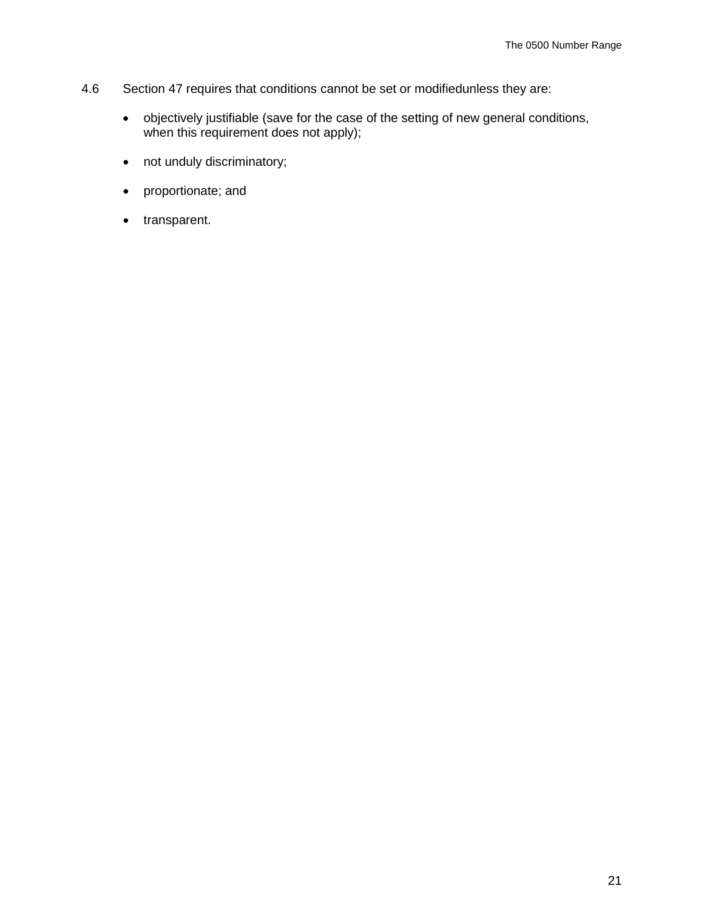4.6 Section 47 requires that conditions cannot be set or modifiedunless they are:

- objectively justifiable (save for the case of the setting of new general conditions, when this requirement does not apply);
- not unduly discriminatory;
- proportionate; and
- transparent.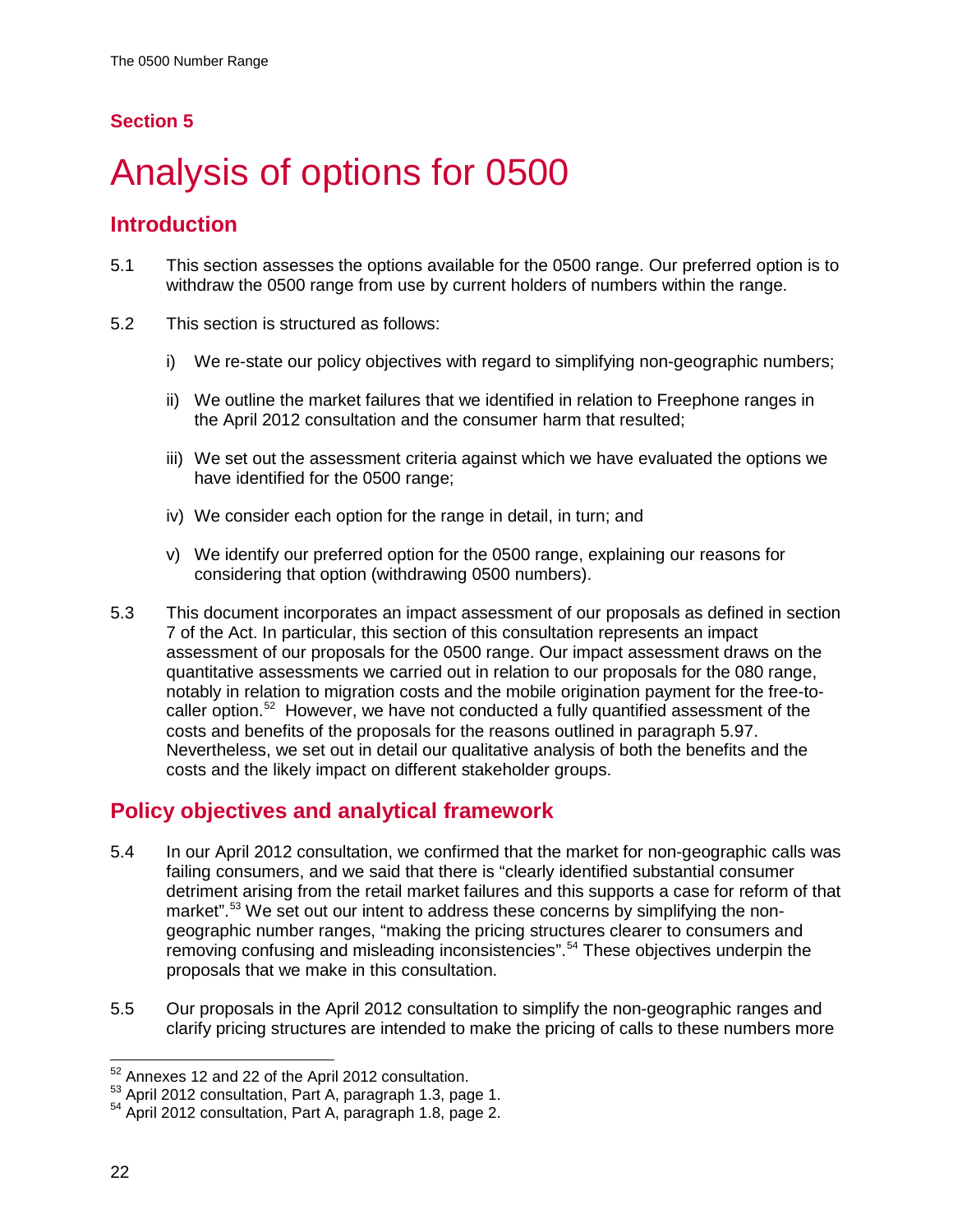## Section 5

# Analysis of options for 0500

## Introduction

5.1 This section assesses the options available for the 0500 range. Our preferred option is to withdraw the 0500 range from use by current holders of numbers within the range.

5.2 This section is structured as follows:

i) We re-state our policy objectives with regard to simplifying non-geographic numbers;

ii) We outline the market failures that we identified in relation to Freephone ranges in the April 2012 consultation and the consumer harm that resulted;

iii) We set out the assessment criteria against which we have evaluated the options we have identified for the 0500 range;

iv) We consider each option for the range in detail, in turn; and

v) We identify our preferred option for the 0500 range, explaining our reasons for considering that option (withdrawing 0500 numbers).

5.3 This document incorporates an impact assessment of our proposals as defined in section 7 of the Act. In particular, this section of this consultation represents an impact assessment of our proposals for the 0500 range. Our impact assessment draws on the quantitative assessments we carried out in relation to our proposals for the 080 range, notably in relation to migration costs and the mobile origination payment for the free-to-caller option.[52] However, we have not conducted a fully quantified assessment of the costs and benefits of the proposals for the reasons outlined in paragraph 5.97. Nevertheless, we set out in detail our qualitative analysis of both the benefits and the costs and the likely impact on different stakeholder groups.

## Policy objectives and analytical framework

5.4 In our April 2012 consultation, we confirmed that the market for non-geographic calls was failing consumers, and we said that there is "clearly identified substantial consumer detriment arising from the retail market failures and this supports a case for reform of that market".[53] We set out our intent to address these concerns by simplifying the non-geographic number ranges, "making the pricing structures clearer to consumers and removing confusing and misleading inconsistencies".[54] These objectives underpin the proposals that we make in this consultation.

5.5 Our proposals in the April 2012 consultation to simplify the non-geographic ranges and clarify pricing structures are intended to make the pricing of calls to these numbers more

[52] Annexes 12 and 22 of the April 2012 consultation.

[53] April 2012 consultation, Part A, paragraph 1.3, page 1.

[54] April 2012 consultation, Part A, paragraph 1.8, page 2.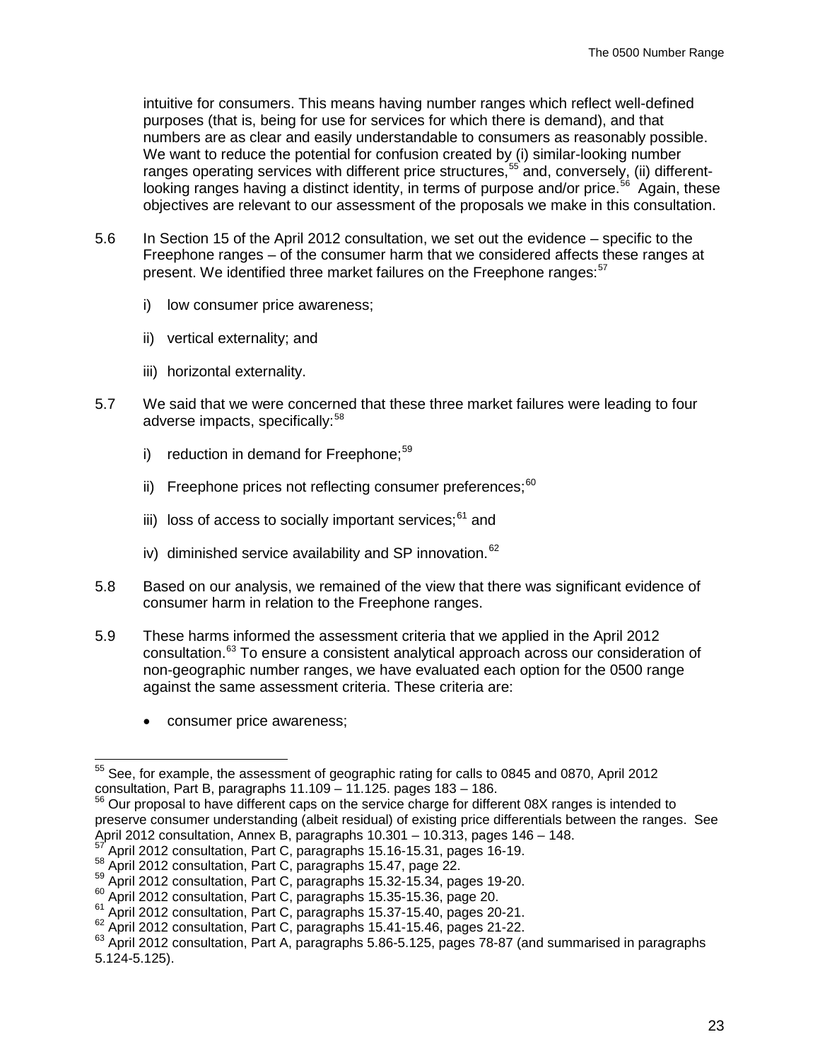intuitive for consumers. This means having number ranges which reflect well-defined purposes (that is, being for use for services for which there is demand), and that numbers are as clear and easily understandable to consumers as reasonably possible. We want to reduce the potential for confusion created by (i) similar-looking number ranges operating services with different price structures,[55] and, conversely, (ii) different-looking ranges having a distinct identity, in terms of purpose and/or price.[56] Again, these objectives are relevant to our assessment of the proposals we make in this consultation.

5.6 In Section 15 of the April 2012 consultation, we set out the evidence – specific to the Freephone ranges – of the consumer harm that we considered affects these ranges at present. We identified three market failures on the Freephone ranges:[57]

i) low consumer price awareness;

ii) vertical externality; and

iii) horizontal externality.

5.7 We said that we were concerned that these three market failures were leading to four adverse impacts, specifically:[58]

i) reduction in demand for Freephone;[59]

ii) Freephone prices not reflecting consumer preferences;[60]

iii) loss of access to socially important services;[61] and

iv) diminished service availability and SP innovation.[62]

5.8 Based on our analysis, we remained of the view that there was significant evidence of consumer harm in relation to the Freephone ranges.

5.9 These harms informed the assessment criteria that we applied in the April 2012 consultation.[63] To ensure a consistent analytical approach across our consideration of non-geographic number ranges, we have evaluated each option for the 0500 range against the same assessment criteria. These criteria are:

- consumer price awareness;

---

[55] See, for example, the assessment of geographic rating for calls to 0845 and 0870, April 2012 consultation, Part B, paragraphs 11.109 – 11.125. pages 183 – 186.

[56] Our proposal to have different caps on the service charge for different 08X ranges is intended to preserve consumer understanding (albeit residual) of existing price differentials between the ranges. See April 2012 consultation, Annex B, paragraphs 10.301 – 10.313, pages 146 – 148.

[57] April 2012 consultation, Part C, paragraphs 15.16-15.31, pages 16-19.

[58] April 2012 consultation, Part C, paragraphs 15.47, page 22.

[59] April 2012 consultation, Part C, paragraphs 15.32-15.34, pages 19-20.

[60] April 2012 consultation, Part C, paragraphs 15.35-15.36, page 20.

[61] April 2012 consultation, Part C, paragraphs 15.37-15.40, pages 20-21.

[62] April 2012 consultation, Part C, paragraphs 15.41-15.46, pages 21-22.

[63] April 2012 consultation, Part A, paragraphs 5.86-5.125, pages 78-87 (and summarised in paragraphs 5.124-5.125).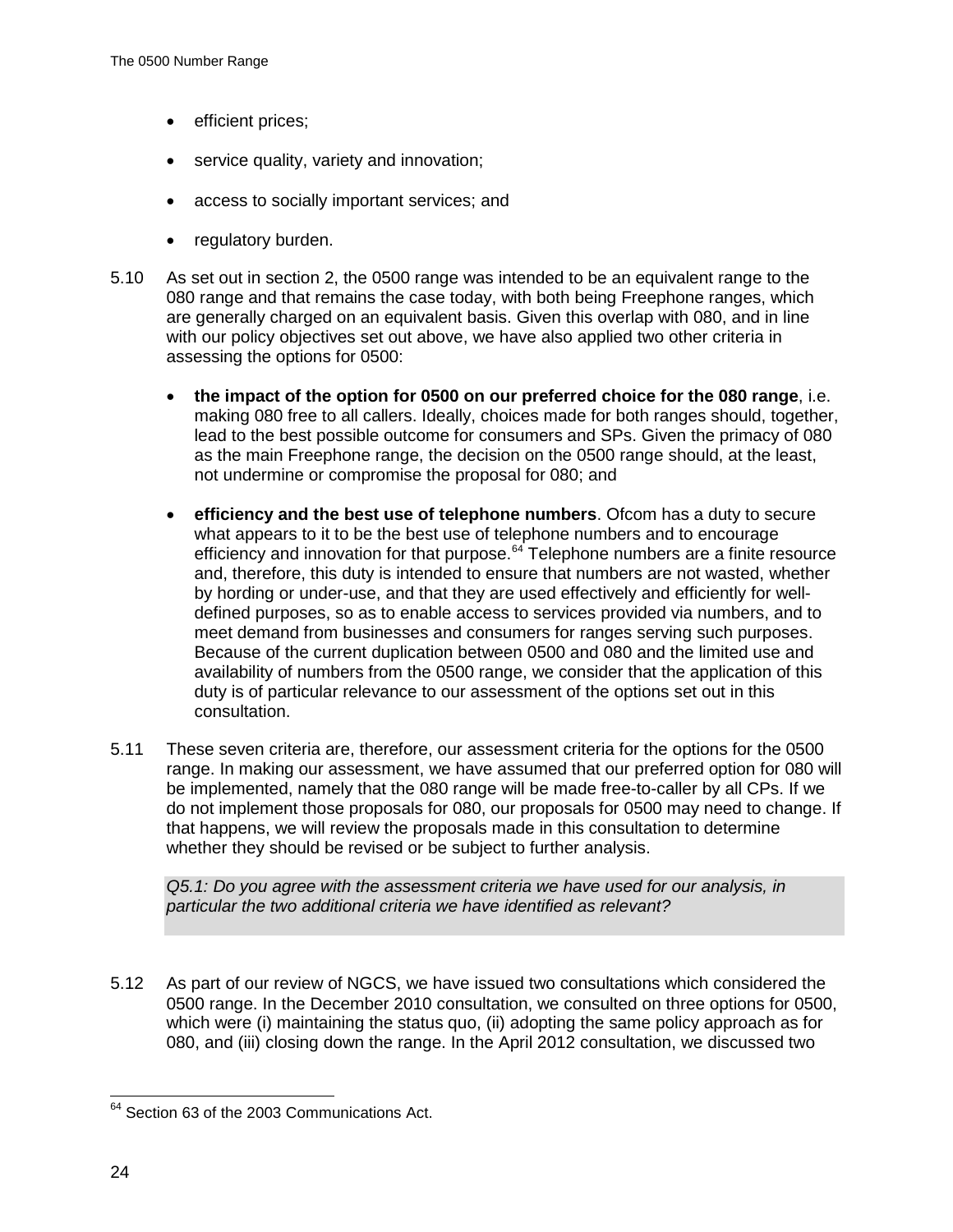- efficient prices;
- service quality, variety and innovation;
- access to socially important services; and
- regulatory burden.

5.10 As set out in section 2, the 0500 range was intended to be an equivalent range to the 080 range and that remains the case today, with both being Freephone ranges, which are generally charged on an equivalent basis. Given this overlap with 080, and in line with our policy objectives set out above, we have also applied two other criteria in assessing the options for 0500:

- **the impact of the option for 0500 on our preferred choice for the 080 range**, i.e. making 080 free to all callers. Ideally, choices made for both ranges should, together, lead to the best possible outcome for consumers and SPs. Given the primacy of 080 as the main Freephone range, the decision on the 0500 range should, at the least, not undermine or compromise the proposal for 080; and
- **efficiency and the best use of telephone numbers**. Ofcom has a duty to secure what appears to it to be the best use of telephone numbers and to encourage efficiency and innovation for that purpose.[64] Telephone numbers are a finite resource and, therefore, this duty is intended to ensure that numbers are not wasted, whether by hording or under-use, and that they are used effectively and efficiently for well-defined purposes, so as to enable access to services provided via numbers, and to meet demand from businesses and consumers for ranges serving such purposes. Because of the current duplication between 0500 and 080 and the limited use and availability of numbers from the 0500 range, we consider that the application of this duty is of particular relevance to our assessment of the options set out in this consultation.

5.11 These seven criteria are, therefore, our assessment criteria for the options for the 0500 range. In making our assessment, we have assumed that our preferred option for 080 will be implemented, namely that the 080 range will be made free-to-caller by all CPs. If we do not implement those proposals for 080, our proposals for 0500 may need to change. If that happens, we will review the proposals made in this consultation to determine whether they should be revised or be subject to further analysis.

*Q5.1: Do you agree with the assessment criteria we have used for our analysis, in particular the two additional criteria we have identified as relevant?*

5.12 As part of our review of NGCS, we have issued two consultations which considered the 0500 range. In the December 2010 consultation, we consulted on three options for 0500, which were (i) maintaining the status quo, (ii) adopting the same policy approach as for 080, and (iii) closing down the range. In the April 2012 consultation, we discussed two

[64] Section 63 of the 2003 Communications Act.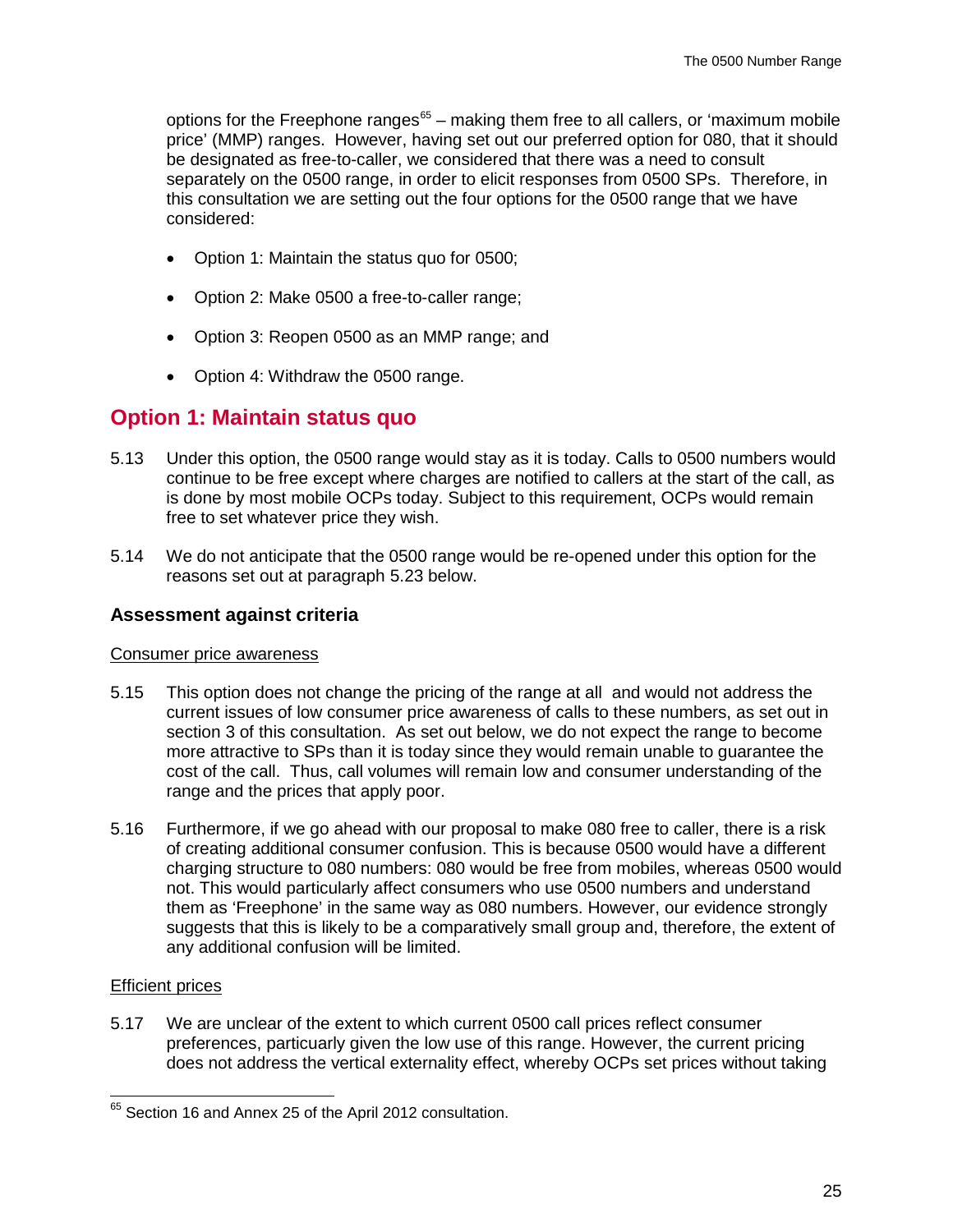options for the Freephone ranges[65] – making them free to all callers, or 'maximum mobile price' (MMP) ranges. However, having set out our preferred option for 080, that it should be designated as free-to-caller, we considered that there was a need to consult separately on the 0500 range, in order to elicit responses from 0500 SPs. Therefore, in this consultation we are setting out the four options for the 0500 range that we have considered:

- Option 1: Maintain the status quo for 0500;
- Option 2: Make 0500 a free-to-caller range;
- Option 3: Reopen 0500 as an MMP range; and
- Option 4: Withdraw the 0500 range.

## Option 1: Maintain status quo

5.13 Under this option, the 0500 range would stay as it is today. Calls to 0500 numbers would continue to be free except where charges are notified to callers at the start of the call, as is done by most mobile OCPs today. Subject to this requirement, OCPs would remain free to set whatever price they wish.

5.14 We do not anticipate that the 0500 range would be re-opened under this option for the reasons set out at paragraph 5.23 below.

### Assessment against criteria

<u>Consumer price awareness</u>

5.15 This option does not change the pricing of the range at all and would not address the current issues of low consumer price awareness of calls to these numbers, as set out in section 3 of this consultation. As set out below, we do not expect the range to become more attractive to SPs than it is today since they would remain unable to guarantee the cost of the call. Thus, call volumes will remain low and consumer understanding of the range and the prices that apply poor.

5.16 Furthermore, if we go ahead with our proposal to make 080 free to caller, there is a risk of creating additional consumer confusion. This is because 0500 would have a different charging structure to 080 numbers: 080 would be free from mobiles, whereas 0500 would not. This would particularly affect consumers who use 0500 numbers and understand them as 'Freephone' in the same way as 080 numbers. However, our evidence strongly suggests that this is likely to be a comparatively small group and, therefore, the extent of any additional confusion will be limited.

<u>Efficient prices</u>

5.17 We are unclear of the extent to which current 0500 call prices reflect consumer preferences, particuarly given the low use of this range. However, the current pricing does not address the vertical externality effect, whereby OCPs set prices without taking

[65] Section 16 and Annex 25 of the April 2012 consultation.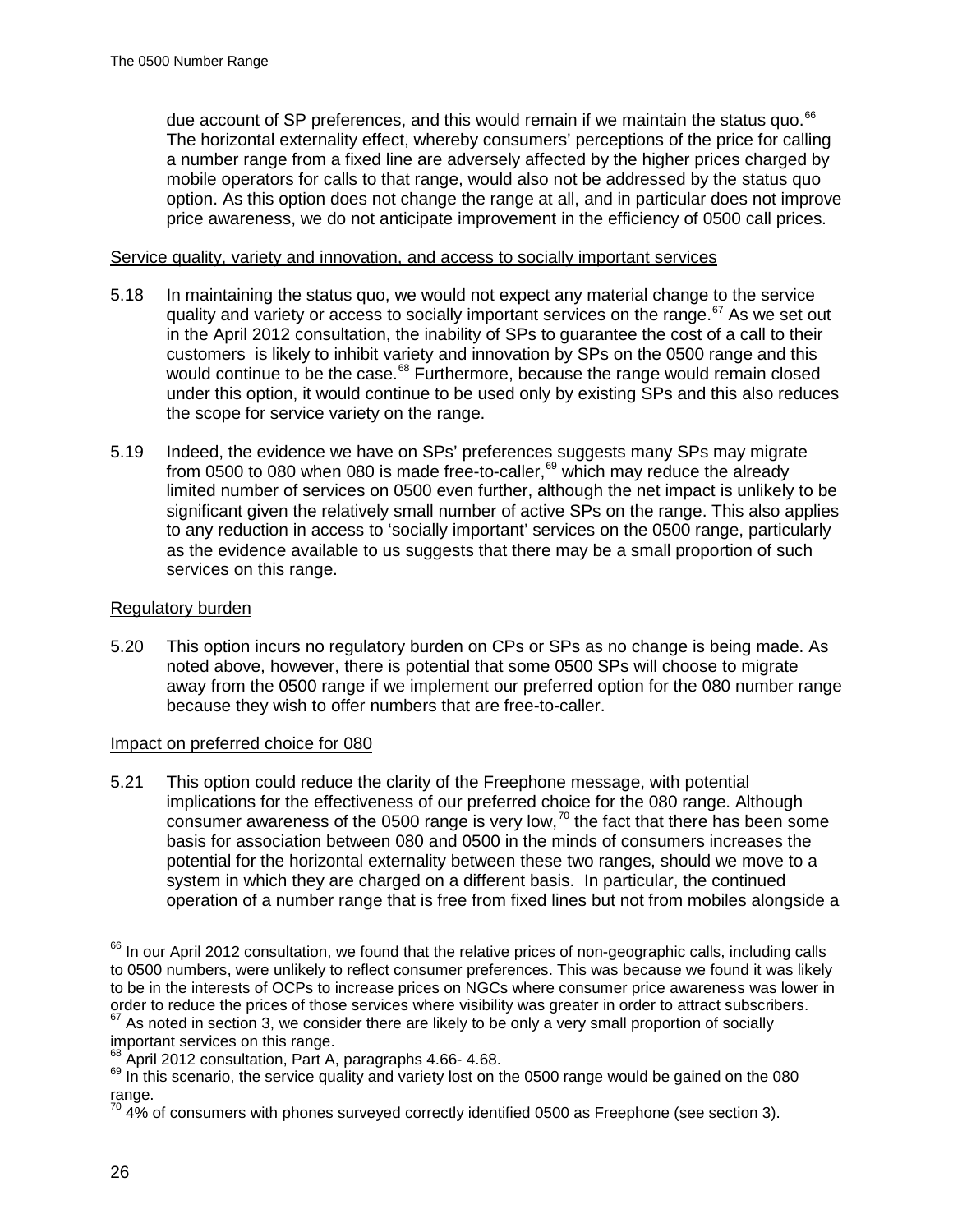due account of SP preferences, and this would remain if we maintain the status quo.[66] The horizontal externality effect, whereby consumers' perceptions of the price for calling a number range from a fixed line are adversely affected by the higher prices charged by mobile operators for calls to that range, would also not be addressed by the status quo option. As this option does not change the range at all, and in particular does not improve price awareness, we do not anticipate improvement in the efficiency of 0500 call prices.

Service quality, variety and innovation, and access to socially important services

5.18 In maintaining the status quo, we would not expect any material change to the service quality and variety or access to socially important services on the range.[67] As we set out in the April 2012 consultation, the inability of SPs to guarantee the cost of a call to their customers is likely to inhibit variety and innovation by SPs on the 0500 range and this would continue to be the case.[68] Furthermore, because the range would remain closed under this option, it would continue to be used only by existing SPs and this also reduces the scope for service variety on the range.

5.19 Indeed, the evidence we have on SPs' preferences suggests many SPs may migrate from 0500 to 080 when 080 is made free-to-caller,[69] which may reduce the already limited number of services on 0500 even further, although the net impact is unlikely to be significant given the relatively small number of active SPs on the range. This also applies to any reduction in access to 'socially important' services on the 0500 range, particularly as the evidence available to us suggests that there may be a small proportion of such services on this range.

Regulatory burden

5.20 This option incurs no regulatory burden on CPs or SPs as no change is being made. As noted above, however, there is potential that some 0500 SPs will choose to migrate away from the 0500 range if we implement our preferred option for the 080 number range because they wish to offer numbers that are free-to-caller.

Impact on preferred choice for 080

5.21 This option could reduce the clarity of the Freephone message, with potential implications for the effectiveness of our preferred choice for the 080 range. Although consumer awareness of the 0500 range is very low,[70] the fact that there has been some basis for association between 080 and 0500 in the minds of consumers increases the potential for the horizontal externality between these two ranges, should we move to a system in which they are charged on a different basis. In particular, the continued operation of a number range that is free from fixed lines but not from mobiles alongside a

---

[66] In our April 2012 consultation, we found that the relative prices of non-geographic calls, including calls to 0500 numbers, were unlikely to reflect consumer preferences. This was because we found it was likely to be in the interests of OCPs to increase prices on NGCs where consumer price awareness was lower in order to reduce the prices of those services where visibility was greater in order to attract subscribers.

[67] As noted in section 3, we consider there are likely to be only a very small proportion of socially important services on this range.

[68] April 2012 consultation, Part A, paragraphs 4.66- 4.68.

[69] In this scenario, the service quality and variety lost on the 0500 range would be gained on the 080 range.

[70] 4% of consumers with phones surveyed correctly identified 0500 as Freephone (see section 3).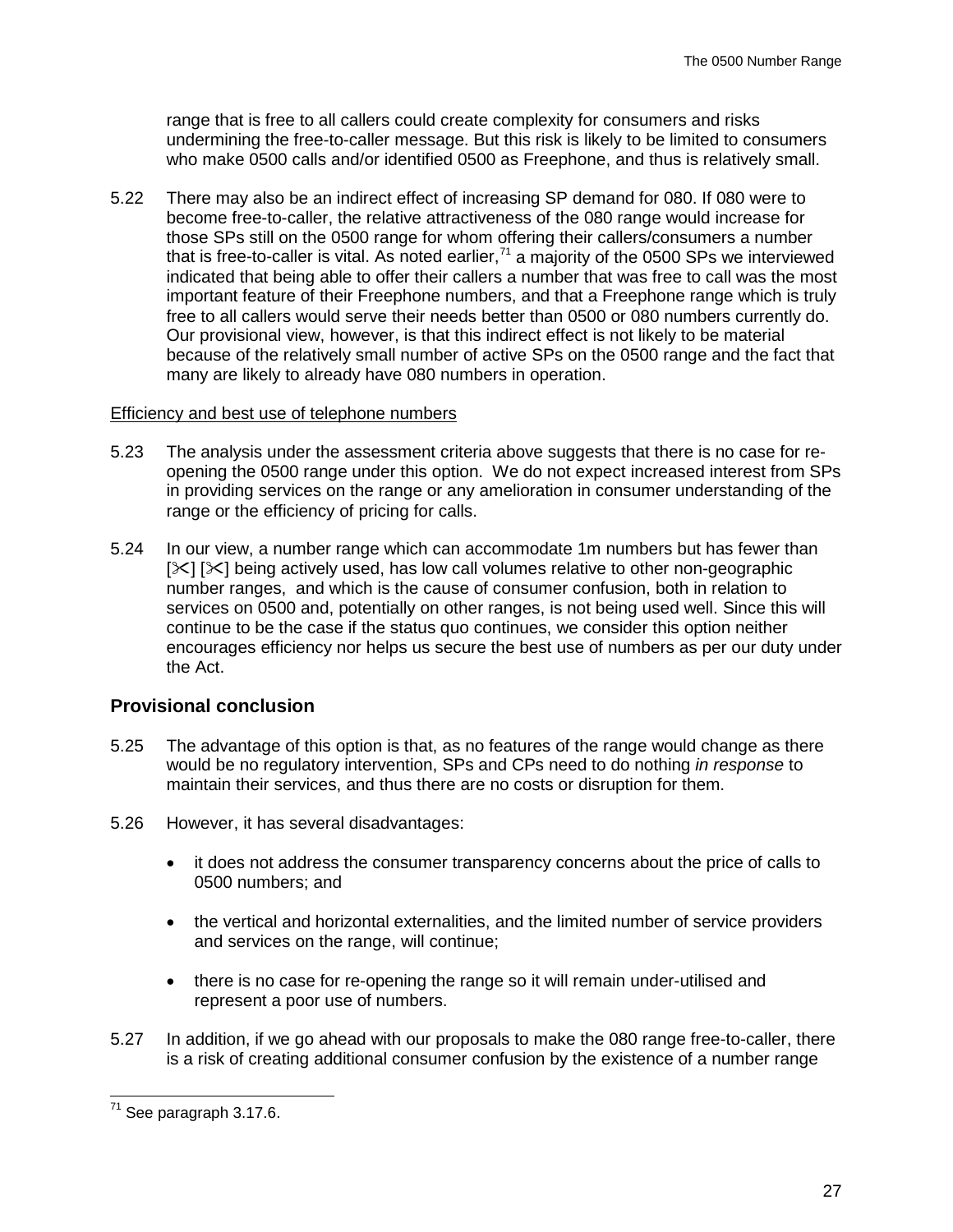range that is free to all callers could create complexity for consumers and risks undermining the free-to-caller message. But this risk is likely to be limited to consumers who make 0500 calls and/or identified 0500 as Freephone, and thus is relatively small.

5.22 There may also be an indirect effect of increasing SP demand for 080. If 080 were to become free-to-caller, the relative attractiveness of the 080 range would increase for those SPs still on the 0500 range for whom offering their callers/consumers a number that is free-to-caller is vital. As noted earlier,[71] a majority of the 0500 SPs we interviewed indicated that being able to offer their callers a number that was free to call was the most important feature of their Freephone numbers, and that a Freephone range which is truly free to all callers would serve their needs better than 0500 or 080 numbers currently do. Our provisional view, however, is that this indirect effect is not likely to be material because of the relatively small number of active SPs on the 0500 range and the fact that many are likely to already have 080 numbers in operation.

<u>Efficiency and best use of telephone numbers</u>

5.23 The analysis under the assessment criteria above suggests that there is no case for re-opening the 0500 range under this option. We do not expect increased interest from SPs in providing services on the range or any amelioration in consumer understanding of the range or the efficiency of pricing for calls.

5.24 In our view, a number range which can accommodate 1m numbers but has fewer than [✂] [✂] being actively used, has low call volumes relative to other non-geographic number ranges, and which is the cause of consumer confusion, both in relation to services on 0500 and, potentially on other ranges, is not being used well. Since this will continue to be the case if the status quo continues, we consider this option neither encourages efficiency nor helps us secure the best use of numbers as per our duty under the Act.

## Provisional conclusion

5.25 The advantage of this option is that, as no features of the range would change as there would be no regulatory intervention, SPs and CPs need to do nothing *in response* to maintain their services, and thus there are no costs or disruption for them.

5.26 However, it has several disadvantages:

- it does not address the consumer transparency concerns about the price of calls to 0500 numbers; and
- the vertical and horizontal externalities, and the limited number of service providers and services on the range, will continue;
- there is no case for re-opening the range so it will remain under-utilised and represent a poor use of numbers.

5.27 In addition, if we go ahead with our proposals to make the 080 range free-to-caller, there is a risk of creating additional consumer confusion by the existence of a number range

[71] See paragraph 3.17.6.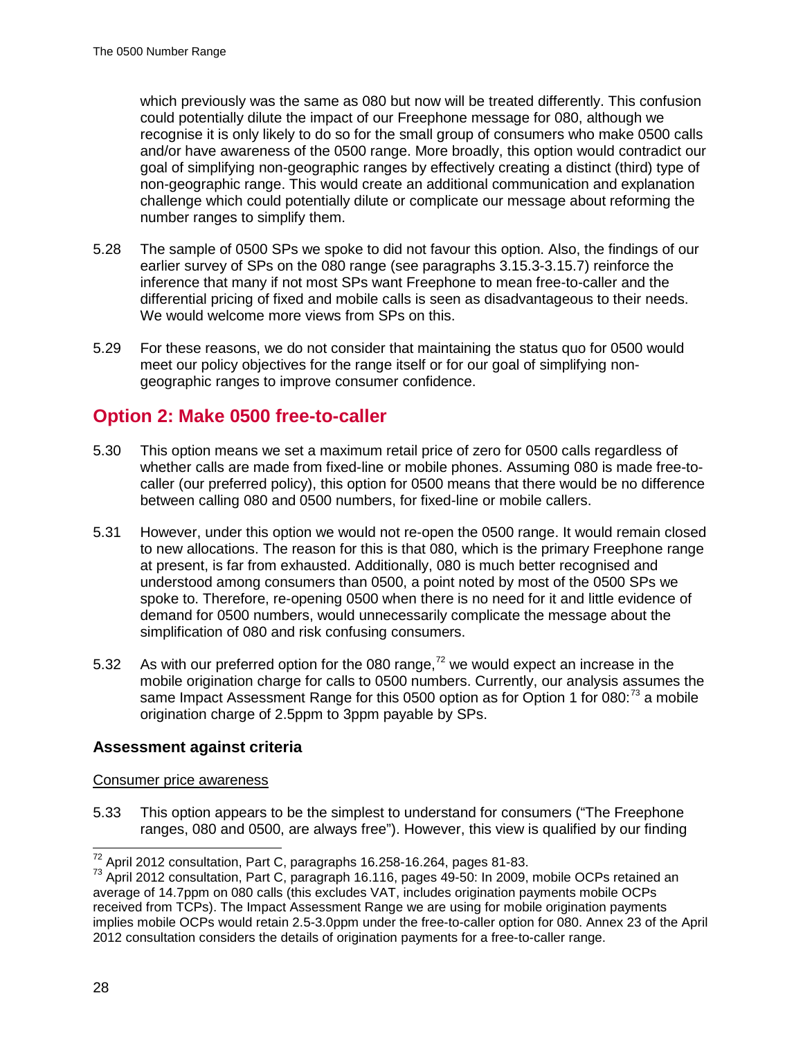which previously was the same as 080 but now will be treated differently. This confusion could potentially dilute the impact of our Freephone message for 080, although we recognise it is only likely to do so for the small group of consumers who make 0500 calls and/or have awareness of the 0500 range. More broadly, this option would contradict our goal of simplifying non-geographic ranges by effectively creating a distinct (third) type of non-geographic range. This would create an additional communication and explanation challenge which could potentially dilute or complicate our message about reforming the number ranges to simplify them.

5.28 The sample of 0500 SPs we spoke to did not favour this option. Also, the findings of our earlier survey of SPs on the 080 range (see paragraphs 3.15.3-3.15.7) reinforce the inference that many if not most SPs want Freephone to mean free-to-caller and the differential pricing of fixed and mobile calls is seen as disadvantageous to their needs. We would welcome more views from SPs on this.

5.29 For these reasons, we do not consider that maintaining the status quo for 0500 would meet our policy objectives for the range itself or for our goal of simplifying non-geographic ranges to improve consumer confidence.

## Option 2: Make 0500 free-to-caller

5.30 This option means we set a maximum retail price of zero for 0500 calls regardless of whether calls are made from fixed-line or mobile phones. Assuming 080 is made free-to-caller (our preferred policy), this option for 0500 means that there would be no difference between calling 080 and 0500 numbers, for fixed-line or mobile callers.

5.31 However, under this option we would not re-open the 0500 range. It would remain closed to new allocations. The reason for this is that 080, which is the primary Freephone range at present, is far from exhausted. Additionally, 080 is much better recognised and understood among consumers than 0500, a point noted by most of the 0500 SPs we spoke to. Therefore, re-opening 0500 when there is no need for it and little evidence of demand for 0500 numbers, would unnecessarily complicate the message about the simplification of 080 and risk confusing consumers.

5.32 As with our preferred option for the 080 range,[72] we would expect an increase in the mobile origination charge for calls to 0500 numbers. Currently, our analysis assumes the same Impact Assessment Range for this 0500 option as for Option 1 for 080:[73] a mobile origination charge of 2.5ppm to 3ppm payable by SPs.

### Assessment against criteria

Consumer price awareness

5.33 This option appears to be the simplest to understand for consumers ("The Freephone ranges, 080 and 0500, are always free"). However, this view is qualified by our finding

[72] April 2012 consultation, Part C, paragraphs 16.258-16.264, pages 81-83.

[73] April 2012 consultation, Part C, paragraph 16.116, pages 49-50: In 2009, mobile OCPs retained an average of 14.7ppm on 080 calls (this excludes VAT, includes origination payments mobile OCPs received from TCPs). The Impact Assessment Range we are using for mobile origination payments implies mobile OCPs would retain 2.5-3.0ppm under the free-to-caller option for 080. Annex 23 of the April 2012 consultation considers the details of origination payments for a free-to-caller range.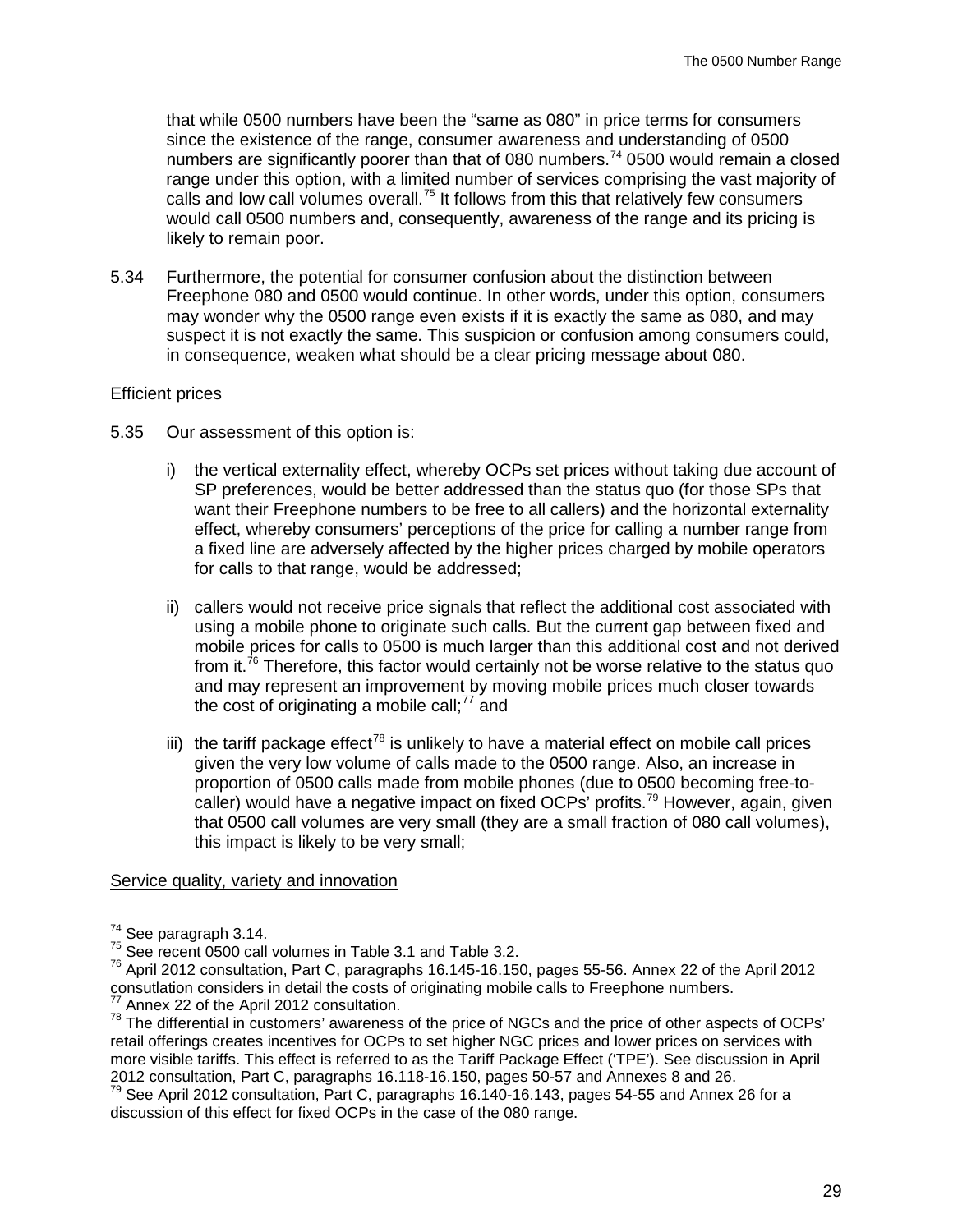that while 0500 numbers have been the "same as 080" in price terms for consumers since the existence of the range, consumer awareness and understanding of 0500 numbers are significantly poorer than that of 080 numbers.[74] 0500 would remain a closed range under this option, with a limited number of services comprising the vast majority of calls and low call volumes overall.[75] It follows from this that relatively few consumers would call 0500 numbers and, consequently, awareness of the range and its pricing is likely to remain poor.

5.34 Furthermore, the potential for consumer confusion about the distinction between Freephone 080 and 0500 would continue. In other words, under this option, consumers may wonder why the 0500 range even exists if it is exactly the same as 080, and may suspect it is not exactly the same. This suspicion or confusion among consumers could, in consequence, weaken what should be a clear pricing message about 080.

Efficient prices

5.35 Our assessment of this option is:

i) the vertical externality effect, whereby OCPs set prices without taking due account of SP preferences, would be better addressed than the status quo (for those SPs that want their Freephone numbers to be free to all callers) and the horizontal externality effect, whereby consumers' perceptions of the price for calling a number range from a fixed line are adversely affected by the higher prices charged by mobile operators for calls to that range, would be addressed;

ii) callers would not receive price signals that reflect the additional cost associated with using a mobile phone to originate such calls. But the current gap between fixed and mobile prices for calls to 0500 is much larger than this additional cost and not derived from it.[76] Therefore, this factor would certainly not be worse relative to the status quo and may represent an improvement by moving mobile prices much closer towards the cost of originating a mobile call;[77] and

iii) the tariff package effect[78] is unlikely to have a material effect on mobile call prices given the very low volume of calls made to the 0500 range. Also, an increase in proportion of 0500 calls made from mobile phones (due to 0500 becoming free-to-caller) would have a negative impact on fixed OCPs' profits.[79] However, again, given that 0500 call volumes are very small (they are a small fraction of 080 call volumes), this impact is likely to be very small;

Service quality, variety and innovation

---

[74] See paragraph 3.14.

[75] See recent 0500 call volumes in Table 3.1 and Table 3.2.

[76] April 2012 consultation, Part C, paragraphs 16.145-16.150, pages 55-56. Annex 22 of the April 2012 consutlation considers in detail the costs of originating mobile calls to Freephone numbers.

[77] Annex 22 of the April 2012 consultation.

[78] The differential in customers' awareness of the price of NGCs and the price of other aspects of OCPs' retail offerings creates incentives for OCPs to set higher NGC prices and lower prices on services with more visible tariffs. This effect is referred to as the Tariff Package Effect ('TPE'). See discussion in April 2012 consultation, Part C, paragraphs 16.118-16.150, pages 50-57 and Annexes 8 and 26.

[79] See April 2012 consultation, Part C, paragraphs 16.140-16.143, pages 54-55 and Annex 26 for a discussion of this effect for fixed OCPs in the case of the 080 range.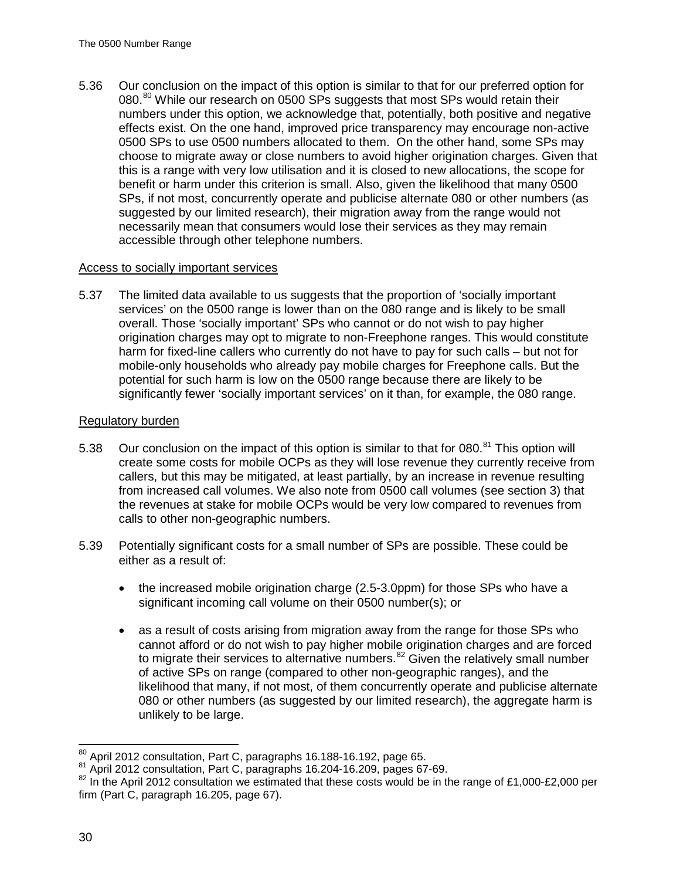5.36 Our conclusion on the impact of this option is similar to that for our preferred option for 080.[80] While our research on 0500 SPs suggests that most SPs would retain their numbers under this option, we acknowledge that, potentially, both positive and negative effects exist. On the one hand, improved price transparency may encourage non-active 0500 SPs to use 0500 numbers allocated to them. On the other hand, some SPs may choose to migrate away or close numbers to avoid higher origination charges. Given that this is a range with very low utilisation and it is closed to new allocations, the scope for benefit or harm under this criterion is small. Also, given the likelihood that many 0500 SPs, if not most, concurrently operate and publicise alternate 080 or other numbers (as suggested by our limited research), their migration away from the range would not necessarily mean that consumers would lose their services as they may remain accessible through other telephone numbers.

Access to socially important services

5.37 The limited data available to us suggests that the proportion of 'socially important services' on the 0500 range is lower than on the 080 range and is likely to be small overall. Those 'socially important' SPs who cannot or do not wish to pay higher origination charges may opt to migrate to non-Freephone ranges. This would constitute harm for fixed-line callers who currently do not have to pay for such calls – but not for mobile-only households who already pay mobile charges for Freephone calls. But the potential for such harm is low on the 0500 range because there are likely to be significantly fewer 'socially important services' on it than, for example, the 080 range.

Regulatory burden

5.38 Our conclusion on the impact of this option is similar to that for 080.[81] This option will create some costs for mobile OCPs as they will lose revenue they currently receive from callers, but this may be mitigated, at least partially, by an increase in revenue resulting from increased call volumes. We also note from 0500 call volumes (see section 3) that the revenues at stake for mobile OCPs would be very low compared to revenues from calls to other non-geographic numbers.

5.39 Potentially significant costs for a small number of SPs are possible. These could be either as a result of:

- the increased mobile origination charge (2.5-3.0ppm) for those SPs who have a significant incoming call volume on their 0500 number(s); or
- as a result of costs arising from migration away from the range for those SPs who cannot afford or do not wish to pay higher mobile origination charges and are forced to migrate their services to alternative numbers.[82] Given the relatively small number of active SPs on range (compared to other non-geographic ranges), and the likelihood that many, if not most, of them concurrently operate and publicise alternate 080 or other numbers (as suggested by our limited research), the aggregate harm is unlikely to be large.

[80] April 2012 consultation, Part C, paragraphs 16.188-16.192, page 65.
[81] April 2012 consultation, Part C, paragraphs 16.204-16.209, pages 67-69.
[82] In the April 2012 consultation we estimated that these costs would be in the range of £1,000-£2,000 per firm (Part C, paragraph 16.205, page 67).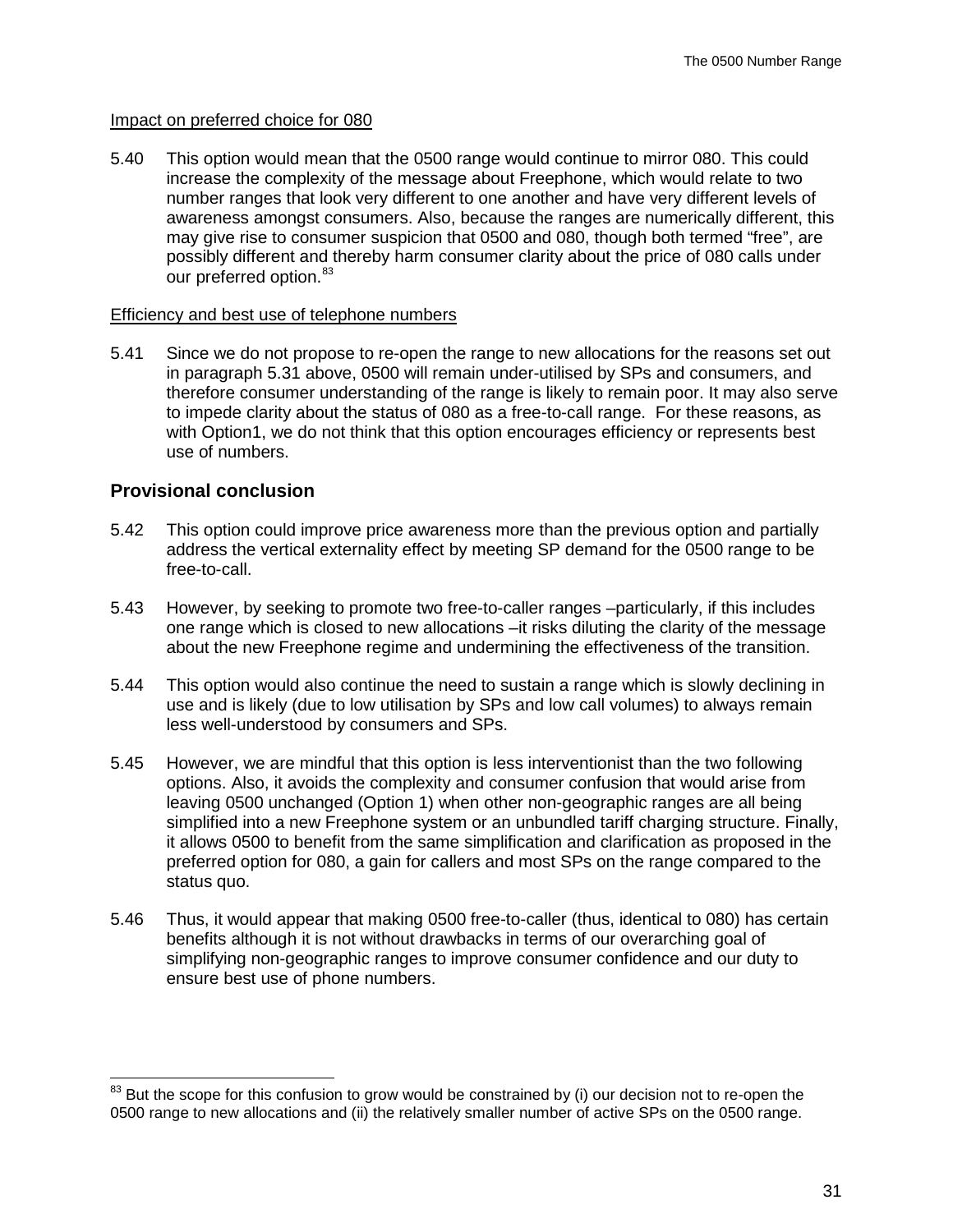Impact on preferred choice for 080

5.40 This option would mean that the 0500 range would continue to mirror 080. This could increase the complexity of the message about Freephone, which would relate to two number ranges that look very different to one another and have very different levels of awareness amongst consumers. Also, because the ranges are numerically different, this may give rise to consumer suspicion that 0500 and 080, though both termed "free", are possibly different and thereby harm consumer clarity about the price of 080 calls under our preferred option.[83]

Efficiency and best use of telephone numbers

5.41 Since we do not propose to re-open the range to new allocations for the reasons set out in paragraph 5.31 above, 0500 will remain under-utilised by SPs and consumers, and therefore consumer understanding of the range is likely to remain poor. It may also serve to impede clarity about the status of 080 as a free-to-call range. For these reasons, as with Option1, we do not think that this option encourages efficiency or represents best use of numbers.

## Provisional conclusion

5.42 This option could improve price awareness more than the previous option and partially address the vertical externality effect by meeting SP demand for the 0500 range to be free-to-call.

5.43 However, by seeking to promote two free-to-caller ranges –particularly, if this includes one range which is closed to new allocations –it risks diluting the clarity of the message about the new Freephone regime and undermining the effectiveness of the transition.

5.44 This option would also continue the need to sustain a range which is slowly declining in use and is likely (due to low utilisation by SPs and low call volumes) to always remain less well-understood by consumers and SPs.

5.45 However, we are mindful that this option is less interventionist than the two following options. Also, it avoids the complexity and consumer confusion that would arise from leaving 0500 unchanged (Option 1) when other non-geographic ranges are all being simplified into a new Freephone system or an unbundled tariff charging structure. Finally, it allows 0500 to benefit from the same simplification and clarification as proposed in the preferred option for 080, a gain for callers and most SPs on the range compared to the status quo.

5.46 Thus, it would appear that making 0500 free-to-caller (thus, identical to 080) has certain benefits although it is not without drawbacks in terms of our overarching goal of simplifying non-geographic ranges to improve consumer confidence and our duty to ensure best use of phone numbers.

[83] But the scope for this confusion to grow would be constrained by (i) our decision not to re-open the 0500 range to new allocations and (ii) the relatively smaller number of active SPs on the 0500 range.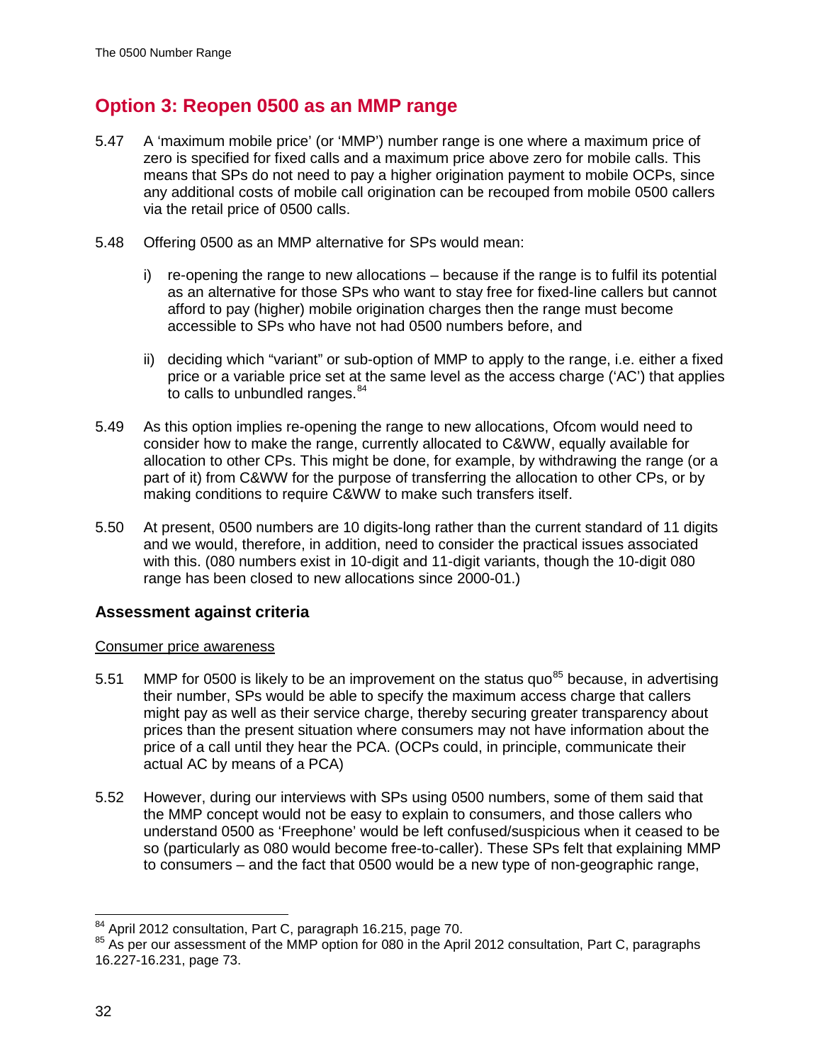## Option 3: Reopen 0500 as an MMP range

5.47 A 'maximum mobile price' (or 'MMP') number range is one where a maximum price of zero is specified for fixed calls and a maximum price above zero for mobile calls. This means that SPs do not need to pay a higher origination payment to mobile OCPs, since any additional costs of mobile call origination can be recouped from mobile 0500 callers via the retail price of 0500 calls.

5.48 Offering 0500 as an MMP alternative for SPs would mean:

i) re-opening the range to new allocations – because if the range is to fulfil its potential as an alternative for those SPs who want to stay free for fixed-line callers but cannot afford to pay (higher) mobile origination charges then the range must become accessible to SPs who have not had 0500 numbers before, and

ii) deciding which "variant" or sub-option of MMP to apply to the range, i.e. either a fixed price or a variable price set at the same level as the access charge ('AC') that applies to calls to unbundled ranges.[84]

5.49 As this option implies re-opening the range to new allocations, Ofcom would need to consider how to make the range, currently allocated to C&WW, equally available for allocation to other CPs. This might be done, for example, by withdrawing the range (or a part of it) from C&WW for the purpose of transferring the allocation to other CPs, or by making conditions to require C&WW to make such transfers itself.

5.50 At present, 0500 numbers are 10 digits-long rather than the current standard of 11 digits and we would, therefore, in addition, need to consider the practical issues associated with this. (080 numbers exist in 10-digit and 11-digit variants, though the 10-digit 080 range has been closed to new allocations since 2000-01.)

### Assessment against criteria

Consumer price awareness

5.51 MMP for 0500 is likely to be an improvement on the status quo[85] because, in advertising their number, SPs would be able to specify the maximum access charge that callers might pay as well as their service charge, thereby securing greater transparency about prices than the present situation where consumers may not have information about the price of a call until they hear the PCA. (OCPs could, in principle, communicate their actual AC by means of a PCA)

5.52 However, during our interviews with SPs using 0500 numbers, some of them said that the MMP concept would not be easy to explain to consumers, and those callers who understand 0500 as 'Freephone' would be left confused/suspicious when it ceased to be so (particularly as 080 would become free-to-caller). These SPs felt that explaining MMP to consumers – and the fact that 0500 would be a new type of non-geographic range,

[84] April 2012 consultation, Part C, paragraph 16.215, page 70.

[85] As per our assessment of the MMP option for 080 in the April 2012 consultation, Part C, paragraphs 16.227-16.231, page 73.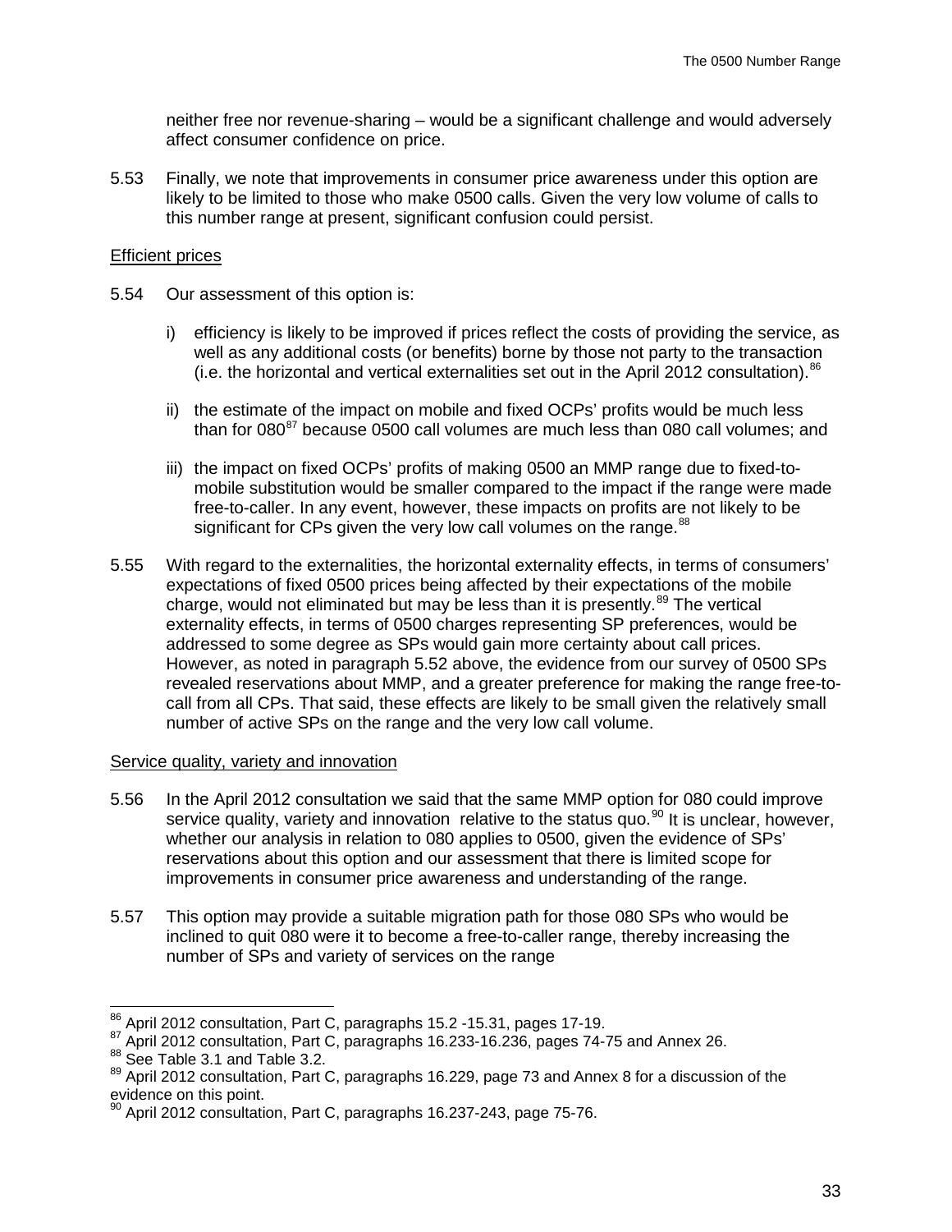neither free nor revenue-sharing – would be a significant challenge and would adversely affect consumer confidence on price.

5.53 Finally, we note that improvements in consumer price awareness under this option are likely to be limited to those who make 0500 calls. Given the very low volume of calls to this number range at present, significant confusion could persist.

Efficient prices

5.54 Our assessment of this option is:

i) efficiency is likely to be improved if prices reflect the costs of providing the service, as well as any additional costs (or benefits) borne by those not party to the transaction (i.e. the horizontal and vertical externalities set out in the April 2012 consultation).[86]

ii) the estimate of the impact on mobile and fixed OCPs' profits would be much less than for 080[87] because 0500 call volumes are much less than 080 call volumes; and

iii) the impact on fixed OCPs' profits of making 0500 an MMP range due to fixed-to-mobile substitution would be smaller compared to the impact if the range were made free-to-caller. In any event, however, these impacts on profits are not likely to be significant for CPs given the very low call volumes on the range.[88]

5.55 With regard to the externalities, the horizontal externality effects, in terms of consumers' expectations of fixed 0500 prices being affected by their expectations of the mobile charge, would not eliminated but may be less than it is presently.[89] The vertical externality effects, in terms of 0500 charges representing SP preferences, would be addressed to some degree as SPs would gain more certainty about call prices. However, as noted in paragraph 5.52 above, the evidence from our survey of 0500 SPs revealed reservations about MMP, and a greater preference for making the range free-to-call from all CPs. That said, these effects are likely to be small given the relatively small number of active SPs on the range and the very low call volume.

Service quality, variety and innovation

5.56 In the April 2012 consultation we said that the same MMP option for 080 could improve service quality, variety and innovation relative to the status quo.[90] It is unclear, however, whether our analysis in relation to 080 applies to 0500, given the evidence of SPs' reservations about this option and our assessment that there is limited scope for improvements in consumer price awareness and understanding of the range.

5.57 This option may provide a suitable migration path for those 080 SPs who would be inclined to quit 080 were it to become a free-to-caller range, thereby increasing the number of SPs and variety of services on the range

---

[86] April 2012 consultation, Part C, paragraphs 15.2 -15.31, pages 17-19.

[87] April 2012 consultation, Part C, paragraphs 16.233-16.236, pages 74-75 and Annex 26.

[88] See Table 3.1 and Table 3.2.

[89] April 2012 consultation, Part C, paragraphs 16.229, page 73 and Annex 8 for a discussion of the evidence on this point.

[90] April 2012 consultation, Part C, paragraphs 16.237-243, page 75-76.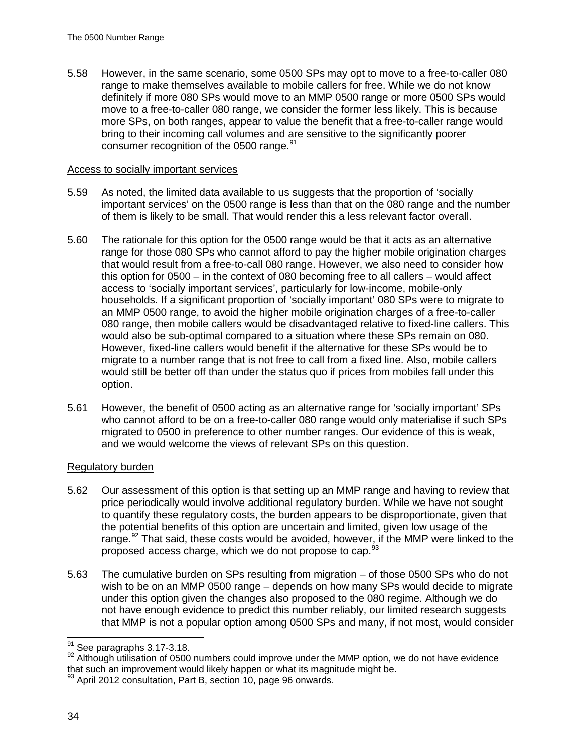5.58 However, in the same scenario, some 0500 SPs may opt to move to a free-to-caller 080 range to make themselves available to mobile callers for free. While we do not know definitely if more 080 SPs would move to an MMP 0500 range or more 0500 SPs would move to a free-to-caller 080 range, we consider the former less likely. This is because more SPs, on both ranges, appear to value the benefit that a free-to-caller range would bring to their incoming call volumes and are sensitive to the significantly poorer consumer recognition of the 0500 range.[91]

Access to socially important services

5.59 As noted, the limited data available to us suggests that the proportion of 'socially important services' on the 0500 range is less than that on the 080 range and the number of them is likely to be small. That would render this a less relevant factor overall.

5.60 The rationale for this option for the 0500 range would be that it acts as an alternative range for those 080 SPs who cannot afford to pay the higher mobile origination charges that would result from a free-to-call 080 range. However, we also need to consider how this option for 0500 – in the context of 080 becoming free to all callers – would affect access to 'socially important services', particularly for low-income, mobile-only households. If a significant proportion of 'socially important' 080 SPs were to migrate to an MMP 0500 range, to avoid the higher mobile origination charges of a free-to-caller 080 range, then mobile callers would be disadvantaged relative to fixed-line callers. This would also be sub-optimal compared to a situation where these SPs remain on 080. However, fixed-line callers would benefit if the alternative for these SPs would be to migrate to a number range that is not free to call from a fixed line. Also, mobile callers would still be better off than under the status quo if prices from mobiles fall under this option.

5.61 However, the benefit of 0500 acting as an alternative range for 'socially important' SPs who cannot afford to be on a free-to-caller 080 range would only materialise if such SPs migrated to 0500 in preference to other number ranges. Our evidence of this is weak, and we would welcome the views of relevant SPs on this question.

Regulatory burden

5.62 Our assessment of this option is that setting up an MMP range and having to review that price periodically would involve additional regulatory burden. While we have not sought to quantify these regulatory costs, the burden appears to be disproportionate, given that the potential benefits of this option are uncertain and limited, given low usage of the range.[92] That said, these costs would be avoided, however, if the MMP were linked to the proposed access charge, which we do not propose to cap.[93]

5.63 The cumulative burden on SPs resulting from migration – of those 0500 SPs who do not wish to be on an MMP 0500 range – depends on how many SPs would decide to migrate under this option given the changes also proposed to the 080 regime. Although we do not have enough evidence to predict this number reliably, our limited research suggests that MMP is not a popular option among 0500 SPs and many, if not most, would consider

[91] See paragraphs 3.17-3.18.

[92] Although utilisation of 0500 numbers could improve under the MMP option, we do not have evidence that such an improvement would likely happen or what its magnitude might be.

[93] April 2012 consultation, Part B, section 10, page 96 onwards.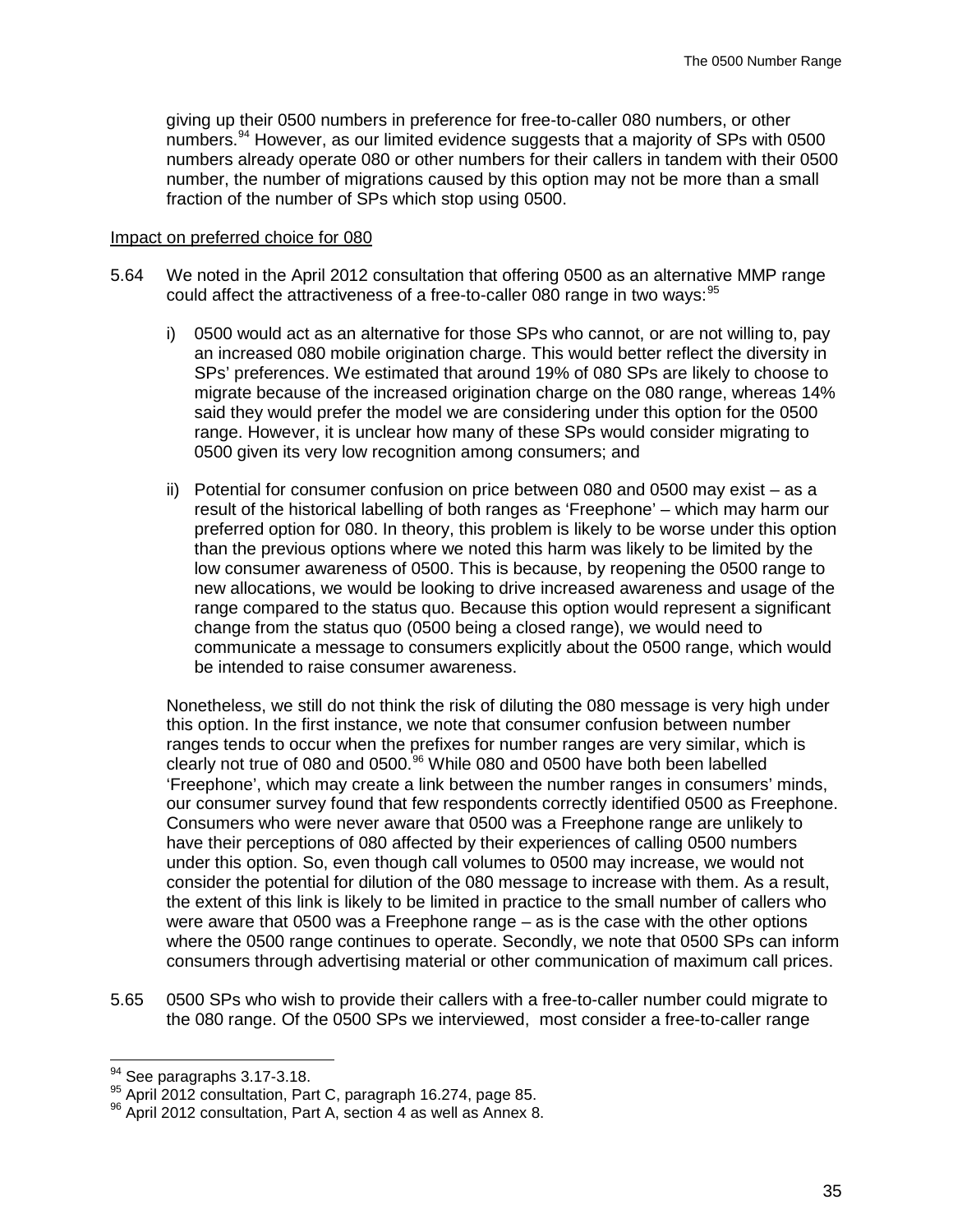giving up their 0500 numbers in preference for free-to-caller 080 numbers, or other numbers.[94] However, as our limited evidence suggests that a majority of SPs with 0500 numbers already operate 080 or other numbers for their callers in tandem with their 0500 number, the number of migrations caused by this option may not be more than a small fraction of the number of SPs which stop using 0500.

<u>Impact on preferred choice for 080</u>

5.64 We noted in the April 2012 consultation that offering 0500 as an alternative MMP range could affect the attractiveness of a free-to-caller 080 range in two ways:[95]

i) 0500 would act as an alternative for those SPs who cannot, or are not willing to, pay an increased 080 mobile origination charge. This would better reflect the diversity in SPs' preferences. We estimated that around 19% of 080 SPs are likely to choose to migrate because of the increased origination charge on the 080 range, whereas 14% said they would prefer the model we are considering under this option for the 0500 range. However, it is unclear how many of these SPs would consider migrating to 0500 given its very low recognition among consumers; and

ii) Potential for consumer confusion on price between 080 and 0500 may exist – as a result of the historical labelling of both ranges as 'Freephone' – which may harm our preferred option for 080. In theory, this problem is likely to be worse under this option than the previous options where we noted this harm was likely to be limited by the low consumer awareness of 0500. This is because, by reopening the 0500 range to new allocations, we would be looking to drive increased awareness and usage of the range compared to the status quo. Because this option would represent a significant change from the status quo (0500 being a closed range), we would need to communicate a message to consumers explicitly about the 0500 range, which would be intended to raise consumer awareness.

Nonetheless, we still do not think the risk of diluting the 080 message is very high under this option. In the first instance, we note that consumer confusion between number ranges tends to occur when the prefixes for number ranges are very similar, which is clearly not true of 080 and 0500.[96] While 080 and 0500 have both been labelled 'Freephone', which may create a link between the number ranges in consumers' minds, our consumer survey found that few respondents correctly identified 0500 as Freephone. Consumers who were never aware that 0500 was a Freephone range are unlikely to have their perceptions of 080 affected by their experiences of calling 0500 numbers under this option. So, even though call volumes to 0500 may increase, we would not consider the potential for dilution of the 080 message to increase with them. As a result, the extent of this link is likely to be limited in practice to the small number of callers who were aware that 0500 was a Freephone range – as is the case with the other options where the 0500 range continues to operate. Secondly, we note that 0500 SPs can inform consumers through advertising material or other communication of maximum call prices.

5.65 0500 SPs who wish to provide their callers with a free-to-caller number could migrate to the 080 range. Of the 0500 SPs we interviewed, most consider a free-to-caller range

---

[94] See paragraphs 3.17-3.18.

[95] April 2012 consultation, Part C, paragraph 16.274, page 85.

[96] April 2012 consultation, Part A, section 4 as well as Annex 8.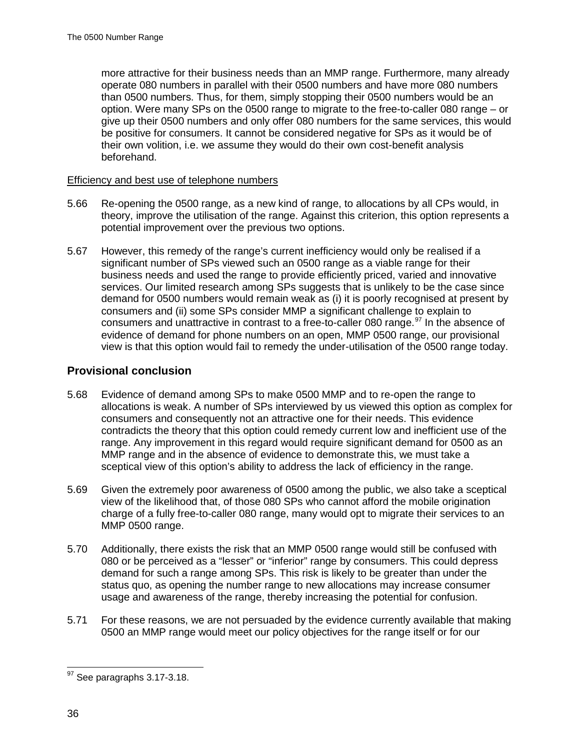more attractive for their business needs than an MMP range. Furthermore, many already operate 080 numbers in parallel with their 0500 numbers and have more 080 numbers than 0500 numbers. Thus, for them, simply stopping their 0500 numbers would be an option. Were many SPs on the 0500 range to migrate to the free-to-caller 080 range – or give up their 0500 numbers and only offer 080 numbers for the same services, this would be positive for consumers. It cannot be considered negative for SPs as it would be of their own volition, i.e. we assume they would do their own cost-benefit analysis beforehand.

Efficiency and best use of telephone numbers

5.66 Re-opening the 0500 range, as a new kind of range, to allocations by all CPs would, in theory, improve the utilisation of the range. Against this criterion, this option represents a potential improvement over the previous two options.

5.67 However, this remedy of the range's current inefficiency would only be realised if a significant number of SPs viewed such an 0500 range as a viable range for their business needs and used the range to provide efficiently priced, varied and innovative services. Our limited research among SPs suggests that is unlikely to be the case since demand for 0500 numbers would remain weak as (i) it is poorly recognised at present by consumers and (ii) some SPs consider MMP a significant challenge to explain to consumers and unattractive in contrast to a free-to-caller 080 range.[97] In the absence of evidence of demand for phone numbers on an open, MMP 0500 range, our provisional view is that this option would fail to remedy the under-utilisation of the 0500 range today.

## Provisional conclusion

5.68 Evidence of demand among SPs to make 0500 MMP and to re-open the range to allocations is weak. A number of SPs interviewed by us viewed this option as complex for consumers and consequently not an attractive one for their needs. This evidence contradicts the theory that this option could remedy current low and inefficient use of the range. Any improvement in this regard would require significant demand for 0500 as an MMP range and in the absence of evidence to demonstrate this, we must take a sceptical view of this option's ability to address the lack of efficiency in the range.

5.69 Given the extremely poor awareness of 0500 among the public, we also take a sceptical view of the likelihood that, of those 080 SPs who cannot afford the mobile origination charge of a fully free-to-caller 080 range, many would opt to migrate their services to an MMP 0500 range.

5.70 Additionally, there exists the risk that an MMP 0500 range would still be confused with 080 or be perceived as a "lesser" or "inferior" range by consumers. This could depress demand for such a range among SPs. This risk is likely to be greater than under the status quo, as opening the number range to new allocations may increase consumer usage and awareness of the range, thereby increasing the potential for confusion.

5.71 For these reasons, we are not persuaded by the evidence currently available that making 0500 an MMP range would meet our policy objectives for the range itself or for our

[97] See paragraphs 3.17-3.18.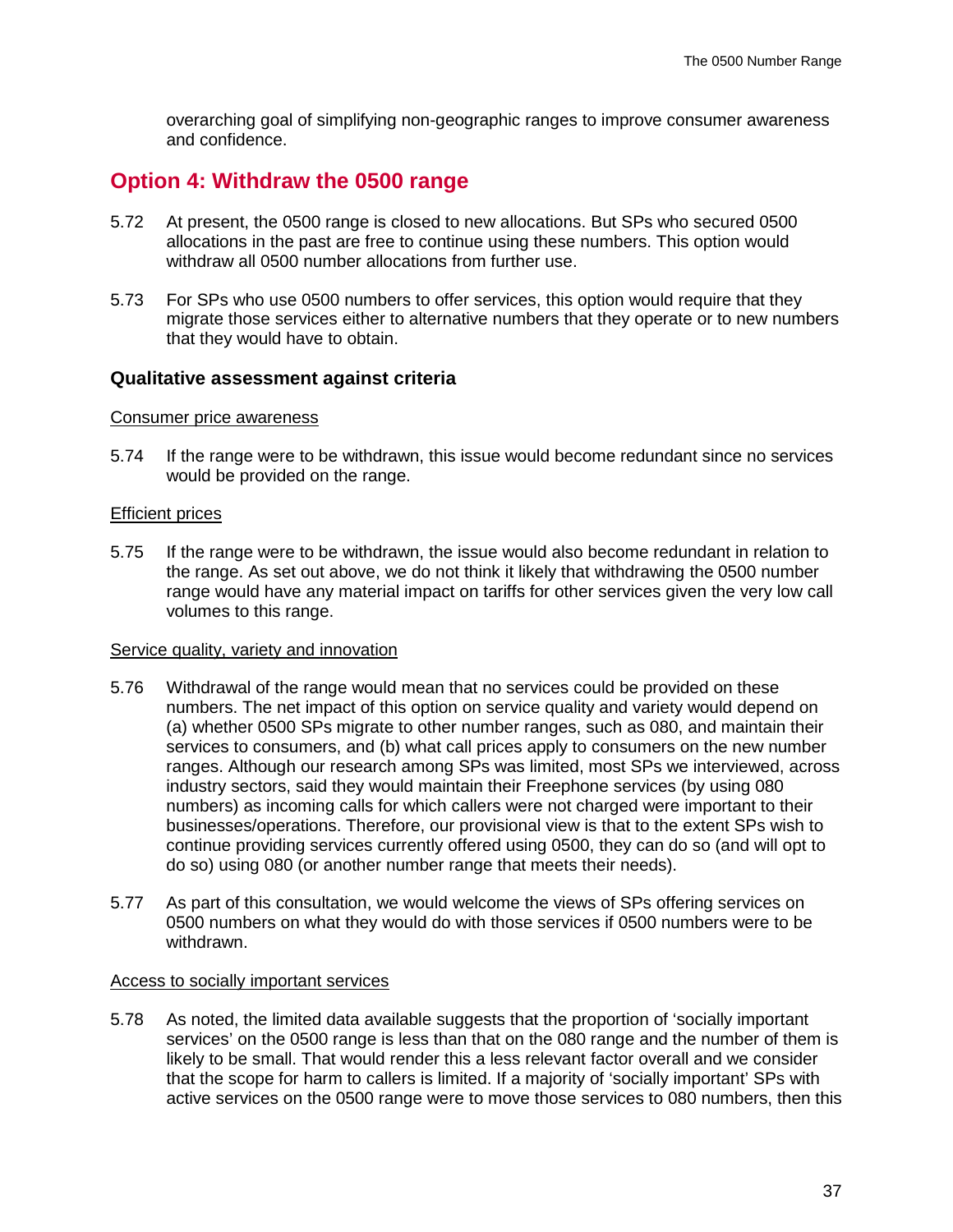overarching goal of simplifying non-geographic ranges to improve consumer awareness and confidence.

## Option 4: Withdraw the 0500 range

5.72 At present, the 0500 range is closed to new allocations. But SPs who secured 0500 allocations in the past are free to continue using these numbers. This option would withdraw all 0500 number allocations from further use.

5.73 For SPs who use 0500 numbers to offer services, this option would require that they migrate those services either to alternative numbers that they operate or to new numbers that they would have to obtain.

### Qualitative assessment against criteria

<u>Consumer price awareness</u>

5.74 If the range were to be withdrawn, this issue would become redundant since no services would be provided on the range.

<u>Efficient prices</u>

5.75 If the range were to be withdrawn, the issue would also become redundant in relation to the range. As set out above, we do not think it likely that withdrawing the 0500 number range would have any material impact on tariffs for other services given the very low call volumes to this range.

<u>Service quality, variety and innovation</u>

5.76 Withdrawal of the range would mean that no services could be provided on these numbers. The net impact of this option on service quality and variety would depend on (a) whether 0500 SPs migrate to other number ranges, such as 080, and maintain their services to consumers, and (b) what call prices apply to consumers on the new number ranges. Although our research among SPs was limited, most SPs we interviewed, across industry sectors, said they would maintain their Freephone services (by using 080 numbers) as incoming calls for which callers were not charged were important to their businesses/operations. Therefore, our provisional view is that to the extent SPs wish to continue providing services currently offered using 0500, they can do so (and will opt to do so) using 080 (or another number range that meets their needs).

5.77 As part of this consultation, we would welcome the views of SPs offering services on 0500 numbers on what they would do with those services if 0500 numbers were to be withdrawn.

<u>Access to socially important services</u>

5.78 As noted, the limited data available suggests that the proportion of 'socially important services' on the 0500 range is less than that on the 080 range and the number of them is likely to be small. That would render this a less relevant factor overall and we consider that the scope for harm to callers is limited. If a majority of 'socially important' SPs with active services on the 0500 range were to move those services to 080 numbers, then this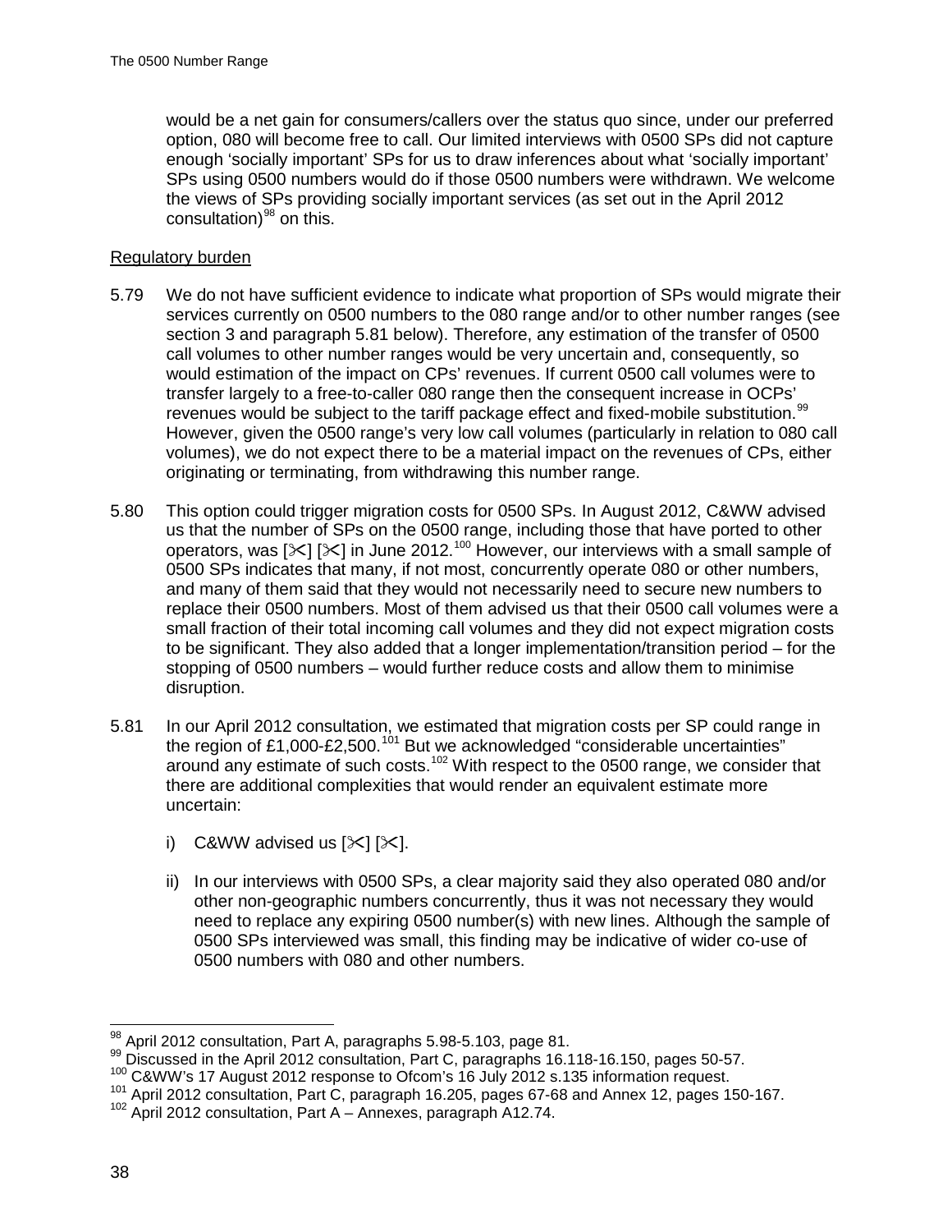would be a net gain for consumers/callers over the status quo since, under our preferred option, 080 will become free to call. Our limited interviews with 0500 SPs did not capture enough 'socially important' SPs for us to draw inferences about what 'socially important' SPs using 0500 numbers would do if those 0500 numbers were withdrawn. We welcome the views of SPs providing socially important services (as set out in the April 2012 consultation)[98] on this.

Regulatory burden

5.79 We do not have sufficient evidence to indicate what proportion of SPs would migrate their services currently on 0500 numbers to the 080 range and/or to other number ranges (see section 3 and paragraph 5.81 below). Therefore, any estimation of the transfer of 0500 call volumes to other number ranges would be very uncertain and, consequently, so would estimation of the impact on CPs' revenues. If current 0500 call volumes were to transfer largely to a free-to-caller 080 range then the consequent increase in OCPs' revenues would be subject to the tariff package effect and fixed-mobile substitution.[99] However, given the 0500 range's very low call volumes (particularly in relation to 080 call volumes), we do not expect there to be a material impact on the revenues of CPs, either originating or terminating, from withdrawing this number range.

5.80 This option could trigger migration costs for 0500 SPs. In August 2012, C&WW advised us that the number of SPs on the 0500 range, including those that have ported to other operators, was [✂] [✂] in June 2012.[100] However, our interviews with a small sample of 0500 SPs indicates that many, if not most, concurrently operate 080 or other numbers, and many of them said that they would not necessarily need to secure new numbers to replace their 0500 numbers. Most of them advised us that their 0500 call volumes were a small fraction of their total incoming call volumes and they did not expect migration costs to be significant. They also added that a longer implementation/transition period – for the stopping of 0500 numbers – would further reduce costs and allow them to minimise disruption.

5.81 In our April 2012 consultation, we estimated that migration costs per SP could range in the region of £1,000-£2,500.[101] But we acknowledged "considerable uncertainties" around any estimate of such costs.[102] With respect to the 0500 range, we consider that there are additional complexities that would render an equivalent estimate more uncertain:

i) C&WW advised us [✂] [✂].

ii) In our interviews with 0500 SPs, a clear majority said they also operated 080 and/or other non-geographic numbers concurrently, thus it was not necessary they would need to replace any expiring 0500 number(s) with new lines. Although the sample of 0500 SPs interviewed was small, this finding may be indicative of wider co-use of 0500 numbers with 080 and other numbers.

---

[98] April 2012 consultation, Part A, paragraphs 5.98-5.103, page 81.
[99] Discussed in the April 2012 consultation, Part C, paragraphs 16.118-16.150, pages 50-57.
[100] C&WW's 17 August 2012 response to Ofcom's 16 July 2012 s.135 information request.
[101] April 2012 consultation, Part C, paragraph 16.205, pages 67-68 and Annex 12, pages 150-167.
[102] April 2012 consultation, Part A – Annexes, paragraph A12.74.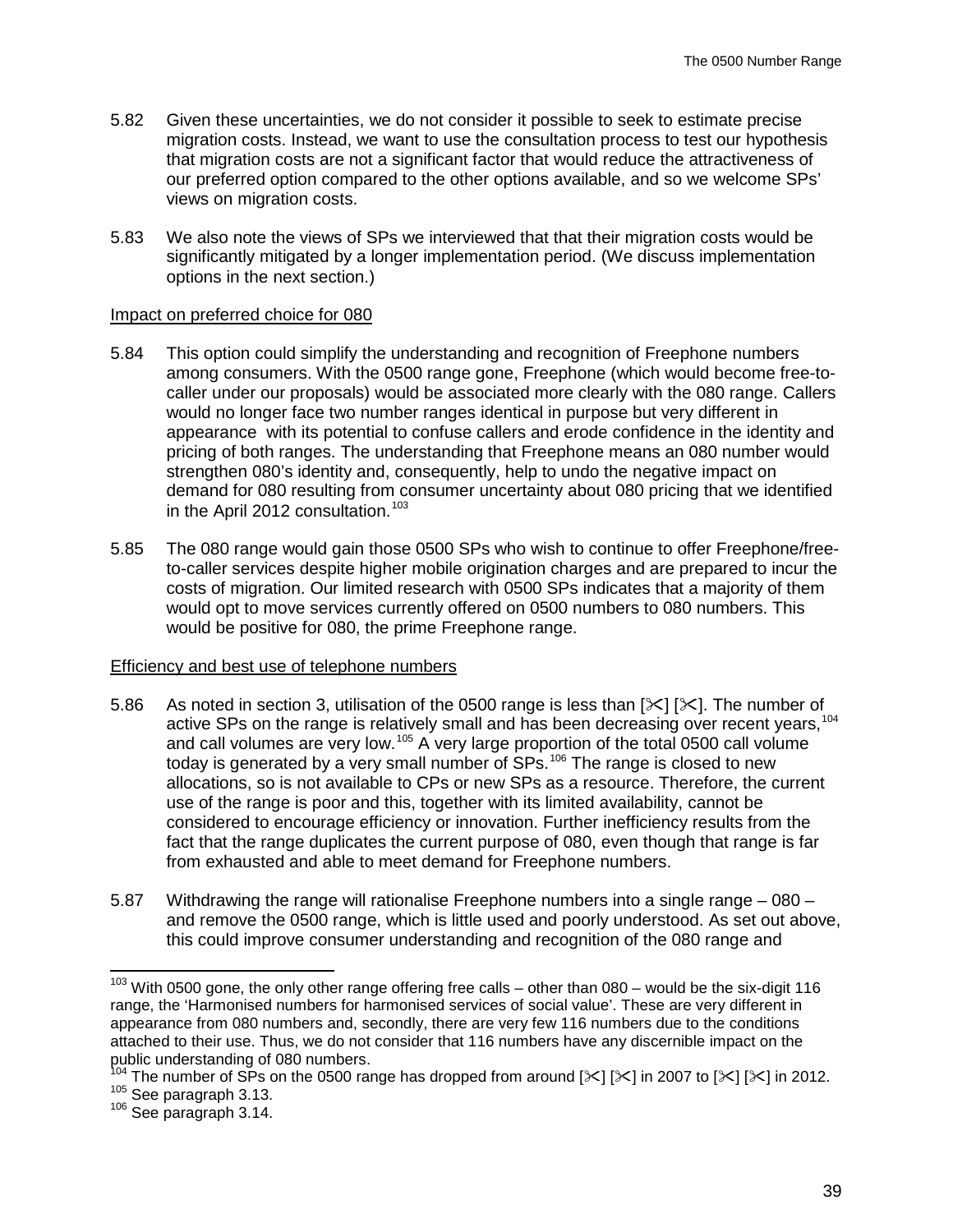5.82 Given these uncertainties, we do not consider it possible to seek to estimate precise migration costs. Instead, we want to use the consultation process to test our hypothesis that migration costs are not a significant factor that would reduce the attractiveness of our preferred option compared to the other options available, and so we welcome SPs' views on migration costs.

5.83 We also note the views of SPs we interviewed that that their migration costs would be significantly mitigated by a longer implementation period. (We discuss implementation options in the next section.)

Impact on preferred choice for 080

5.84 This option could simplify the understanding and recognition of Freephone numbers among consumers. With the 0500 range gone, Freephone (which would become free-to-caller under our proposals) would be associated more clearly with the 080 range. Callers would no longer face two number ranges identical in purpose but very different in appearance with its potential to confuse callers and erode confidence in the identity and pricing of both ranges. The understanding that Freephone means an 080 number would strengthen 080's identity and, consequently, help to undo the negative impact on demand for 080 resulting from consumer uncertainty about 080 pricing that we identified in the April 2012 consultation.[103]

5.85 The 080 range would gain those 0500 SPs who wish to continue to offer Freephone/free-to-caller services despite higher mobile origination charges and are prepared to incur the costs of migration. Our limited research with 0500 SPs indicates that a majority of them would opt to move services currently offered on 0500 numbers to 080 numbers. This would be positive for 080, the prime Freephone range.

Efficiency and best use of telephone numbers

5.86 As noted in section 3, utilisation of the 0500 range is less than [✂] [✂]. The number of active SPs on the range is relatively small and has been decreasing over recent years,[104] and call volumes are very low.[105] A very large proportion of the total 0500 call volume today is generated by a very small number of SPs.[106] The range is closed to new allocations, so is not available to CPs or new SPs as a resource. Therefore, the current use of the range is poor and this, together with its limited availability, cannot be considered to encourage efficiency or innovation. Further inefficiency results from the fact that the range duplicates the current purpose of 080, even though that range is far from exhausted and able to meet demand for Freephone numbers.

5.87 Withdrawing the range will rationalise Freephone numbers into a single range – 080 – and remove the 0500 range, which is little used and poorly understood. As set out above, this could improve consumer understanding and recognition of the 080 range and

---

[103] With 0500 gone, the only other range offering free calls – other than 080 – would be the six-digit 116 range, the 'Harmonised numbers for harmonised services of social value'. These are very different in appearance from 080 numbers and, secondly, there are very few 116 numbers due to the conditions attached to their use. Thus, we do not consider that 116 numbers have any discernible impact on the public understanding of 080 numbers.

[104] The number of SPs on the 0500 range has dropped from around [✂] [✂] in 2007 to [✂] [✂] in 2012.

[105] See paragraph 3.13.

[106] See paragraph 3.14.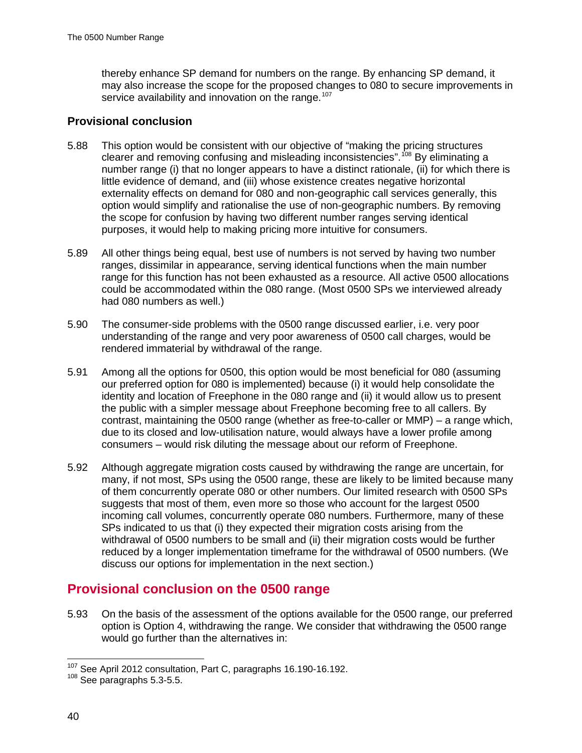thereby enhance SP demand for numbers on the range. By enhancing SP demand, it may also increase the scope for the proposed changes to 080 to secure improvements in service availability and innovation on the range.[107]

### Provisional conclusion

5.88 This option would be consistent with our objective of "making the pricing structures clearer and removing confusing and misleading inconsistencies".[108] By eliminating a number range (i) that no longer appears to have a distinct rationale, (ii) for which there is little evidence of demand, and (iii) whose existence creates negative horizontal externality effects on demand for 080 and non-geographic call services generally, this option would simplify and rationalise the use of non-geographic numbers. By removing the scope for confusion by having two different number ranges serving identical purposes, it would help to making pricing more intuitive for consumers.

5.89 All other things being equal, best use of numbers is not served by having two number ranges, dissimilar in appearance, serving identical functions when the main number range for this function has not been exhausted as a resource. All active 0500 allocations could be accommodated within the 080 range. (Most 0500 SPs we interviewed already had 080 numbers as well.)

5.90 The consumer-side problems with the 0500 range discussed earlier, i.e. very poor understanding of the range and very poor awareness of 0500 call charges, would be rendered immaterial by withdrawal of the range.

5.91 Among all the options for 0500, this option would be most beneficial for 080 (assuming our preferred option for 080 is implemented) because (i) it would help consolidate the identity and location of Freephone in the 080 range and (ii) it would allow us to present the public with a simpler message about Freephone becoming free to all callers. By contrast, maintaining the 0500 range (whether as free-to-caller or MMP) – a range which, due to its closed and low-utilisation nature, would always have a lower profile among consumers – would risk diluting the message about our reform of Freephone.

5.92 Although aggregate migration costs caused by withdrawing the range are uncertain, for many, if not most, SPs using the 0500 range, these are likely to be limited because many of them concurrently operate 080 or other numbers. Our limited research with 0500 SPs suggests that most of them, even more so those who account for the largest 0500 incoming call volumes, concurrently operate 080 numbers. Furthermore, many of these SPs indicated to us that (i) they expected their migration costs arising from the withdrawal of 0500 numbers to be small and (ii) their migration costs would be further reduced by a longer implementation timeframe for the withdrawal of 0500 numbers. (We discuss our options for implementation in the next section.)

## Provisional conclusion on the 0500 range

5.93 On the basis of the assessment of the options available for the 0500 range, our preferred option is Option 4, withdrawing the range. We consider that withdrawing the 0500 range would go further than the alternatives in:

---

[107] See April 2012 consultation, Part C, paragraphs 16.190-16.192.

[108] See paragraphs 5.3-5.5.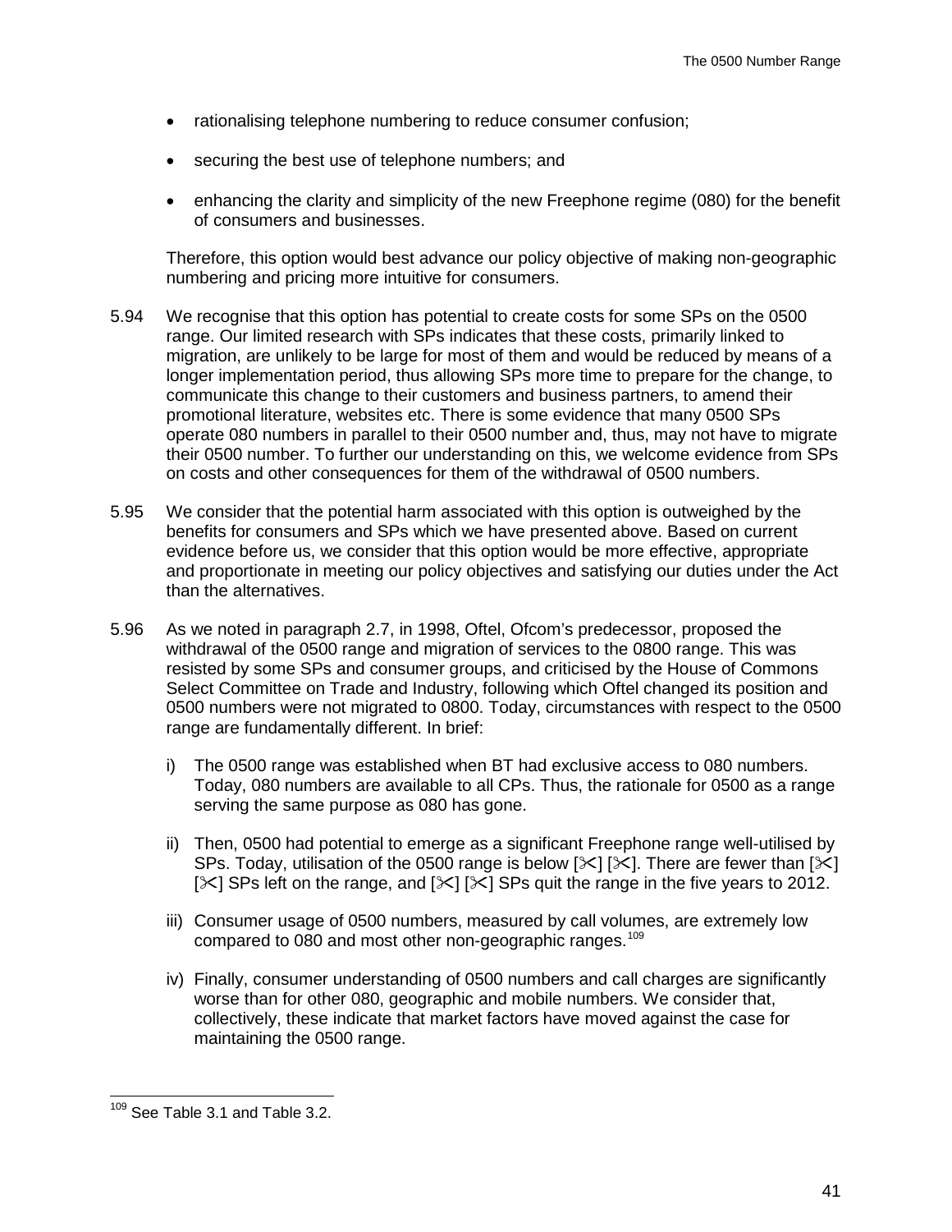- rationalising telephone numbering to reduce consumer confusion;
- securing the best use of telephone numbers; and
- enhancing the clarity and simplicity of the new Freephone regime (080) for the benefit of consumers and businesses.

Therefore, this option would best advance our policy objective of making non-geographic numbering and pricing more intuitive for consumers.

5.94 We recognise that this option has potential to create costs for some SPs on the 0500 range. Our limited research with SPs indicates that these costs, primarily linked to migration, are unlikely to be large for most of them and would be reduced by means of a longer implementation period, thus allowing SPs more time to prepare for the change, to communicate this change to their customers and business partners, to amend their promotional literature, websites etc. There is some evidence that many 0500 SPs operate 080 numbers in parallel to their 0500 number and, thus, may not have to migrate their 0500 number. To further our understanding on this, we welcome evidence from SPs on costs and other consequences for them of the withdrawal of 0500 numbers.

5.95 We consider that the potential harm associated with this option is outweighed by the benefits for consumers and SPs which we have presented above. Based on current evidence before us, we consider that this option would be more effective, appropriate and proportionate in meeting our policy objectives and satisfying our duties under the Act than the alternatives.

5.96 As we noted in paragraph 2.7, in 1998, Oftel, Ofcom's predecessor, proposed the withdrawal of the 0500 range and migration of services to the 0800 range. This was resisted by some SPs and consumer groups, and criticised by the House of Commons Select Committee on Trade and Industry, following which Oftel changed its position and 0500 numbers were not migrated to 0800. Today, circumstances with respect to the 0500 range are fundamentally different. In brief:

i) The 0500 range was established when BT had exclusive access to 080 numbers. Today, 080 numbers are available to all CPs. Thus, the rationale for 0500 as a range serving the same purpose as 080 has gone.

ii) Then, 0500 had potential to emerge as a significant Freephone range well-utilised by SPs. Today, utilisation of the 0500 range is below [✂] [✂]. There are fewer than [✂] [✂] SPs left on the range, and [✂] [✂] SPs quit the range in the five years to 2012.

iii) Consumer usage of 0500 numbers, measured by call volumes, are extremely low compared to 080 and most other non-geographic ranges.[109]

iv) Finally, consumer understanding of 0500 numbers and call charges are significantly worse than for other 080, geographic and mobile numbers. We consider that, collectively, these indicate that market factors have moved against the case for maintaining the 0500 range.

[109] See Table 3.1 and Table 3.2.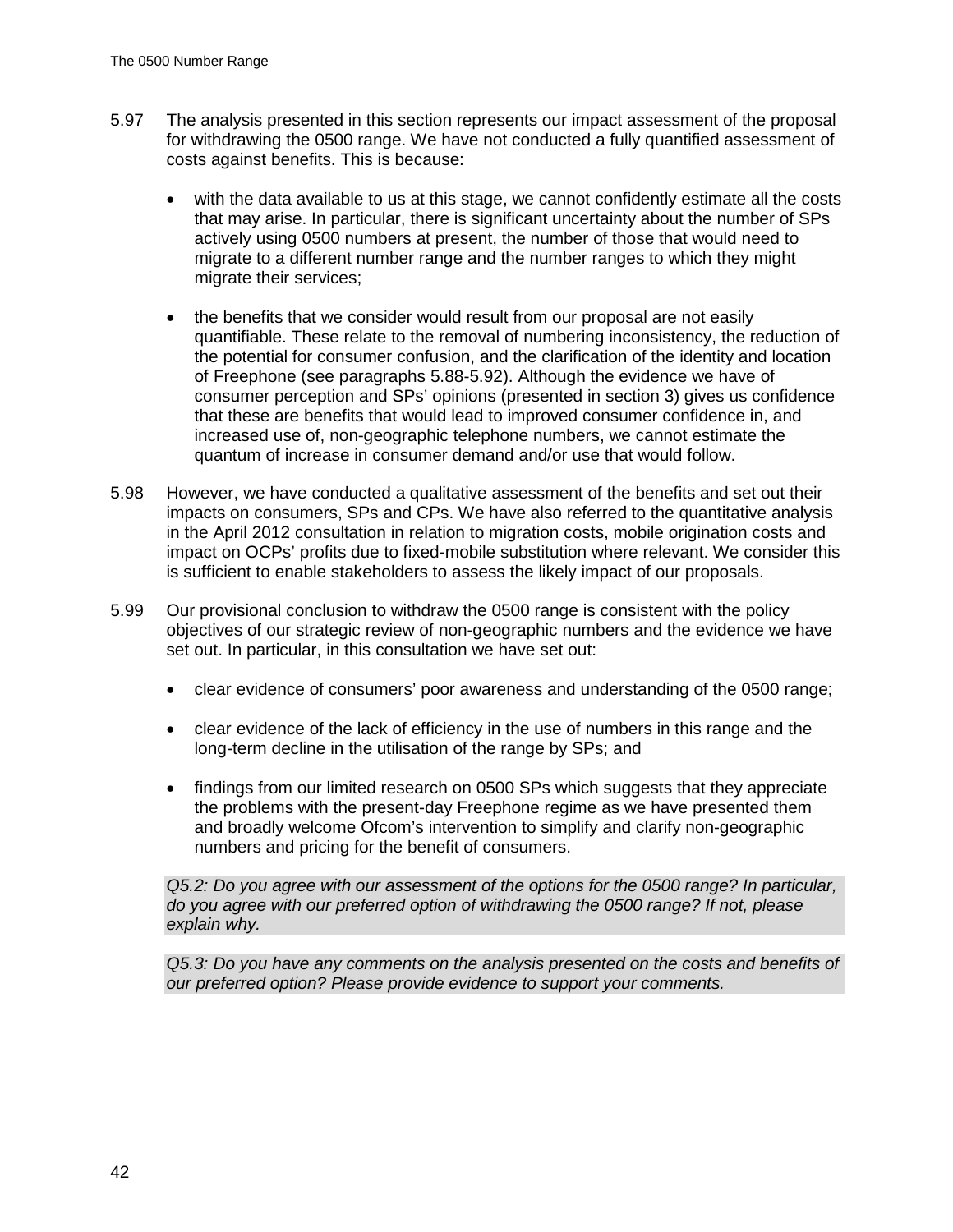5.97 The analysis presented in this section represents our impact assessment of the proposal for withdrawing the 0500 range. We have not conducted a fully quantified assessment of costs against benefits. This is because:

- with the data available to us at this stage, we cannot confidently estimate all the costs that may arise. In particular, there is significant uncertainty about the number of SPs actively using 0500 numbers at present, the number of those that would need to migrate to a different number range and the number ranges to which they might migrate their services;
- the benefits that we consider would result from our proposal are not easily quantifiable. These relate to the removal of numbering inconsistency, the reduction of the potential for consumer confusion, and the clarification of the identity and location of Freephone (see paragraphs 5.88-5.92). Although the evidence we have of consumer perception and SPs' opinions (presented in section 3) gives us confidence that these are benefits that would lead to improved consumer confidence in, and increased use of, non-geographic telephone numbers, we cannot estimate the quantum of increase in consumer demand and/or use that would follow.

5.98 However, we have conducted a qualitative assessment of the benefits and set out their impacts on consumers, SPs and CPs. We have also referred to the quantitative analysis in the April 2012 consultation in relation to migration costs, mobile origination costs and impact on OCPs' profits due to fixed-mobile substitution where relevant. We consider this is sufficient to enable stakeholders to assess the likely impact of our proposals.

5.99 Our provisional conclusion to withdraw the 0500 range is consistent with the policy objectives of our strategic review of non-geographic numbers and the evidence we have set out. In particular, in this consultation we have set out:

- clear evidence of consumers' poor awareness and understanding of the 0500 range;
- clear evidence of the lack of efficiency in the use of numbers in this range and the long-term decline in the utilisation of the range by SPs; and
- findings from our limited research on 0500 SPs which suggests that they appreciate the problems with the present-day Freephone regime as we have presented them and broadly welcome Ofcom's intervention to simplify and clarify non-geographic numbers and pricing for the benefit of consumers.

*Q5.2: Do you agree with our assessment of the options for the 0500 range? In particular, do you agree with our preferred option of withdrawing the 0500 range? If not, please explain why.*

*Q5.3: Do you have any comments on the analysis presented on the costs and benefits of our preferred option? Please provide evidence to support your comments.*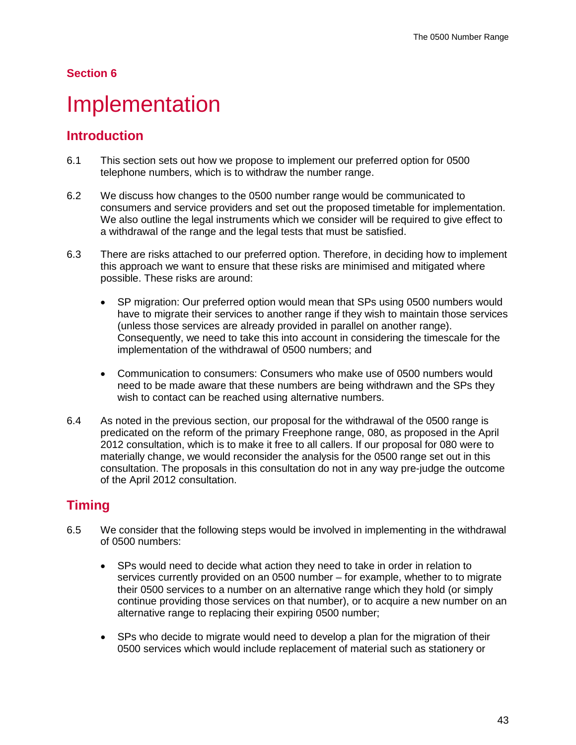## Section 6

# Implementation

## Introduction

6.1 This section sets out how we propose to implement our preferred option for 0500 telephone numbers, which is to withdraw the number range.

6.2 We discuss how changes to the 0500 number range would be communicated to consumers and service providers and set out the proposed timetable for implementation. We also outline the legal instruments which we consider will be required to give effect to a withdrawal of the range and the legal tests that must be satisfied.

6.3 There are risks attached to our preferred option. Therefore, in deciding how to implement this approach we want to ensure that these risks are minimised and mitigated where possible. These risks are around:

- SP migration: Our preferred option would mean that SPs using 0500 numbers would have to migrate their services to another range if they wish to maintain those services (unless those services are already provided in parallel on another range). Consequently, we need to take this into account in considering the timescale for the implementation of the withdrawal of 0500 numbers; and

- Communication to consumers: Consumers who make use of 0500 numbers would need to be made aware that these numbers are being withdrawn and the SPs they wish to contact can be reached using alternative numbers.

6.4 As noted in the previous section, our proposal for the withdrawal of the 0500 range is predicated on the reform of the primary Freephone range, 080, as proposed in the April 2012 consultation, which is to make it free to all callers. If our proposal for 080 were to materially change, we would reconsider the analysis for the 0500 range set out in this consultation. The proposals in this consultation do not in any way pre-judge the outcome of the April 2012 consultation.

## Timing

6.5 We consider that the following steps would be involved in implementing in the withdrawal of 0500 numbers:

- SPs would need to decide what action they need to take in order in relation to services currently provided on an 0500 number – for example, whether to to migrate their 0500 services to a number on an alternative range which they hold (or simply continue providing those services on that number), or to acquire a new number on an alternative range to replacing their expiring 0500 number;

- SPs who decide to migrate would need to develop a plan for the migration of their 0500 services which would include replacement of material such as stationery or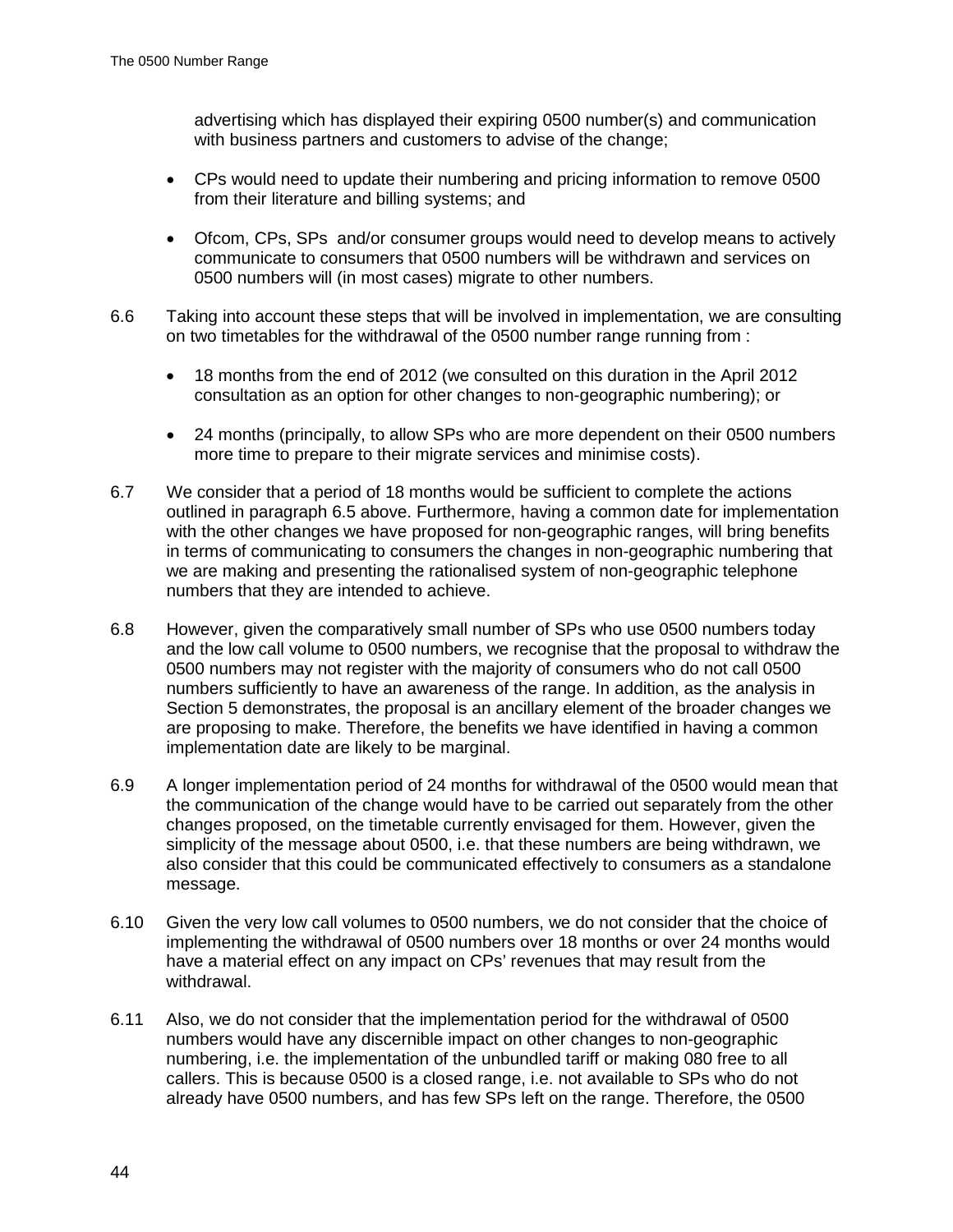advertising which has displayed their expiring 0500 number(s) and communication with business partners and customers to advise of the change;

- CPs would need to update their numbering and pricing information to remove 0500 from their literature and billing systems; and
- Ofcom, CPs, SPs and/or consumer groups would need to develop means to actively communicate to consumers that 0500 numbers will be withdrawn and services on 0500 numbers will (in most cases) migrate to other numbers.

6.6 Taking into account these steps that will be involved in implementation, we are consulting on two timetables for the withdrawal of the 0500 number range running from :

- 18 months from the end of 2012 (we consulted on this duration in the April 2012 consultation as an option for other changes to non-geographic numbering); or
- 24 months (principally, to allow SPs who are more dependent on their 0500 numbers more time to prepare to their migrate services and minimise costs).

6.7 We consider that a period of 18 months would be sufficient to complete the actions outlined in paragraph 6.5 above. Furthermore, having a common date for implementation with the other changes we have proposed for non-geographic ranges, will bring benefits in terms of communicating to consumers the changes in non-geographic numbering that we are making and presenting the rationalised system of non-geographic telephone numbers that they are intended to achieve.

6.8 However, given the comparatively small number of SPs who use 0500 numbers today and the low call volume to 0500 numbers, we recognise that the proposal to withdraw the 0500 numbers may not register with the majority of consumers who do not call 0500 numbers sufficiently to have an awareness of the range. In addition, as the analysis in Section 5 demonstrates, the proposal is an ancillary element of the broader changes we are proposing to make. Therefore, the benefits we have identified in having a common implementation date are likely to be marginal.

6.9 A longer implementation period of 24 months for withdrawal of the 0500 would mean that the communication of the change would have to be carried out separately from the other changes proposed, on the timetable currently envisaged for them. However, given the simplicity of the message about 0500, i.e. that these numbers are being withdrawn, we also consider that this could be communicated effectively to consumers as a standalone message.

6.10 Given the very low call volumes to 0500 numbers, we do not consider that the choice of implementing the withdrawal of 0500 numbers over 18 months or over 24 months would have a material effect on any impact on CPs' revenues that may result from the withdrawal.

6.11 Also, we do not consider that the implementation period for the withdrawal of 0500 numbers would have any discernible impact on other changes to non-geographic numbering, i.e. the implementation of the unbundled tariff or making 080 free to all callers. This is because 0500 is a closed range, i.e. not available to SPs who do not already have 0500 numbers, and has few SPs left on the range. Therefore, the 0500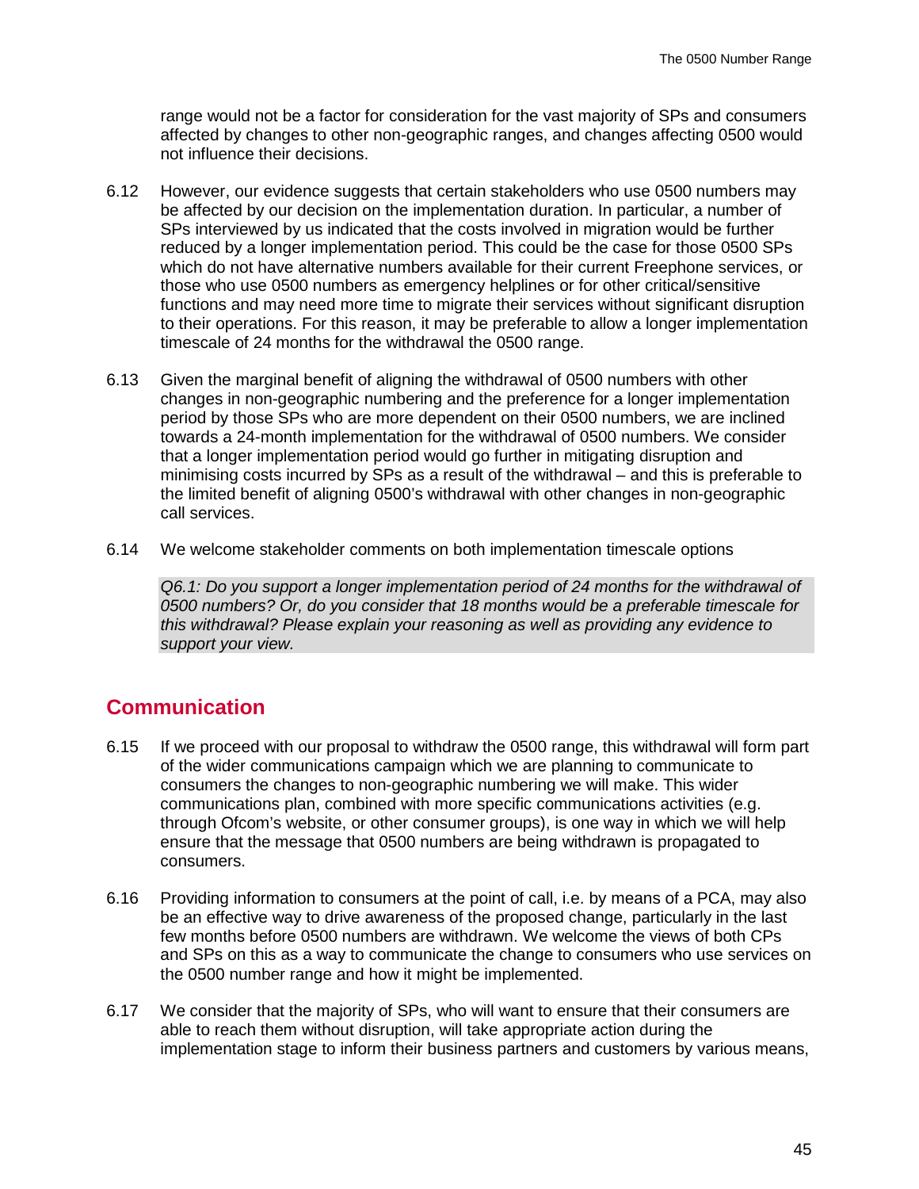range would not be a factor for consideration for the vast majority of SPs and consumers affected by changes to other non-geographic ranges, and changes affecting 0500 would not influence their decisions.

6.12 However, our evidence suggests that certain stakeholders who use 0500 numbers may be affected by our decision on the implementation duration. In particular, a number of SPs interviewed by us indicated that the costs involved in migration would be further reduced by a longer implementation period. This could be the case for those 0500 SPs which do not have alternative numbers available for their current Freephone services, or those who use 0500 numbers as emergency helplines or for other critical/sensitive functions and may need more time to migrate their services without significant disruption to their operations. For this reason, it may be preferable to allow a longer implementation timescale of 24 months for the withdrawal the 0500 range.

6.13 Given the marginal benefit of aligning the withdrawal of 0500 numbers with other changes in non-geographic numbering and the preference for a longer implementation period by those SPs who are more dependent on their 0500 numbers, we are inclined towards a 24-month implementation for the withdrawal of 0500 numbers. We consider that a longer implementation period would go further in mitigating disruption and minimising costs incurred by SPs as a result of the withdrawal – and this is preferable to the limited benefit of aligning 0500's withdrawal with other changes in non-geographic call services.

6.14 We welcome stakeholder comments on both implementation timescale options

*Q6.1: Do you support a longer implementation period of 24 months for the withdrawal of 0500 numbers? Or, do you consider that 18 months would be a preferable timescale for this withdrawal? Please explain your reasoning as well as providing any evidence to support your view.*

## Communication

6.15 If we proceed with our proposal to withdraw the 0500 range, this withdrawal will form part of the wider communications campaign which we are planning to communicate to consumers the changes to non-geographic numbering we will make. This wider communications plan, combined with more specific communications activities (e.g. through Ofcom's website, or other consumer groups), is one way in which we will help ensure that the message that 0500 numbers are being withdrawn is propagated to consumers.

6.16 Providing information to consumers at the point of call, i.e. by means of a PCA, may also be an effective way to drive awareness of the proposed change, particularly in the last few months before 0500 numbers are withdrawn. We welcome the views of both CPs and SPs on this as a way to communicate the change to consumers who use services on the 0500 number range and how it might be implemented.

6.17 We consider that the majority of SPs, who will want to ensure that their consumers are able to reach them without disruption, will take appropriate action during the implementation stage to inform their business partners and customers by various means,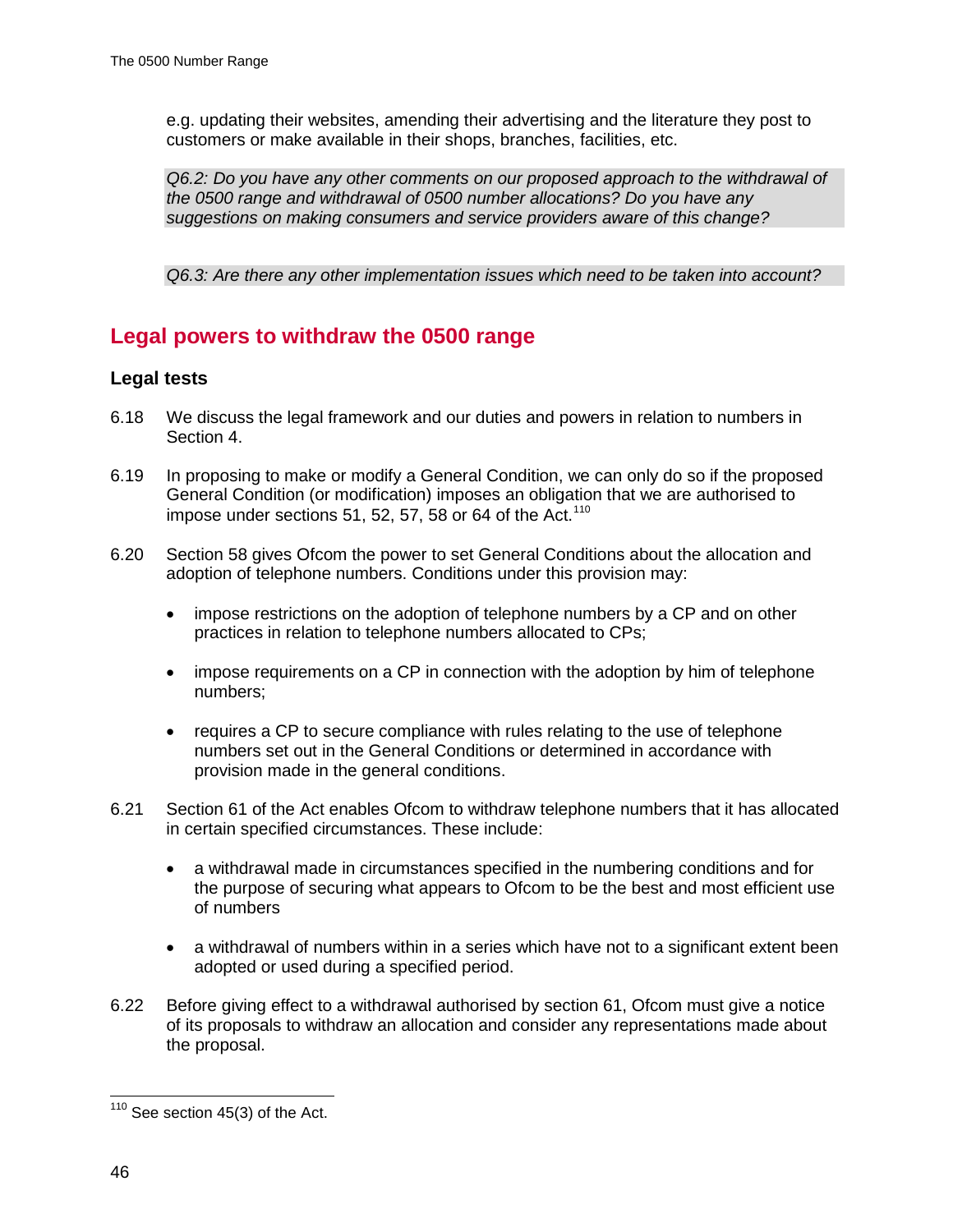e.g. updating their websites, amending their advertising and the literature they post to customers or make available in their shops, branches, facilities, etc.

*Q6.2: Do you have any other comments on our proposed approach to the withdrawal of the 0500 range and withdrawal of 0500 number allocations? Do you have any suggestions on making consumers and service providers aware of this change?*

*Q6.3: Are there any other implementation issues which need to be taken into account?*

## Legal powers to withdraw the 0500 range

### Legal tests

6.18 We discuss the legal framework and our duties and powers in relation to numbers in Section 4.

6.19 In proposing to make or modify a General Condition, we can only do so if the proposed General Condition (or modification) imposes an obligation that we are authorised to impose under sections 51, 52, 57, 58 or 64 of the Act.[110]

6.20 Section 58 gives Ofcom the power to set General Conditions about the allocation and adoption of telephone numbers. Conditions under this provision may:

- impose restrictions on the adoption of telephone numbers by a CP and on other practices in relation to telephone numbers allocated to CPs;
- impose requirements on a CP in connection with the adoption by him of telephone numbers;
- requires a CP to secure compliance with rules relating to the use of telephone numbers set out in the General Conditions or determined in accordance with provision made in the general conditions.

6.21 Section 61 of the Act enables Ofcom to withdraw telephone numbers that it has allocated in certain specified circumstances. These include:

- a withdrawal made in circumstances specified in the numbering conditions and for the purpose of securing what appears to Ofcom to be the best and most efficient use of numbers
- a withdrawal of numbers within in a series which have not to a significant extent been adopted or used during a specified period.

6.22 Before giving effect to a withdrawal authorised by section 61, Ofcom must give a notice of its proposals to withdraw an allocation and consider any representations made about the proposal.

[110] See section 45(3) of the Act.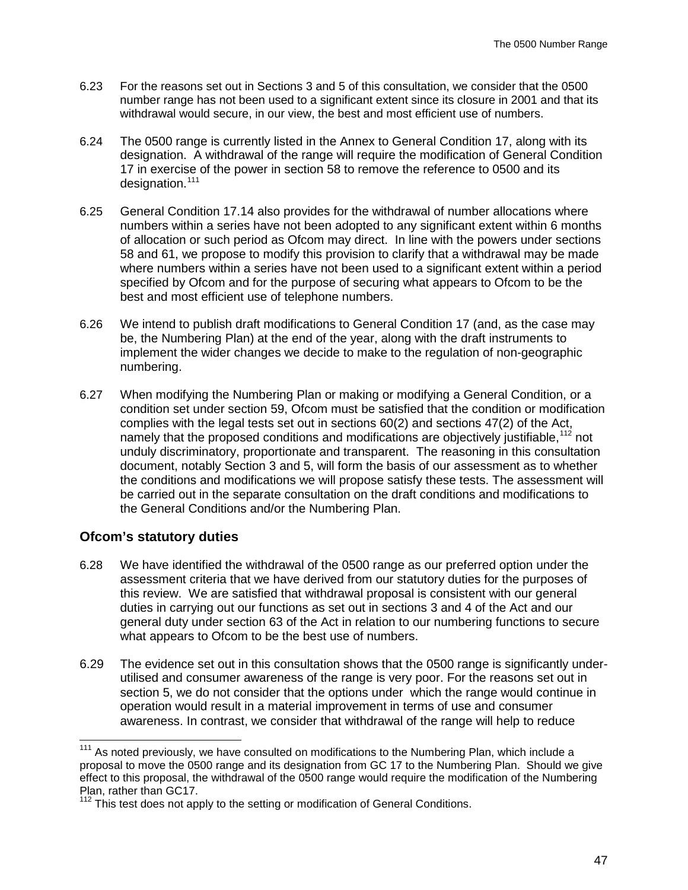6.23 For the reasons set out in Sections 3 and 5 of this consultation, we consider that the 0500 number range has not been used to a significant extent since its closure in 2001 and that its withdrawal would secure, in our view, the best and most efficient use of numbers.

6.24 The 0500 range is currently listed in the Annex to General Condition 17, along with its designation. A withdrawal of the range will require the modification of General Condition 17 in exercise of the power in section 58 to remove the reference to 0500 and its designation.[111]

6.25 General Condition 17.14 also provides for the withdrawal of number allocations where numbers within a series have not been adopted to any significant extent within 6 months of allocation or such period as Ofcom may direct. In line with the powers under sections 58 and 61, we propose to modify this provision to clarify that a withdrawal may be made where numbers within a series have not been used to a significant extent within a period specified by Ofcom and for the purpose of securing what appears to Ofcom to be the best and most efficient use of telephone numbers.

6.26 We intend to publish draft modifications to General Condition 17 (and, as the case may be, the Numbering Plan) at the end of the year, along with the draft instruments to implement the wider changes we decide to make to the regulation of non-geographic numbering.

6.27 When modifying the Numbering Plan or making or modifying a General Condition, or a condition set under section 59, Ofcom must be satisfied that the condition or modification complies with the legal tests set out in sections 60(2) and sections 47(2) of the Act, namely that the proposed conditions and modifications are objectively justifiable,[112] not unduly discriminatory, proportionate and transparent. The reasoning in this consultation document, notably Section 3 and 5, will form the basis of our assessment as to whether the conditions and modifications we will propose satisfy these tests. The assessment will be carried out in the separate consultation on the draft conditions and modifications to the General Conditions and/or the Numbering Plan.

## Ofcom's statutory duties

6.28 We have identified the withdrawal of the 0500 range as our preferred option under the assessment criteria that we have derived from our statutory duties for the purposes of this review. We are satisfied that withdrawal proposal is consistent with our general duties in carrying out our functions as set out in sections 3 and 4 of the Act and our general duty under section 63 of the Act in relation to our numbering functions to secure what appears to Ofcom to be the best use of numbers.

6.29 The evidence set out in this consultation shows that the 0500 range is significantly under-utilised and consumer awareness of the range is very poor. For the reasons set out in section 5, we do not consider that the options under which the range would continue in operation would result in a material improvement in terms of use and consumer awareness. In contrast, we consider that withdrawal of the range will help to reduce

---

[111] As noted previously, we have consulted on modifications to the Numbering Plan, which include a proposal to move the 0500 range and its designation from GC 17 to the Numbering Plan. Should we give effect to this proposal, the withdrawal of the 0500 range would require the modification of the Numbering Plan, rather than GC17.

[112] This test does not apply to the setting or modification of General Conditions.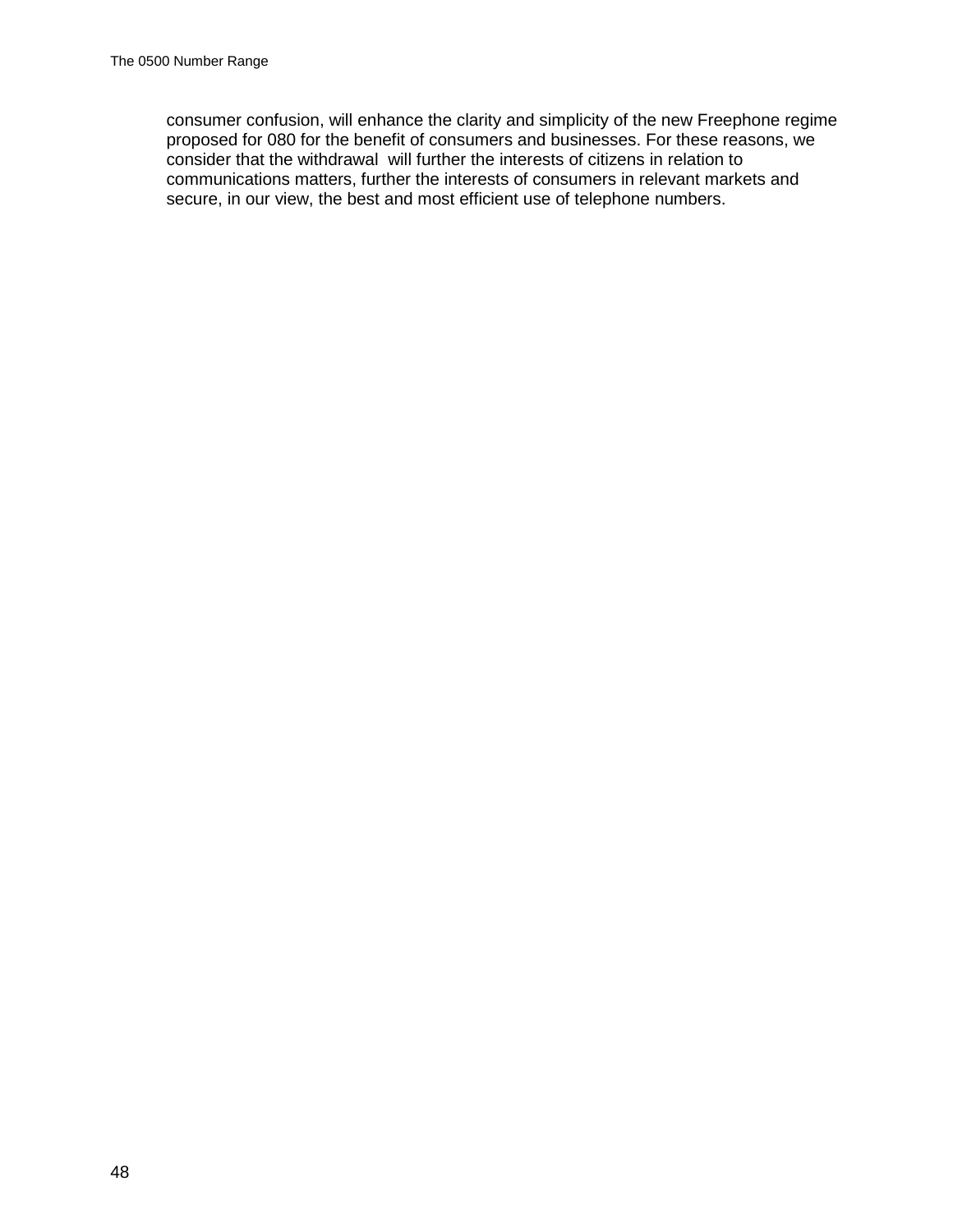consumer confusion, will enhance the clarity and simplicity of the new Freephone regime proposed for 080 for the benefit of consumers and businesses. For these reasons, we consider that the withdrawal will further the interests of citizens in relation to communications matters, further the interests of consumers in relevant markets and secure, in our view, the best and most efficient use of telephone numbers.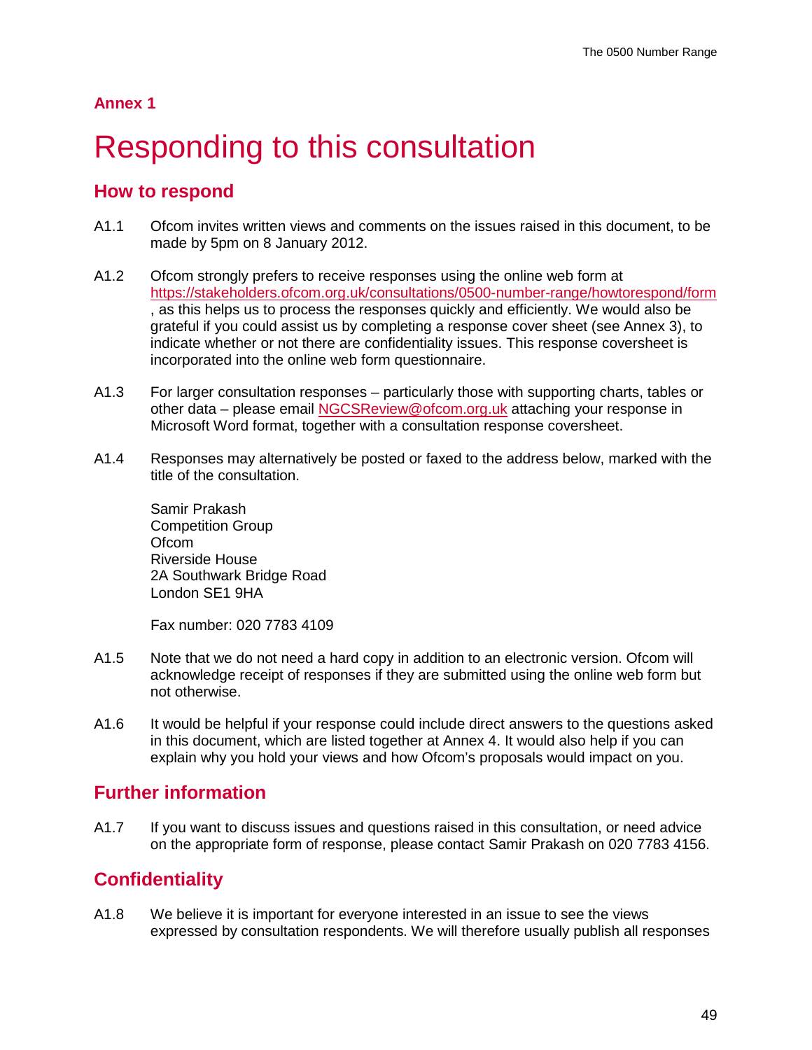**Annex 1**

# Responding to this consultation

## How to respond

A1.1 Ofcom invites written views and comments on the issues raised in this document, to be made by 5pm on 8 January 2012.

A1.2 Ofcom strongly prefers to receive responses using the online web form at https://stakeholders.ofcom.org.uk/consultations/0500-number-range/howtorespond/form , as this helps us to process the responses quickly and efficiently. We would also be grateful if you could assist us by completing a response cover sheet (see Annex 3), to indicate whether or not there are confidentiality issues. This response coversheet is incorporated into the online web form questionnaire.

A1.3 For larger consultation responses – particularly those with supporting charts, tables or other data – please email NGCSReview@ofcom.org.uk attaching your response in Microsoft Word format, together with a consultation response coversheet.

A1.4 Responses may alternatively be posted or faxed to the address below, marked with the title of the consultation.

Samir Prakash
Competition Group
Ofcom
Riverside House
2A Southwark Bridge Road
London SE1 9HA

Fax number: 020 7783 4109

A1.5 Note that we do not need a hard copy in addition to an electronic version. Ofcom will acknowledge receipt of responses if they are submitted using the online web form but not otherwise.

A1.6 It would be helpful if your response could include direct answers to the questions asked in this document, which are listed together at Annex 4. It would also help if you can explain why you hold your views and how Ofcom's proposals would impact on you.

## Further information

A1.7 If you want to discuss issues and questions raised in this consultation, or need advice on the appropriate form of response, please contact Samir Prakash on 020 7783 4156.

## Confidentiality

A1.8 We believe it is important for everyone interested in an issue to see the views expressed by consultation respondents. We will therefore usually publish all responses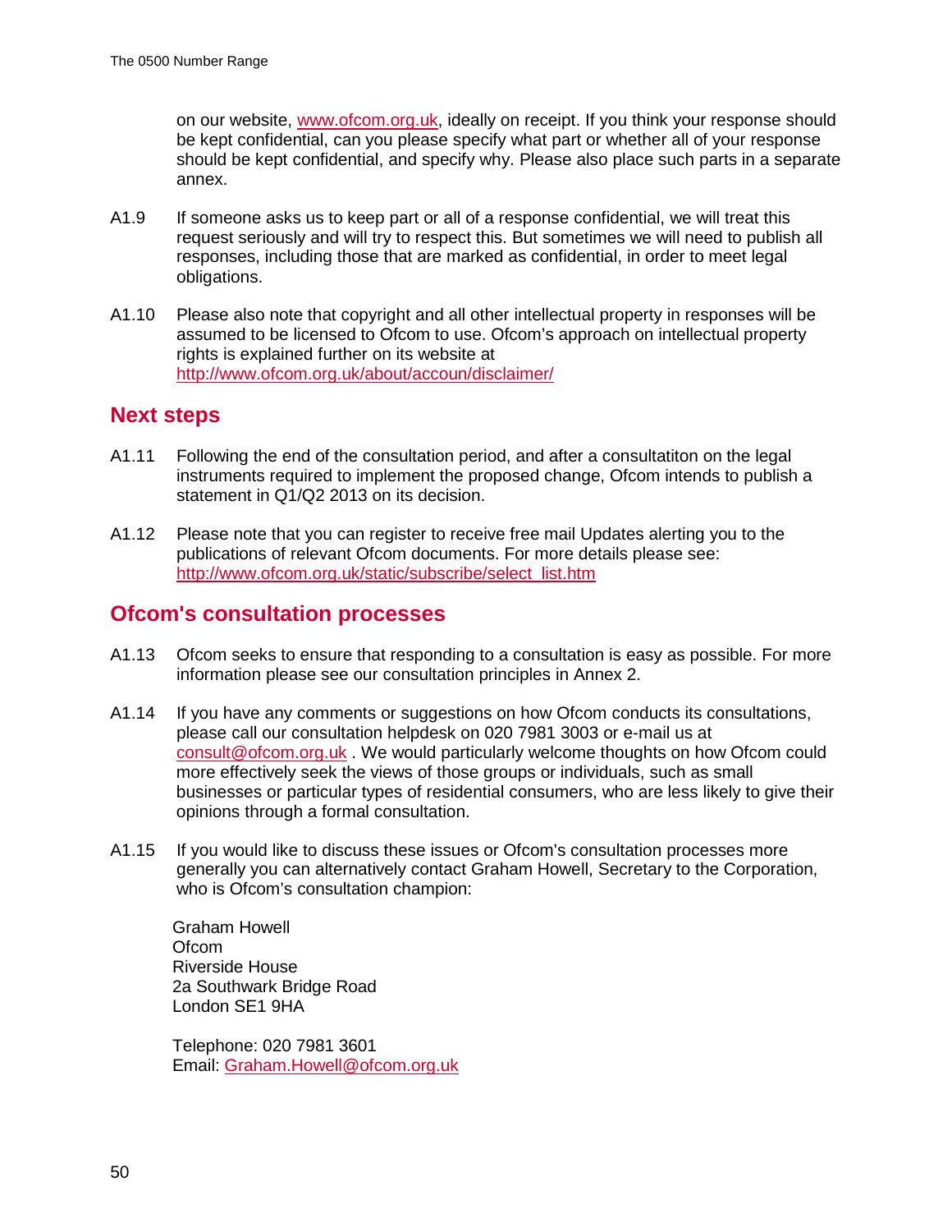on our website, www.ofcom.org.uk, ideally on receipt. If you think your response should be kept confidential, can you please specify what part or whether all of your response should be kept confidential, and specify why. Please also place such parts in a separate annex.

A1.9 If someone asks us to keep part or all of a response confidential, we will treat this request seriously and will try to respect this. But sometimes we will need to publish all responses, including those that are marked as confidential, in order to meet legal obligations.

A1.10 Please also note that copyright and all other intellectual property in responses will be assumed to be licensed to Ofcom to use. Ofcom's approach on intellectual property rights is explained further on its website at http://www.ofcom.org.uk/about/accoun/disclaimer/

## Next steps

A1.11 Following the end of the consultation period, and after a consultatiton on the legal instruments required to implement the proposed change, Ofcom intends to publish a statement in Q1/Q2 2013 on its decision.

A1.12 Please note that you can register to receive free mail Updates alerting you to the publications of relevant Ofcom documents. For more details please see: http://www.ofcom.org.uk/static/subscribe/select_list.htm

## Ofcom's consultation processes

A1.13 Ofcom seeks to ensure that responding to a consultation is easy as possible. For more information please see our consultation principles in Annex 2.

A1.14 If you have any comments or suggestions on how Ofcom conducts its consultations, please call our consultation helpdesk on 020 7981 3003 or e-mail us at consult@ofcom.org.uk . We would particularly welcome thoughts on how Ofcom could more effectively seek the views of those groups or individuals, such as small businesses or particular types of residential consumers, who are less likely to give their opinions through a formal consultation.

A1.15 If you would like to discuss these issues or Ofcom's consultation processes more generally you can alternatively contact Graham Howell, Secretary to the Corporation, who is Ofcom's consultation champion:

Graham Howell
Ofcom
Riverside House
2a Southwark Bridge Road
London SE1 9HA

Telephone: 020 7981 3601
Email: Graham.Howell@ofcom.org.uk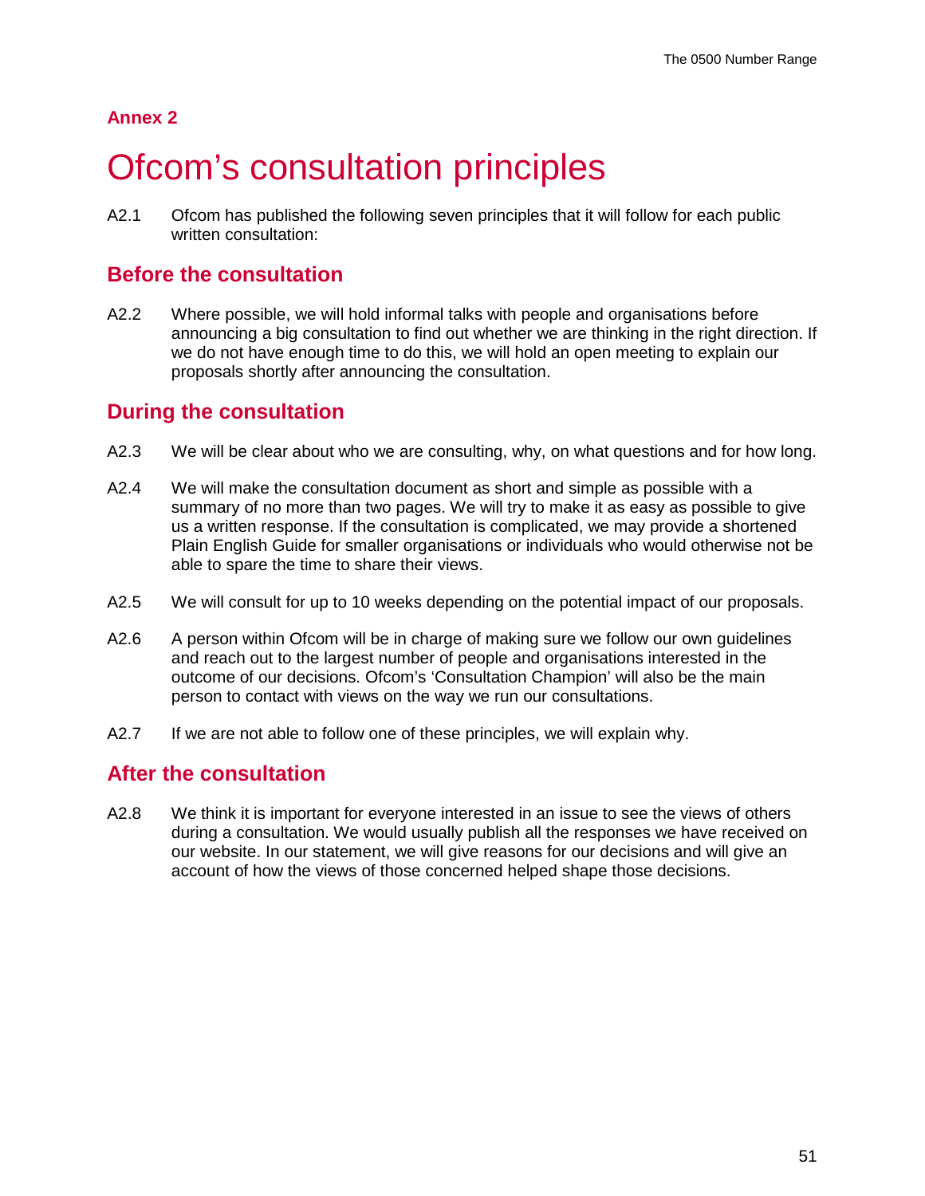**Annex 2**

# Ofcom's consultation principles

A2.1 Ofcom has published the following seven principles that it will follow for each public written consultation:

## Before the consultation

A2.2 Where possible, we will hold informal talks with people and organisations before announcing a big consultation to find out whether we are thinking in the right direction. If we do not have enough time to do this, we will hold an open meeting to explain our proposals shortly after announcing the consultation.

## During the consultation

A2.3 We will be clear about who we are consulting, why, on what questions and for how long.

A2.4 We will make the consultation document as short and simple as possible with a summary of no more than two pages. We will try to make it as easy as possible to give us a written response. If the consultation is complicated, we may provide a shortened Plain English Guide for smaller organisations or individuals who would otherwise not be able to spare the time to share their views.

A2.5 We will consult for up to 10 weeks depending on the potential impact of our proposals.

A2.6 A person within Ofcom will be in charge of making sure we follow our own guidelines and reach out to the largest number of people and organisations interested in the outcome of our decisions. Ofcom's 'Consultation Champion' will also be the main person to contact with views on the way we run our consultations.

A2.7 If we are not able to follow one of these principles, we will explain why.

## After the consultation

A2.8 We think it is important for everyone interested in an issue to see the views of others during a consultation. We would usually publish all the responses we have received on our website. In our statement, we will give reasons for our decisions and will give an account of how the views of those concerned helped shape those decisions.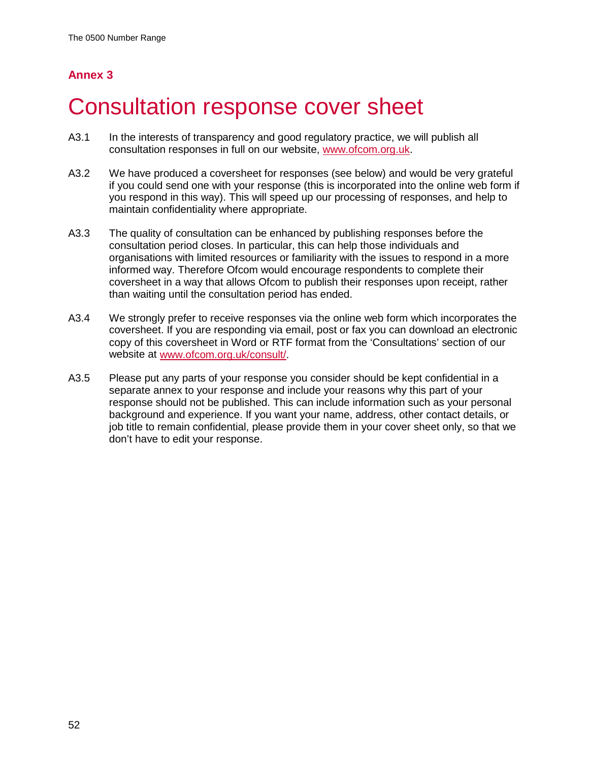## Annex 3

# Consultation response cover sheet

A3.1 In the interests of transparency and good regulatory practice, we will publish all consultation responses in full on our website, www.ofcom.org.uk.

A3.2 We have produced a coversheet for responses (see below) and would be very grateful if you could send one with your response (this is incorporated into the online web form if you respond in this way). This will speed up our processing of responses, and help to maintain confidentiality where appropriate.

A3.3 The quality of consultation can be enhanced by publishing responses before the consultation period closes. In particular, this can help those individuals and organisations with limited resources or familiarity with the issues to respond in a more informed way. Therefore Ofcom would encourage respondents to complete their coversheet in a way that allows Ofcom to publish their responses upon receipt, rather than waiting until the consultation period has ended.

A3.4 We strongly prefer to receive responses via the online web form which incorporates the coversheet. If you are responding via email, post or fax you can download an electronic copy of this coversheet in Word or RTF format from the 'Consultations' section of our website at www.ofcom.org.uk/consult/.

A3.5 Please put any parts of your response you consider should be kept confidential in a separate annex to your response and include your reasons why this part of your response should not be published. This can include information such as your personal background and experience. If you want your name, address, other contact details, or job title to remain confidential, please provide them in your cover sheet only, so that we don't have to edit your response.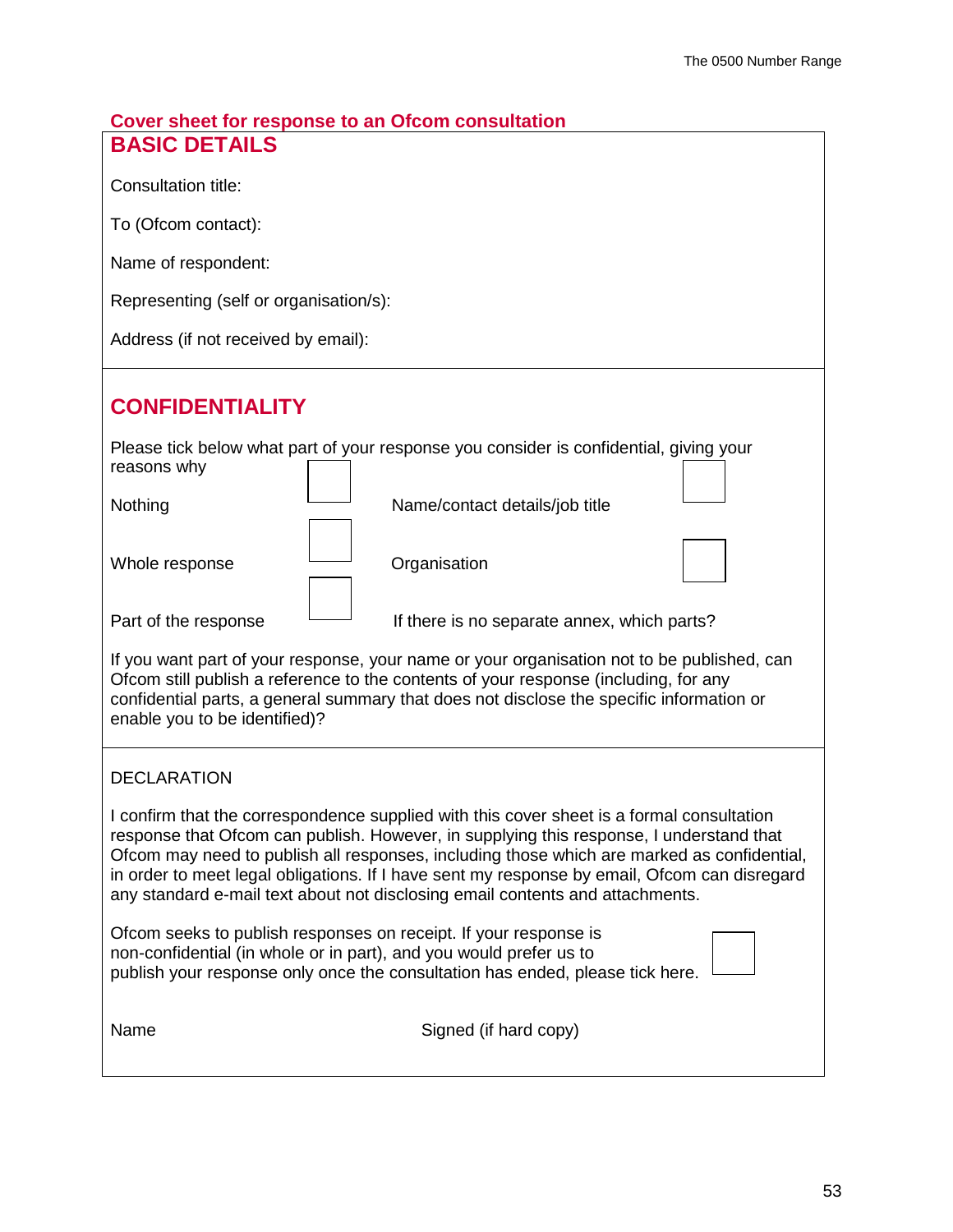## Cover sheet for response to an Ofcom consultation

## BASIC DETAILS

Consultation title:

To (Ofcom contact):

Name of respondent:

Representing (self or organisation/s):

Address (if not received by email):

## CONFIDENTIALITY

Please tick below what part of your response you consider is confidential, giving your reasons why

| | | | |
|---|---|---|---|
| Nothing | ☐ | Name/contact details/job title | ☐ |
| Whole response | ☐ | Organisation | ☐ |
| Part of the response | ☐ | If there is no separate annex, which parts? | |

If you want part of your response, your name or your organisation not to be published, can Ofcom still publish a reference to the contents of your response (including, for any confidential parts, a general summary that does not disclose the specific information or enable you to be identified)?

DECLARATION

I confirm that the correspondence supplied with this cover sheet is a formal consultation response that Ofcom can publish. However, in supplying this response, I understand that Ofcom may need to publish all responses, including those which are marked as confidential, in order to meet legal obligations. If I have sent my response by email, Ofcom can disregard any standard e-mail text about not disclosing email contents and attachments.

Ofcom seeks to publish responses on receipt. If your response is non-confidential (in whole or in part), and you would prefer us to publish your response only once the consultation has ended, please tick here. ☐

Name　　　　　　　　　　　　　　Signed (if hard copy)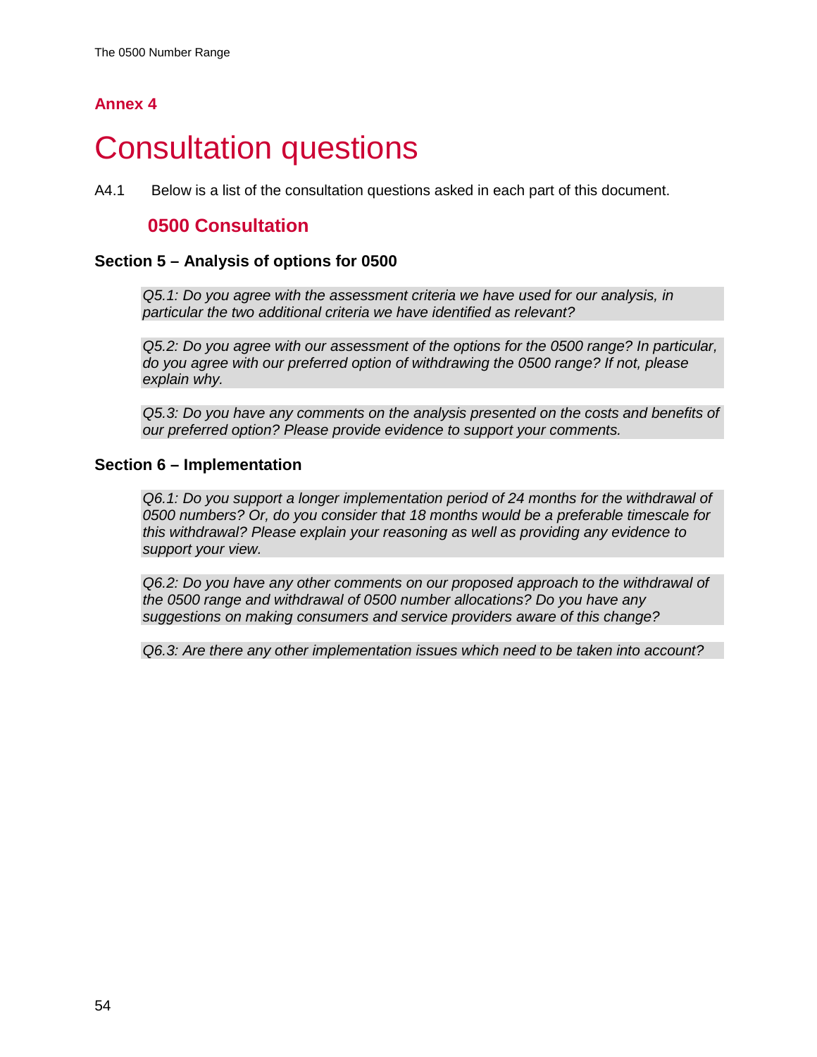**Annex 4**

# Consultation questions

A4.1 Below is a list of the consultation questions asked in each part of this document.

## 0500 Consultation

### Section 5 – Analysis of options for 0500

*Q5.1: Do you agree with the assessment criteria we have used for our analysis, in particular the two additional criteria we have identified as relevant?*

*Q5.2: Do you agree with our assessment of the options for the 0500 range? In particular, do you agree with our preferred option of withdrawing the 0500 range? If not, please explain why.*

*Q5.3: Do you have any comments on the analysis presented on the costs and benefits of our preferred option? Please provide evidence to support your comments.*

### Section 6 – Implementation

*Q6.1: Do you support a longer implementation period of 24 months for the withdrawal of 0500 numbers? Or, do you consider that 18 months would be a preferable timescale for this withdrawal? Please explain your reasoning as well as providing any evidence to support your view.*

*Q6.2: Do you have any other comments on our proposed approach to the withdrawal of the 0500 range and withdrawal of 0500 number allocations? Do you have any suggestions on making consumers and service providers aware of this change?*

*Q6.3: Are there any other implementation issues which need to be taken into account?*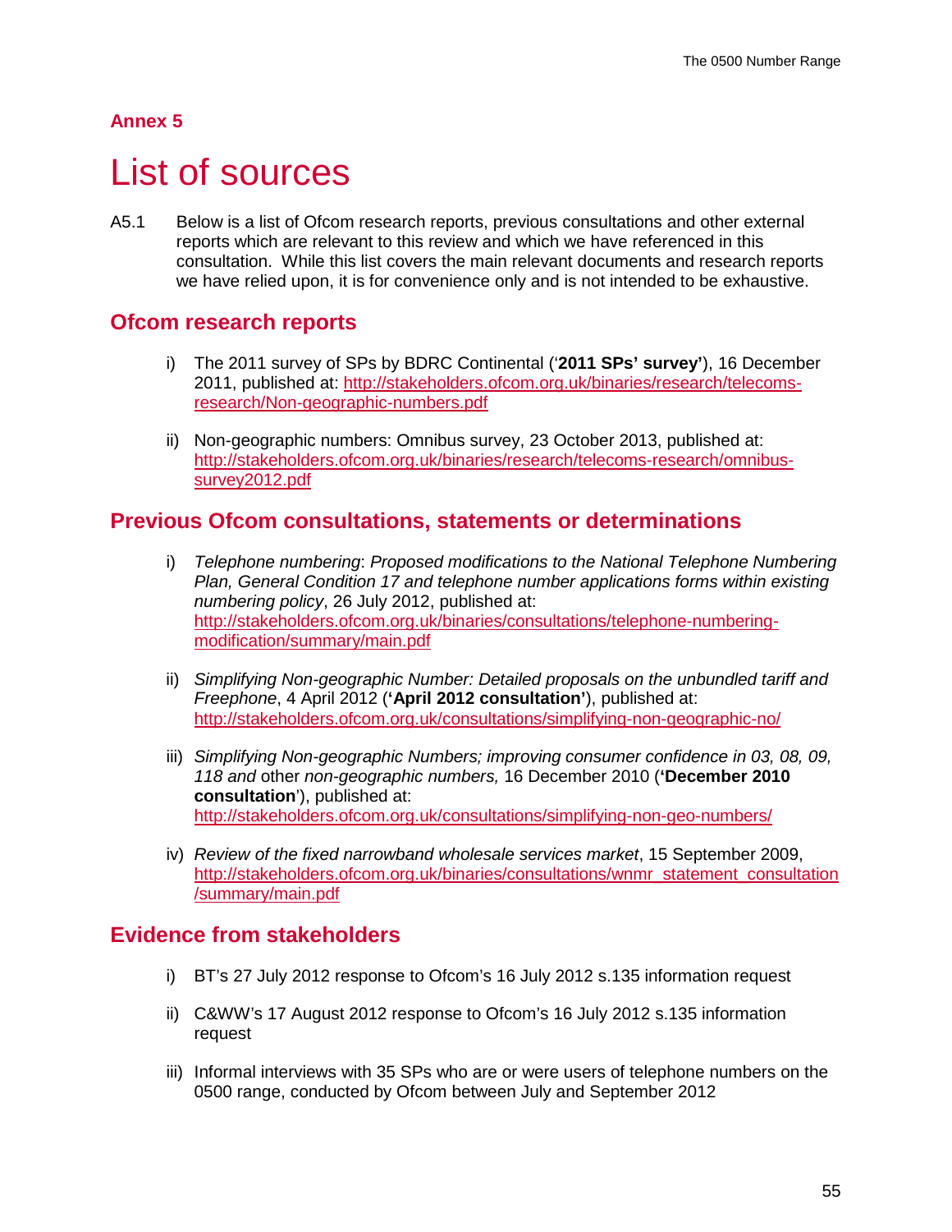## Annex 5

# List of sources

A5.1 Below is a list of Ofcom research reports, previous consultations and other external reports which are relevant to this review and which we have referenced in this consultation. While this list covers the main relevant documents and research reports we have relied upon, it is for convenience only and is not intended to be exhaustive.

## Ofcom research reports

i) The 2011 survey of SPs by BDRC Continental ('**2011 SPs' survey'**), 16 December 2011, published at: http://stakeholders.ofcom.org.uk/binaries/research/telecoms-research/Non-geographic-numbers.pdf

ii) Non-geographic numbers: Omnibus survey, 23 October 2013, published at: http://stakeholders.ofcom.org.uk/binaries/research/telecoms-research/omnibus-survey2012.pdf

## Previous Ofcom consultations, statements or determinations

i) *Telephone numbering*: *Proposed modifications to the National Telephone Numbering Plan, General Condition 17 and telephone number applications forms within existing numbering policy*, 26 July 2012, published at: http://stakeholders.ofcom.org.uk/binaries/consultations/telephone-numbering-modification/summary/main.pdf

ii) *Simplifying Non-geographic Number: Detailed proposals on the unbundled tariff and Freephone*, 4 April 2012 (**'April 2012 consultation'**), published at: http://stakeholders.ofcom.org.uk/consultations/simplifying-non-geographic-no/

iii) *Simplifying Non-geographic Numbers; improving consumer confidence in 03, 08, 09, 118 and* other *non-geographic numbers,* 16 December 2010 (**'December 2010 consultation**'), published at: http://stakeholders.ofcom.org.uk/consultations/simplifying-non-geo-numbers/

iv) *Review of the fixed narrowband wholesale services market*, 15 September 2009, http://stakeholders.ofcom.org.uk/binaries/consultations/wnmr_statement_consultation/summary/main.pdf

## Evidence from stakeholders

i) BT's 27 July 2012 response to Ofcom's 16 July 2012 s.135 information request

ii) C&WW's 17 August 2012 response to Ofcom's 16 July 2012 s.135 information request

iii) Informal interviews with 35 SPs who are or were users of telephone numbers on the 0500 range, conducted by Ofcom between July and September 2012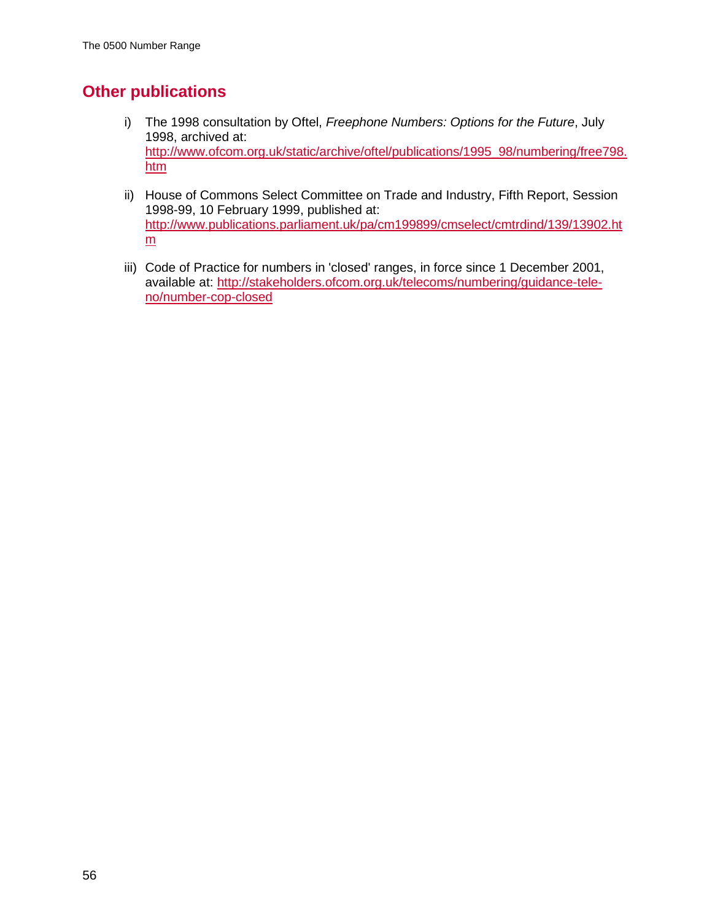## Other publications

i) The 1998 consultation by Oftel, *Freephone Numbers: Options for the Future*, July 1998, archived at: http://www.ofcom.org.uk/static/archive/oftel/publications/1995_98/numbering/free798.htm

ii) House of Commons Select Committee on Trade and Industry, Fifth Report, Session 1998-99, 10 February 1999, published at: http://www.publications.parliament.uk/pa/cm199899/cmselect/cmtrdind/139/13902.htm

iii) Code of Practice for numbers in 'closed' ranges, in force since 1 December 2001, available at: http://stakeholders.ofcom.org.uk/telecoms/numbering/guidance-tele-no/number-cop-closed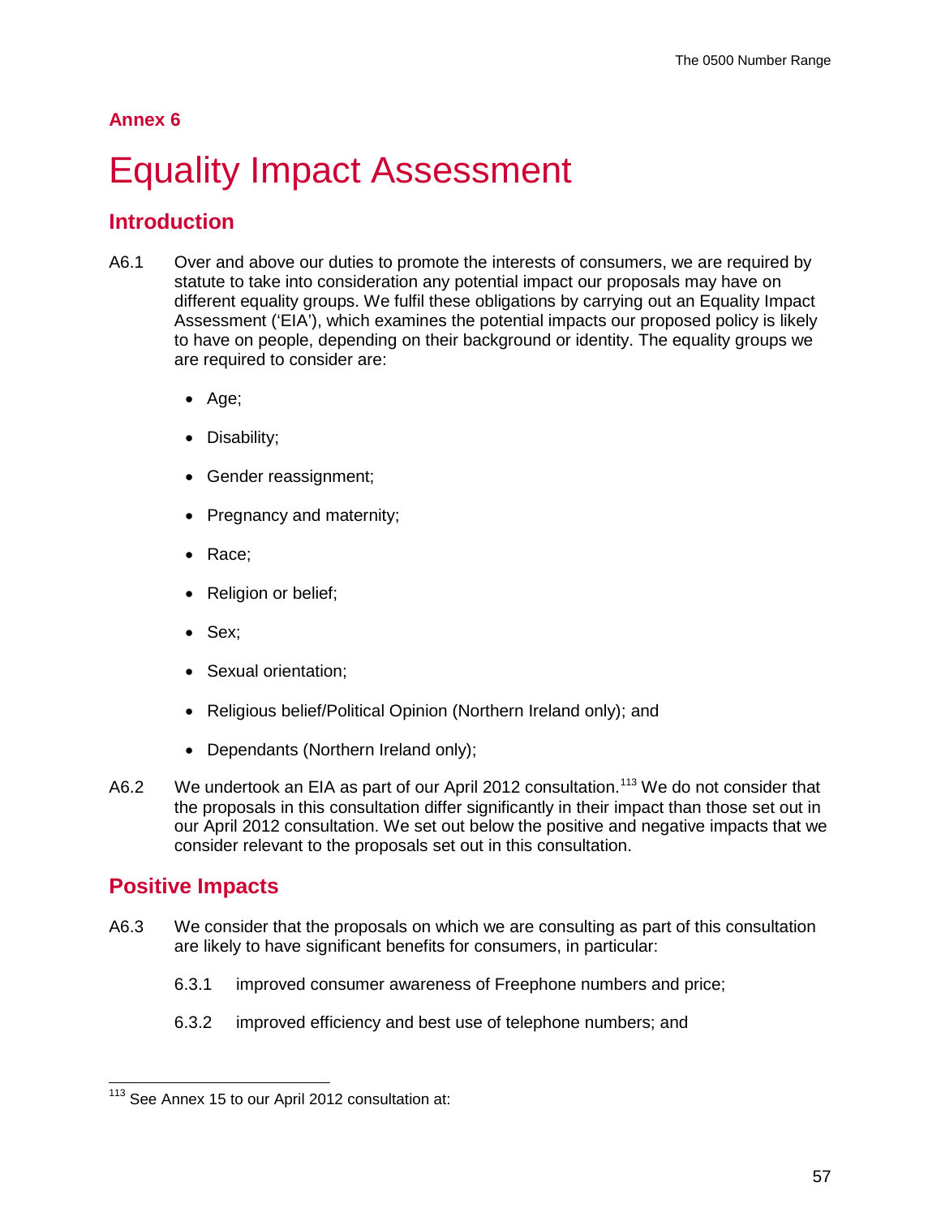**Annex 6**

# Equality Impact Assessment

## Introduction

A6.1 Over and above our duties to promote the interests of consumers, we are required by statute to take into consideration any potential impact our proposals may have on different equality groups. We fulfil these obligations by carrying out an Equality Impact Assessment ('EIA'), which examines the potential impacts our proposed policy is likely to have on people, depending on their background or identity. The equality groups we are required to consider are:

- Age;
- Disability;
- Gender reassignment;
- Pregnancy and maternity;
- Race;
- Religion or belief;
- Sex;
- Sexual orientation;
- Religious belief/Political Opinion (Northern Ireland only); and
- Dependants (Northern Ireland only);

A6.2 We undertook an EIA as part of our April 2012 consultation.[113] We do not consider that the proposals in this consultation differ significantly in their impact than those set out in our April 2012 consultation. We set out below the positive and negative impacts that we consider relevant to the proposals set out in this consultation.

## Positive Impacts

A6.3 We consider that the proposals on which we are consulting as part of this consultation are likely to have significant benefits for consumers, in particular:

6.3.1 improved consumer awareness of Freephone numbers and price;

6.3.2 improved efficiency and best use of telephone numbers; and

[113] See Annex 15 to our April 2012 consultation at: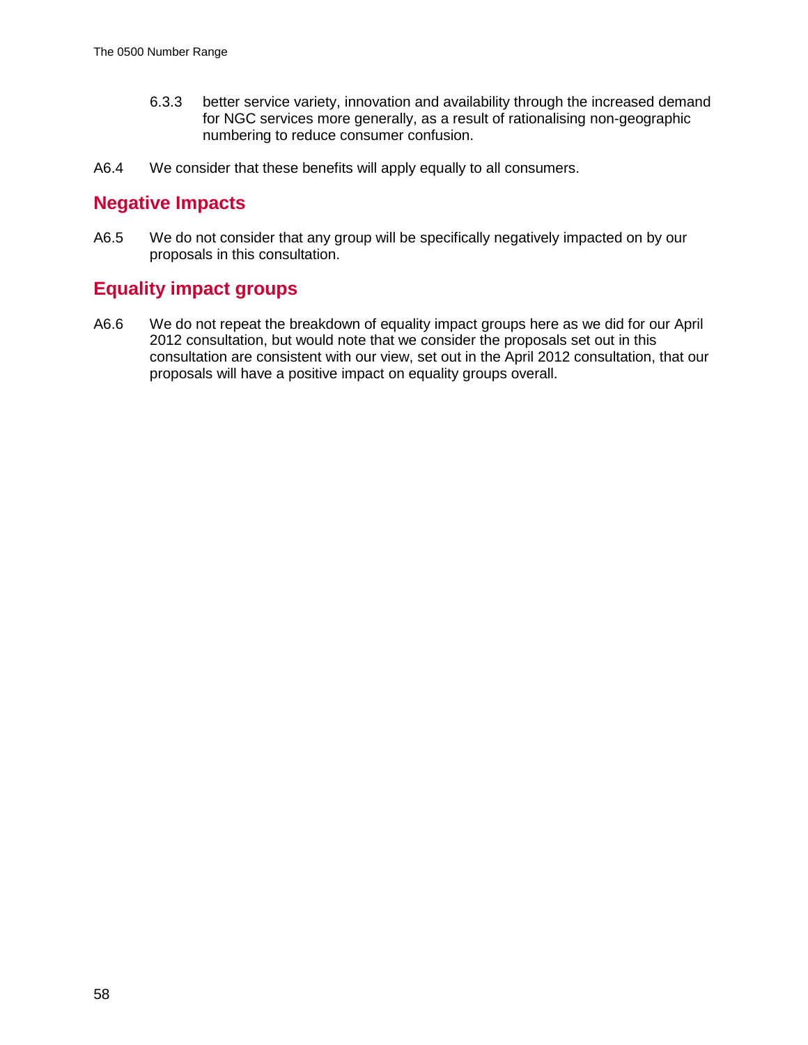6.3.3 better service variety, innovation and availability through the increased demand for NGC services more generally, as a result of rationalising non-geographic numbering to reduce consumer confusion.

A6.4 We consider that these benefits will apply equally to all consumers.

## Negative Impacts

A6.5 We do not consider that any group will be specifically negatively impacted on by our proposals in this consultation.

## Equality impact groups

A6.6 We do not repeat the breakdown of equality impact groups here as we did for our April 2012 consultation, but would note that we consider the proposals set out in this consultation are consistent with our view, set out in the April 2012 consultation, that our proposals will have a positive impact on equality groups overall.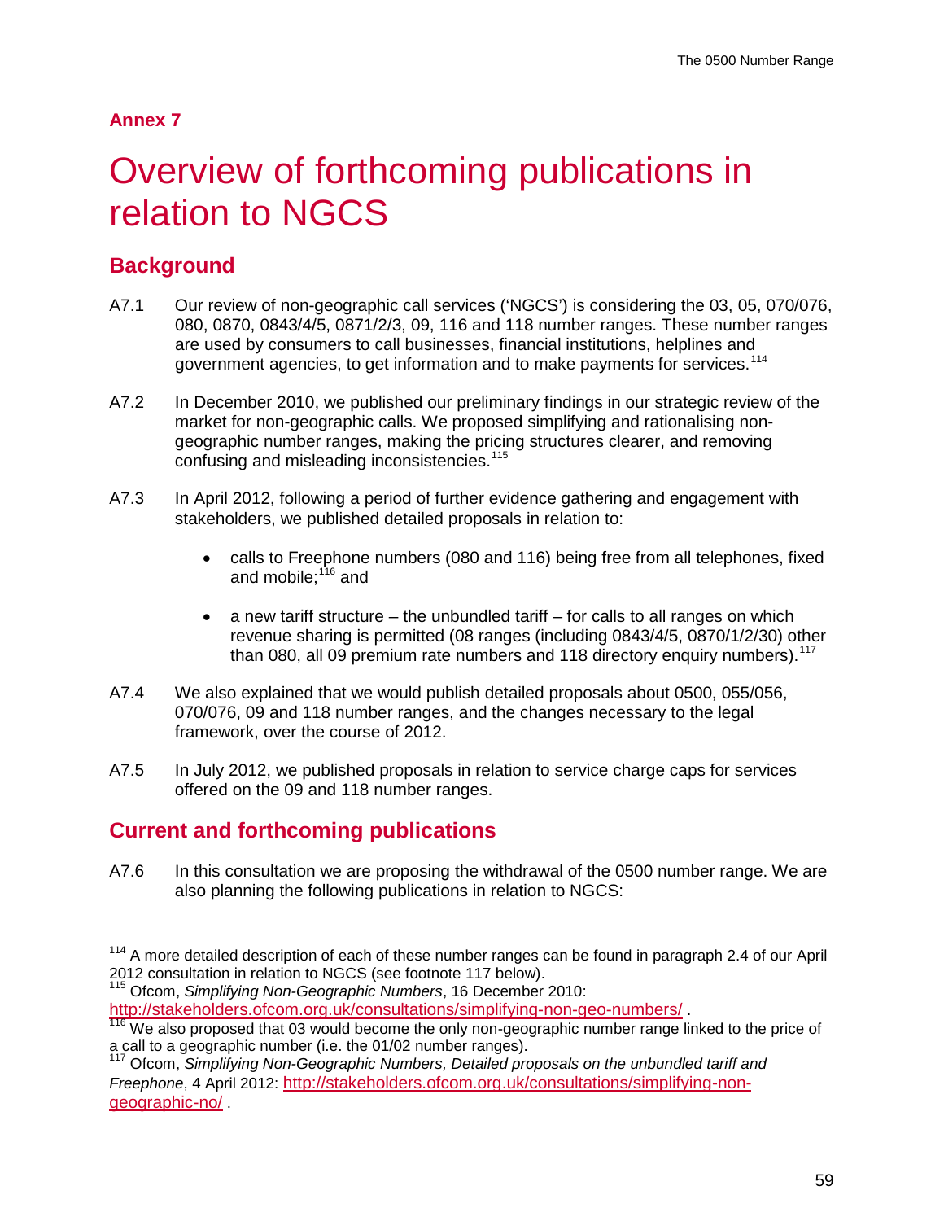## Annex 7

# Overview of forthcoming publications in relation to NGCS

## Background

A7.1 Our review of non-geographic call services ('NGCS') is considering the 03, 05, 070/076, 080, 0870, 0843/4/5, 0871/2/3, 09, 116 and 118 number ranges. These number ranges are used by consumers to call businesses, financial institutions, helplines and government agencies, to get information and to make payments for services.[114]

A7.2 In December 2010, we published our preliminary findings in our strategic review of the market for non-geographic calls. We proposed simplifying and rationalising non-geographic number ranges, making the pricing structures clearer, and removing confusing and misleading inconsistencies.[115]

A7.3 In April 2012, following a period of further evidence gathering and engagement with stakeholders, we published detailed proposals in relation to:

- calls to Freephone numbers (080 and 116) being free from all telephones, fixed and mobile;[116] and
- a new tariff structure – the unbundled tariff – for calls to all ranges on which revenue sharing is permitted (08 ranges (including 0843/4/5, 0870/1/2/30) other than 080, all 09 premium rate numbers and 118 directory enquiry numbers).[117]

A7.4 We also explained that we would publish detailed proposals about 0500, 055/056, 070/076, 09 and 118 number ranges, and the changes necessary to the legal framework, over the course of 2012.

A7.5 In July 2012, we published proposals in relation to service charge caps for services offered on the 09 and 118 number ranges.

## Current and forthcoming publications

A7.6 In this consultation we are proposing the withdrawal of the 0500 number range. We are also planning the following publications in relation to NGCS:

---

[114] A more detailed description of each of these number ranges can be found in paragraph 2.4 of our April 2012 consultation in relation to NGCS (see footnote 117 below).

[115] Ofcom, *Simplifying Non-Geographic Numbers*, 16 December 2010: http://stakeholders.ofcom.org.uk/consultations/simplifying-non-geo-numbers/ .

[116] We also proposed that 03 would become the only non-geographic number range linked to the price of a call to a geographic number (i.e. the 01/02 number ranges).

[117] Ofcom, *Simplifying Non-Geographic Numbers, Detailed proposals on the unbundled tariff and Freephone*, 4 April 2012: http://stakeholders.ofcom.org.uk/consultations/simplifying-non-geographic-no/ .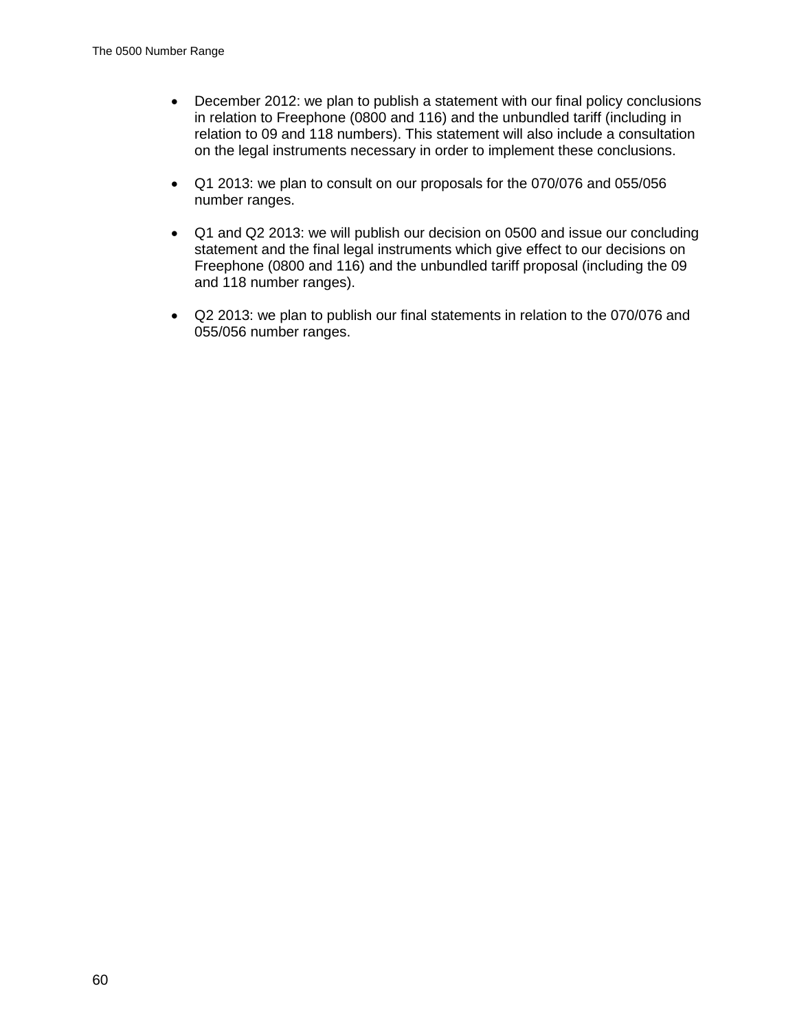- December 2012: we plan to publish a statement with our final policy conclusions in relation to Freephone (0800 and 116) and the unbundled tariff (including in relation to 09 and 118 numbers). This statement will also include a consultation on the legal instruments necessary in order to implement these conclusions.

- Q1 2013: we plan to consult on our proposals for the 070/076 and 055/056 number ranges.

- Q1 and Q2 2013: we will publish our decision on 0500 and issue our concluding statement and the final legal instruments which give effect to our decisions on Freephone (0800 and 116) and the unbundled tariff proposal (including the 09 and 118 number ranges).

- Q2 2013: we plan to publish our final statements in relation to the 070/076 and 055/056 number ranges.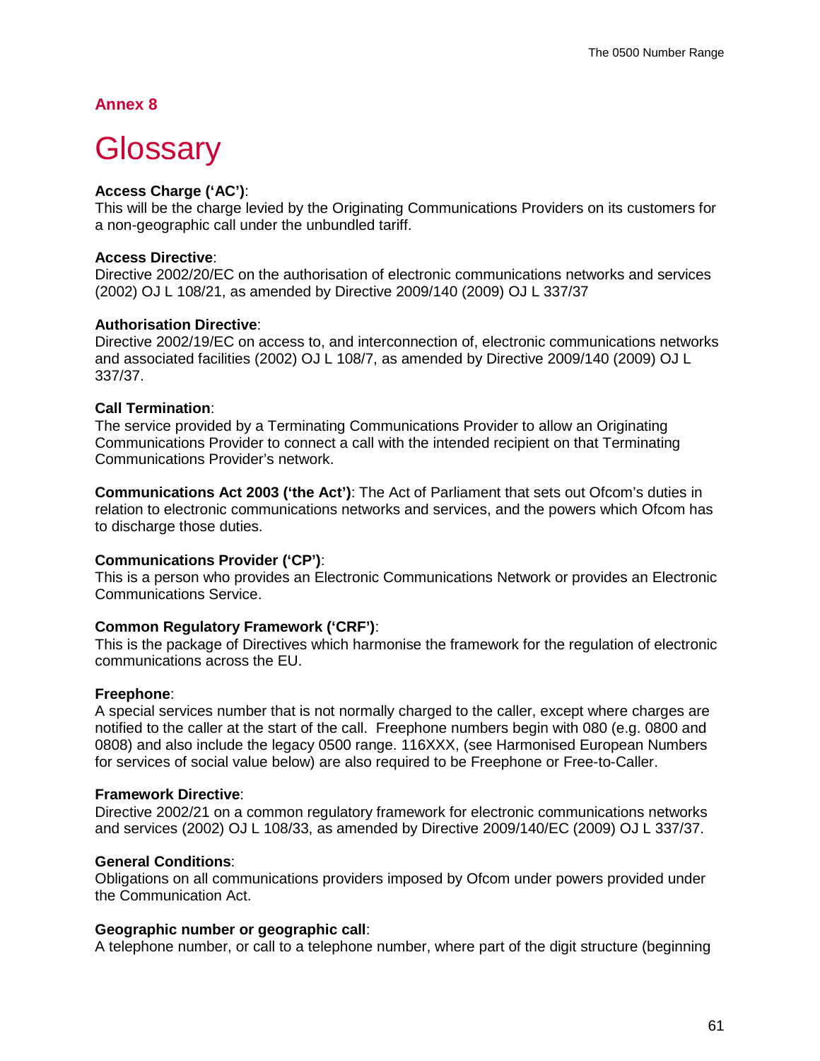## Annex 8

# Glossary

**Access Charge ('AC')**:
This will be the charge levied by the Originating Communications Providers on its customers for a non-geographic call under the unbundled tariff.

**Access Directive**:
Directive 2002/20/EC on the authorisation of electronic communications networks and services (2002) OJ L 108/21, as amended by Directive 2009/140 (2009) OJ L 337/37

**Authorisation Directive**:
Directive 2002/19/EC on access to, and interconnection of, electronic communications networks and associated facilities (2002) OJ L 108/7, as amended by Directive 2009/140 (2009) OJ L 337/37.

**Call Termination**:
The service provided by a Terminating Communications Provider to allow an Originating Communications Provider to connect a call with the intended recipient on that Terminating Communications Provider's network.

**Communications Act 2003 ('the Act')**: The Act of Parliament that sets out Ofcom's duties in relation to electronic communications networks and services, and the powers which Ofcom has to discharge those duties.

**Communications Provider ('CP')**:
This is a person who provides an Electronic Communications Network or provides an Electronic Communications Service.

**Common Regulatory Framework ('CRF')**:
This is the package of Directives which harmonise the framework for the regulation of electronic communications across the EU.

**Freephone**:
A special services number that is not normally charged to the caller, except where charges are notified to the caller at the start of the call. Freephone numbers begin with 080 (e.g. 0800 and 0808) and also include the legacy 0500 range. 116XXX, (see Harmonised European Numbers for services of social value below) are also required to be Freephone or Free-to-Caller.

**Framework Directive**:
Directive 2002/21 on a common regulatory framework for electronic communications networks and services (2002) OJ L 108/33, as amended by Directive 2009/140/EC (2009) OJ L 337/37.

**General Conditions**:
Obligations on all communications providers imposed by Ofcom under powers provided under the Communication Act.

**Geographic number or geographic call**:
A telephone number, or call to a telephone number, where part of the digit structure (beginning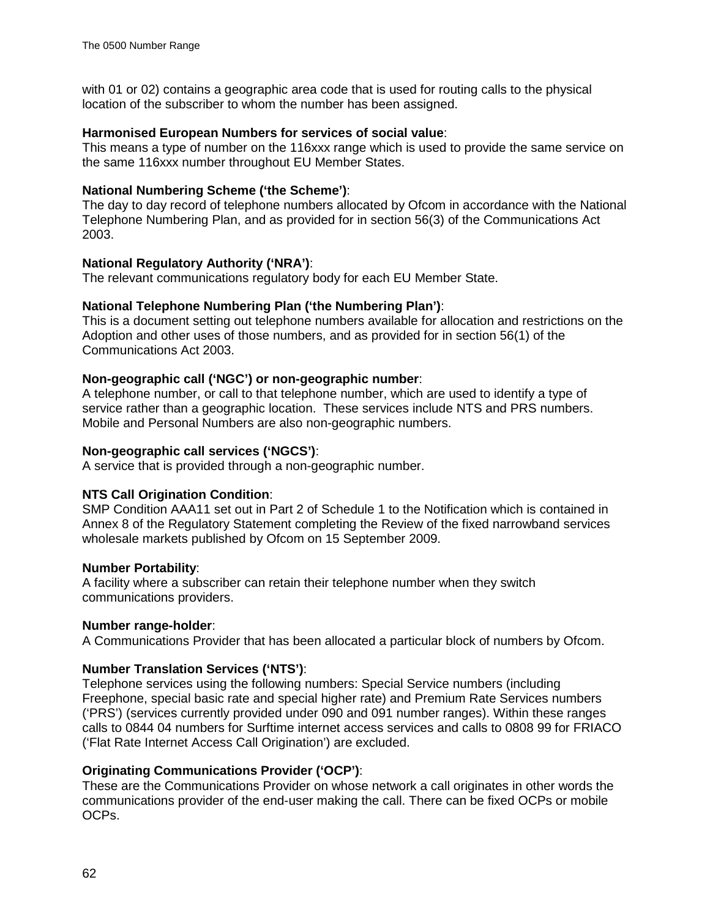with 01 or 02) contains a geographic area code that is used for routing calls to the physical location of the subscriber to whom the number has been assigned.

**Harmonised European Numbers for services of social value**:
This means a type of number on the 116xxx range which is used to provide the same service on the same 116xxx number throughout EU Member States.

**National Numbering Scheme ('the Scheme')**:
The day to day record of telephone numbers allocated by Ofcom in accordance with the National Telephone Numbering Plan, and as provided for in section 56(3) of the Communications Act 2003.

**National Regulatory Authority ('NRA')**:
The relevant communications regulatory body for each EU Member State.

**National Telephone Numbering Plan ('the Numbering Plan')**:
This is a document setting out telephone numbers available for allocation and restrictions on the Adoption and other uses of those numbers, and as provided for in section 56(1) of the Communications Act 2003.

**Non-geographic call ('NGC') or non-geographic number**:
A telephone number, or call to that telephone number, which are used to identify a type of service rather than a geographic location. These services include NTS and PRS numbers. Mobile and Personal Numbers are also non-geographic numbers.

**Non-geographic call services ('NGCS')**:
A service that is provided through a non-geographic number.

**NTS Call Origination Condition**:
SMP Condition AAA11 set out in Part 2 of Schedule 1 to the Notification which is contained in Annex 8 of the Regulatory Statement completing the Review of the fixed narrowband services wholesale markets published by Ofcom on 15 September 2009.

**Number Portability**:
A facility where a subscriber can retain their telephone number when they switch communications providers.

**Number range-holder**:
A Communications Provider that has been allocated a particular block of numbers by Ofcom.

**Number Translation Services ('NTS')**:
Telephone services using the following numbers: Special Service numbers (including Freephone, special basic rate and special higher rate) and Premium Rate Services numbers ('PRS') (services currently provided under 090 and 091 number ranges). Within these ranges calls to 0844 04 numbers for Surftime internet access services and calls to 0808 99 for FRIACO ('Flat Rate Internet Access Call Origination') are excluded.

**Originating Communications Provider ('OCP')**:
These are the Communications Provider on whose network a call originates in other words the communications provider of the end-user making the call. There can be fixed OCPs or mobile OCPs.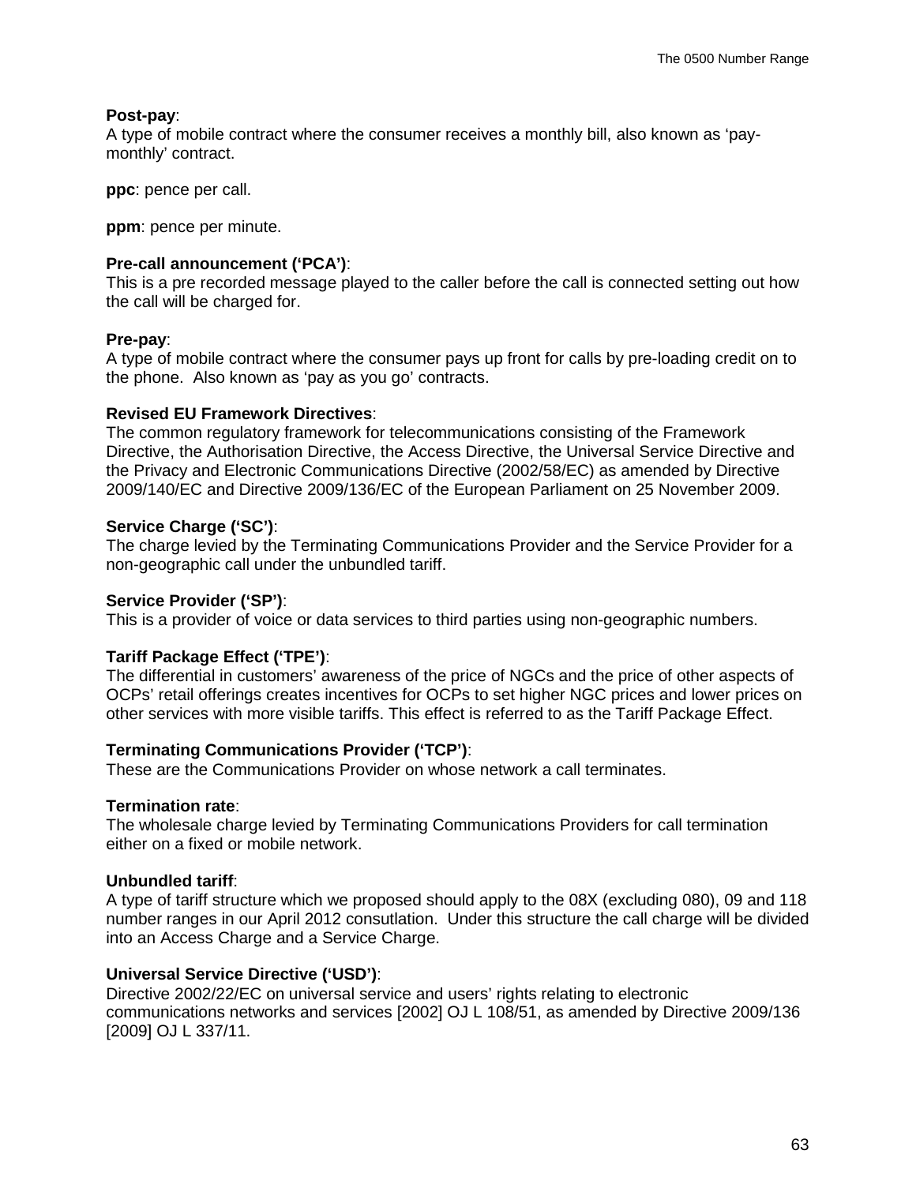**Post-pay**:
A type of mobile contract where the consumer receives a monthly bill, also known as 'pay-monthly' contract.

**ppc**: pence per call.

**ppm**: pence per minute.

**Pre-call announcement ('PCA')**:
This is a pre recorded message played to the caller before the call is connected setting out how the call will be charged for.

**Pre-pay**:
A type of mobile contract where the consumer pays up front for calls by pre-loading credit on to the phone. Also known as 'pay as you go' contracts.

**Revised EU Framework Directives**:
The common regulatory framework for telecommunications consisting of the Framework Directive, the Authorisation Directive, the Access Directive, the Universal Service Directive and the Privacy and Electronic Communications Directive (2002/58/EC) as amended by Directive 2009/140/EC and Directive 2009/136/EC of the European Parliament on 25 November 2009.

**Service Charge ('SC')**:
The charge levied by the Terminating Communications Provider and the Service Provider for a non-geographic call under the unbundled tariff.

**Service Provider ('SP')**:
This is a provider of voice or data services to third parties using non-geographic numbers.

**Tariff Package Effect ('TPE')**:
The differential in customers' awareness of the price of NGCs and the price of other aspects of OCPs' retail offerings creates incentives for OCPs to set higher NGC prices and lower prices on other services with more visible tariffs. This effect is referred to as the Tariff Package Effect.

**Terminating Communications Provider ('TCP')**:
These are the Communications Provider on whose network a call terminates.

**Termination rate**:
The wholesale charge levied by Terminating Communications Providers for call termination either on a fixed or mobile network.

**Unbundled tariff**:
A type of tariff structure which we proposed should apply to the 08X (excluding 080), 09 and 118 number ranges in our April 2012 consutlation. Under this structure the call charge will be divided into an Access Charge and a Service Charge.

**Universal Service Directive ('USD')**:
Directive 2002/22/EC on universal service and users' rights relating to electronic communications networks and services [2002] OJ L 108/51, as amended by Directive 2009/136 [2009] OJ L 337/11.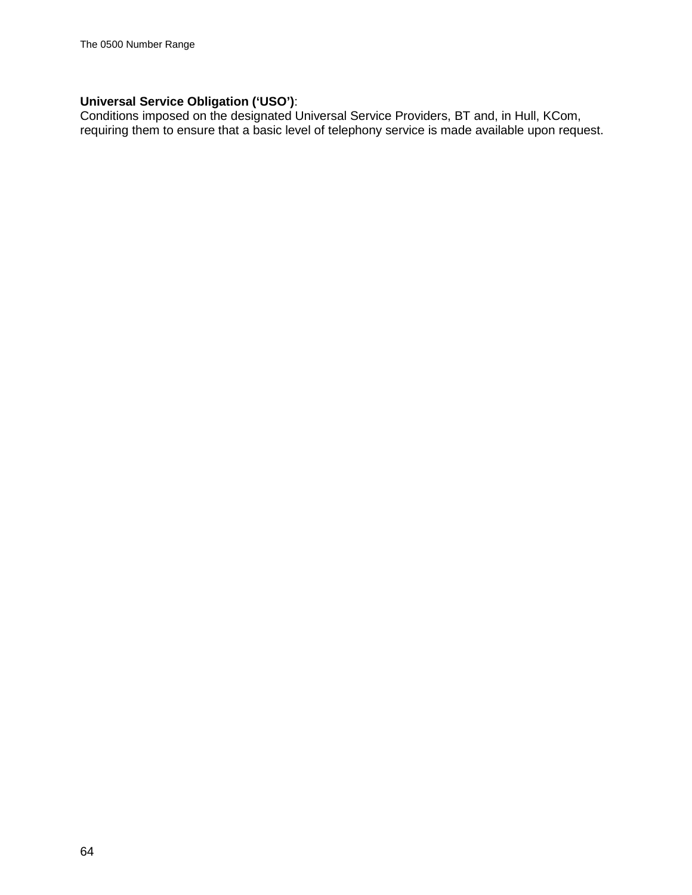**Universal Service Obligation (‘USO’)**:
Conditions imposed on the designated Universal Service Providers, BT and, in Hull, KCom, requiring them to ensure that a basic level of telephony service is made available upon request.